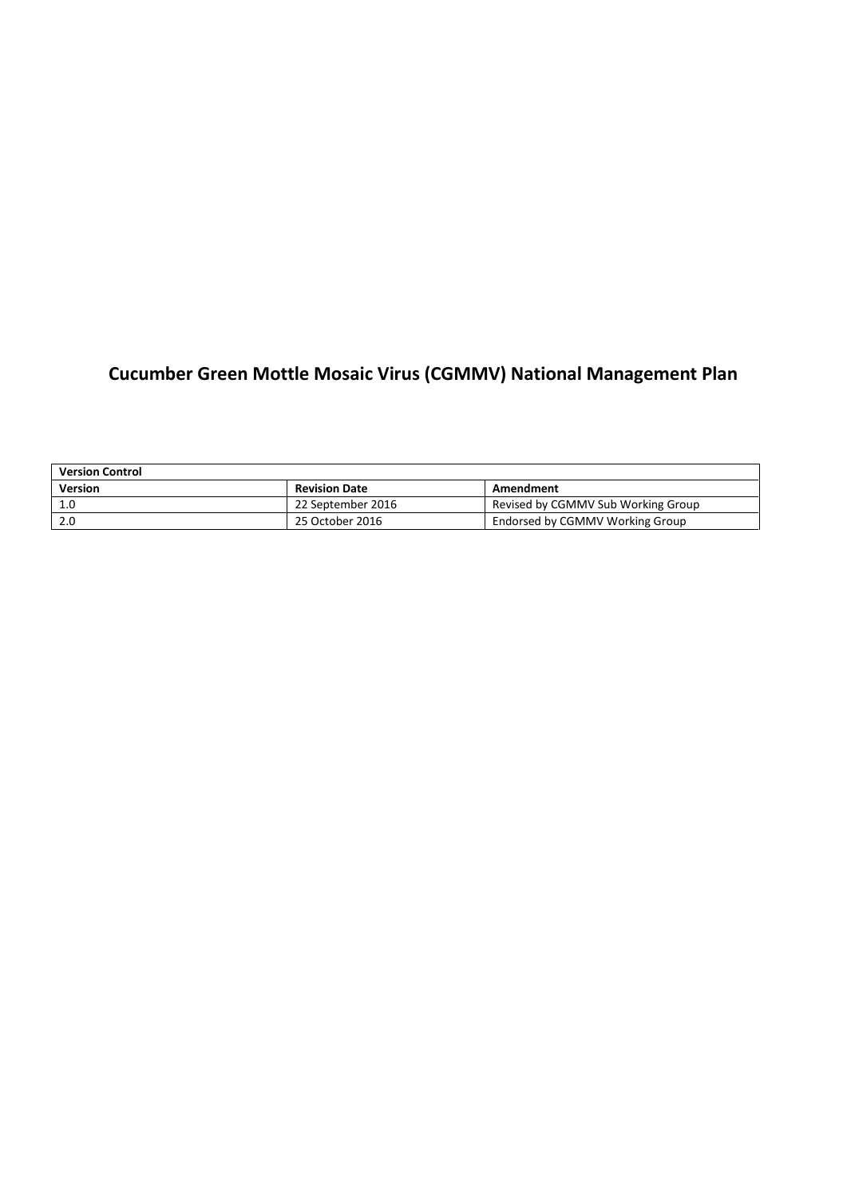# Cucumber Green Mottle Mosaic Virus (CGMMV) National Management Plan

| Version Control | | |
|---|---|---|
| **Version** | **Revision Date** | **Amendment** |
| 1.0 | 22 September 2016 | Revised by CGMMV Sub Working Group |
| 2.0 | 25 October 2016 | Endorsed by CGMMV Working Group |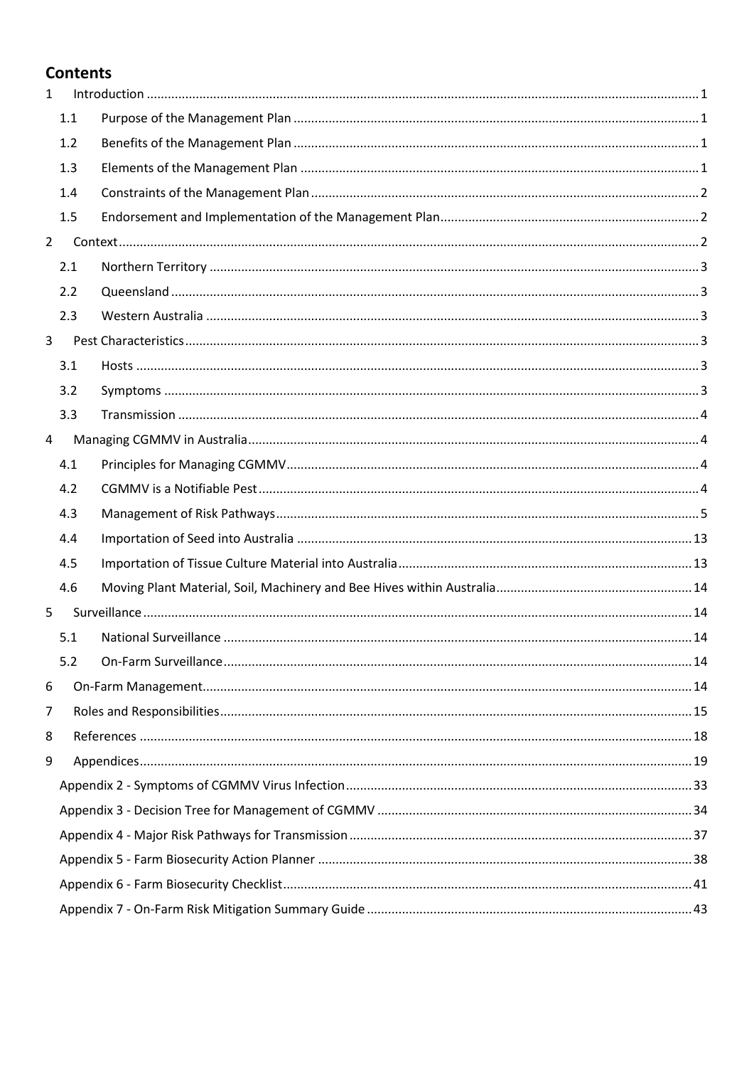## Contents

1 Introduction ... 1
- 1.1 Purpose of the Management Plan ... 1
- 1.2 Benefits of the Management Plan ... 1
- 1.3 Elements of the Management Plan ... 1
- 1.4 Constraints of the Management Plan ... 2
- 1.5 Endorsement and Implementation of the Management Plan ... 2

2 Context ... 2
- 2.1 Northern Territory ... 3
- 2.2 Queensland ... 3
- 2.3 Western Australia ... 3

3 Pest Characteristics ... 3
- 3.1 Hosts ... 3
- 3.2 Symptoms ... 3
- 3.3 Transmission ... 4

4 Managing CGMMV in Australia ... 4
- 4.1 Principles for Managing CGMMV ... 4
- 4.2 CGMMV is a Notifiable Pest ... 4
- 4.3 Management of Risk Pathways ... 5
- 4.4 Importation of Seed into Australia ... 13
- 4.5 Importation of Tissue Culture Material into Australia ... 13
- 4.6 Moving Plant Material, Soil, Machinery and Bee Hives within Australia ... 14

5 Surveillance ... 14
- 5.1 National Surveillance ... 14
- 5.2 On-Farm Surveillance ... 14

6 On-Farm Management ... 14

7 Roles and Responsibilities ... 15

8 References ... 18

9 Appendices ... 19
- Appendix 2 - Symptoms of CGMMV Virus Infection ... 33
- Appendix 3 - Decision Tree for Management of CGMMV ... 34
- Appendix 4 - Major Risk Pathways for Transmission ... 37
- Appendix 5 - Farm Biosecurity Action Planner ... 38
- Appendix 6 - Farm Biosecurity Checklist ... 41
- Appendix 7 - On-Farm Risk Mitigation Summary Guide ... 43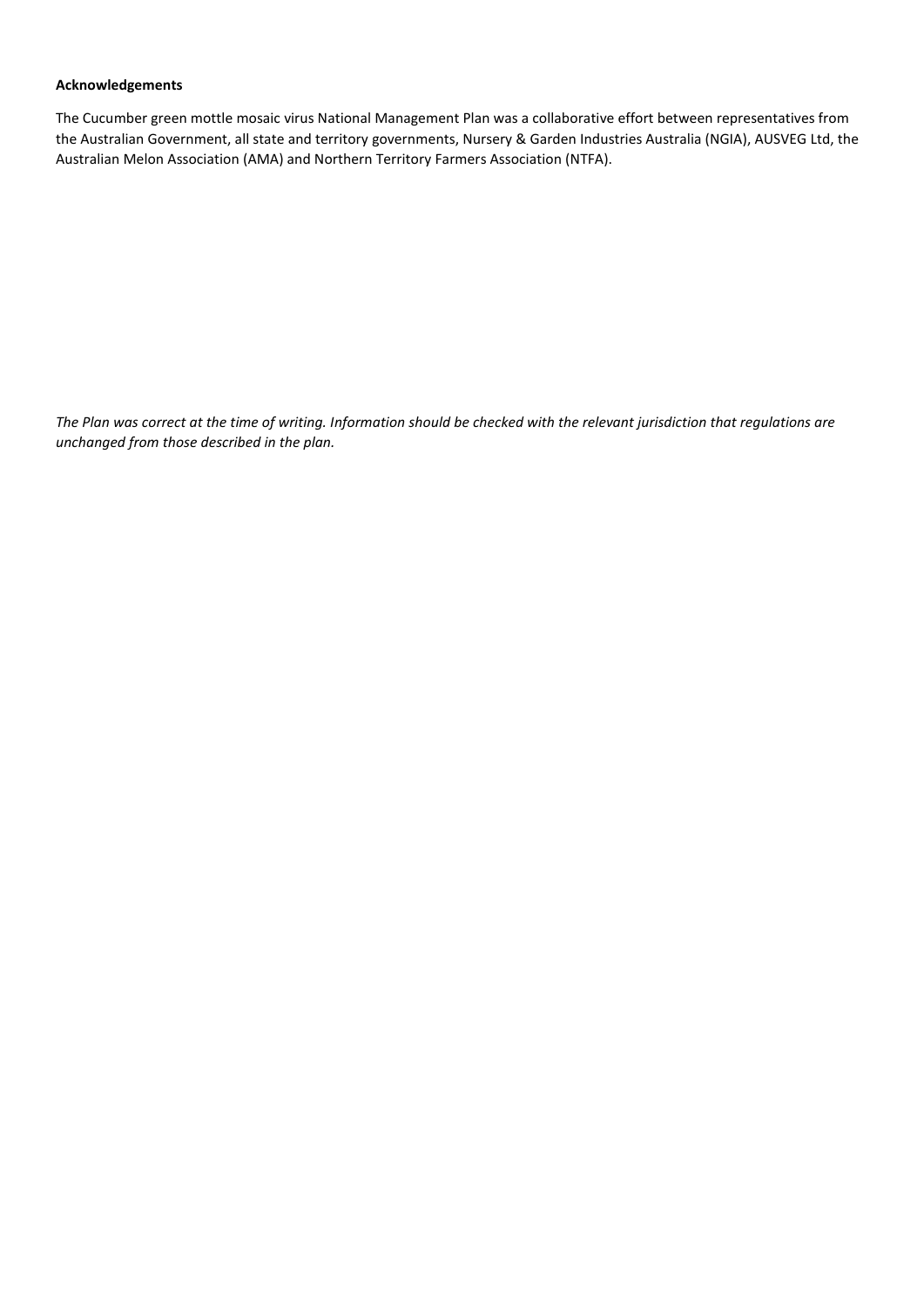**Acknowledgements**

The Cucumber green mottle mosaic virus National Management Plan was a collaborative effort between representatives from the Australian Government, all state and territory governments, Nursery & Garden Industries Australia (NGIA), AUSVEG Ltd, the Australian Melon Association (AMA) and Northern Territory Farmers Association (NTFA).

*The Plan was correct at the time of writing. Information should be checked with the relevant jurisdiction that regulations are unchanged from those described in the plan.*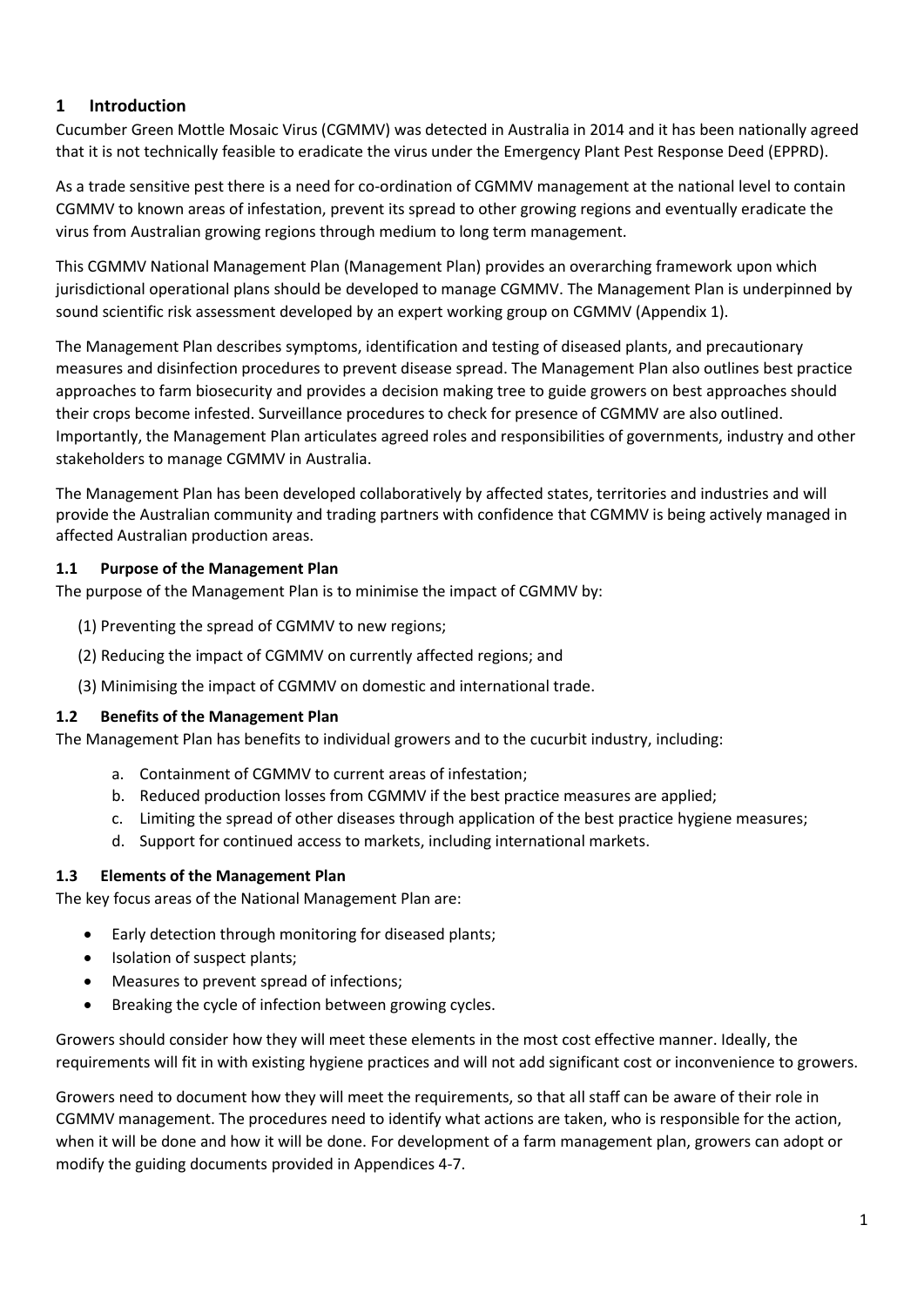# 1 Introduction

Cucumber Green Mottle Mosaic Virus (CGMMV) was detected in Australia in 2014 and it has been nationally agreed that it is not technically feasible to eradicate the virus under the Emergency Plant Pest Response Deed (EPPRD).

As a trade sensitive pest there is a need for co-ordination of CGMMV management at the national level to contain CGMMV to known areas of infestation, prevent its spread to other growing regions and eventually eradicate the virus from Australian growing regions through medium to long term management.

This CGMMV National Management Plan (Management Plan) provides an overarching framework upon which jurisdictional operational plans should be developed to manage CGMMV. The Management Plan is underpinned by sound scientific risk assessment developed by an expert working group on CGMMV (Appendix 1).

The Management Plan describes symptoms, identification and testing of diseased plants, and precautionary measures and disinfection procedures to prevent disease spread. The Management Plan also outlines best practice approaches to farm biosecurity and provides a decision making tree to guide growers on best approaches should their crops become infested. Surveillance procedures to check for presence of CGMMV are also outlined. Importantly, the Management Plan articulates agreed roles and responsibilities of governments, industry and other stakeholders to manage CGMMV in Australia.

The Management Plan has been developed collaboratively by affected states, territories and industries and will provide the Australian community and trading partners with confidence that CGMMV is being actively managed in affected Australian production areas.

## 1.1 Purpose of the Management Plan

The purpose of the Management Plan is to minimise the impact of CGMMV by:

(1) Preventing the spread of CGMMV to new regions;

(2) Reducing the impact of CGMMV on currently affected regions; and

(3) Minimising the impact of CGMMV on domestic and international trade.

## 1.2 Benefits of the Management Plan

The Management Plan has benefits to individual growers and to the cucurbit industry, including:

a. Containment of CGMMV to current areas of infestation;
b. Reduced production losses from CGMMV if the best practice measures are applied;
c. Limiting the spread of other diseases through application of the best practice hygiene measures;
d. Support for continued access to markets, including international markets.

## 1.3 Elements of the Management Plan

The key focus areas of the National Management Plan are:

- Early detection through monitoring for diseased plants;
- Isolation of suspect plants;
- Measures to prevent spread of infections;
- Breaking the cycle of infection between growing cycles.

Growers should consider how they will meet these elements in the most cost effective manner. Ideally, the requirements will fit in with existing hygiene practices and will not add significant cost or inconvenience to growers.

Growers need to document how they will meet the requirements, so that all staff can be aware of their role in CGMMV management. The procedures need to identify what actions are taken, who is responsible for the action, when it will be done and how it will be done. For development of a farm management plan, growers can adopt or modify the guiding documents provided in Appendices 4-7.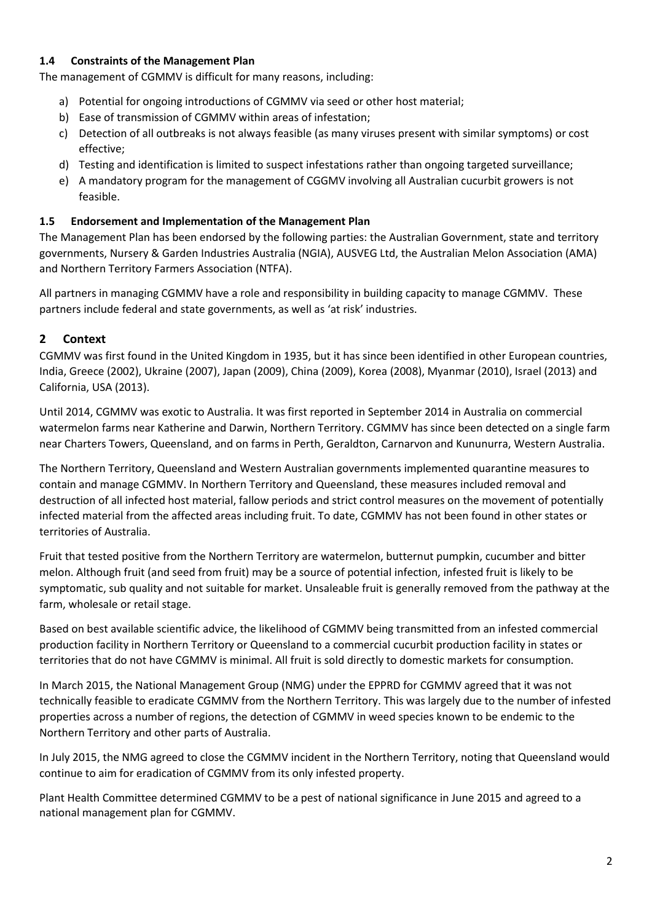### 1.4 Constraints of the Management Plan

The management of CGMMV is difficult for many reasons, including:

a) Potential for ongoing introductions of CGMMV via seed or other host material;
b) Ease of transmission of CGMMV within areas of infestation;
c) Detection of all outbreaks is not always feasible (as many viruses present with similar symptoms) or cost effective;
d) Testing and identification is limited to suspect infestations rather than ongoing targeted surveillance;
e) A mandatory program for the management of CGGMV involving all Australian cucurbit growers is not feasible.

### 1.5 Endorsement and Implementation of the Management Plan

The Management Plan has been endorsed by the following parties: the Australian Government, state and territory governments, Nursery & Garden Industries Australia (NGIA), AUSVEG Ltd, the Australian Melon Association (AMA) and Northern Territory Farmers Association (NTFA).

All partners in managing CGMMV have a role and responsibility in building capacity to manage CGMMV. These partners include federal and state governments, as well as 'at risk' industries.

## 2 Context

CGMMV was first found in the United Kingdom in 1935, but it has since been identified in other European countries, India, Greece (2002), Ukraine (2007), Japan (2009), China (2009), Korea (2008), Myanmar (2010), Israel (2013) and California, USA (2013).

Until 2014, CGMMV was exotic to Australia. It was first reported in September 2014 in Australia on commercial watermelon farms near Katherine and Darwin, Northern Territory. CGMMV has since been detected on a single farm near Charters Towers, Queensland, and on farms in Perth, Geraldton, Carnarvon and Kununurra, Western Australia.

The Northern Territory, Queensland and Western Australian governments implemented quarantine measures to contain and manage CGMMV. In Northern Territory and Queensland, these measures included removal and destruction of all infected host material, fallow periods and strict control measures on the movement of potentially infected material from the affected areas including fruit. To date, CGMMV has not been found in other states or territories of Australia.

Fruit that tested positive from the Northern Territory are watermelon, butternut pumpkin, cucumber and bitter melon. Although fruit (and seed from fruit) may be a source of potential infection, infested fruit is likely to be symptomatic, sub quality and not suitable for market. Unsaleable fruit is generally removed from the pathway at the farm, wholesale or retail stage.

Based on best available scientific advice, the likelihood of CGMMV being transmitted from an infested commercial production facility in Northern Territory or Queensland to a commercial cucurbit production facility in states or territories that do not have CGMMV is minimal. All fruit is sold directly to domestic markets for consumption.

In March 2015, the National Management Group (NMG) under the EPPRD for CGMMV agreed that it was not technically feasible to eradicate CGMMV from the Northern Territory. This was largely due to the number of infested properties across a number of regions, the detection of CGMMV in weed species known to be endemic to the Northern Territory and other parts of Australia.

In July 2015, the NMG agreed to close the CGMMV incident in the Northern Territory, noting that Queensland would continue to aim for eradication of CGMMV from its only infested property.

Plant Health Committee determined CGMMV to be a pest of national significance in June 2015 and agreed to a national management plan for CGMMV.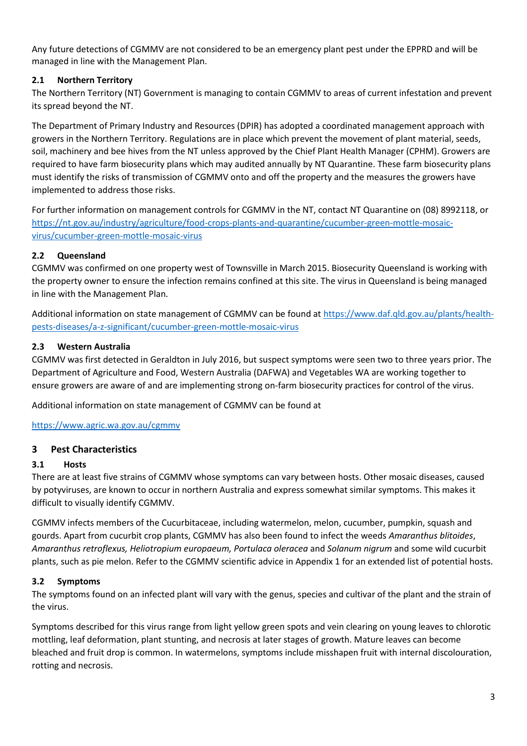Any future detections of CGMMV are not considered to be an emergency plant pest under the EPPRD and will be managed in line with the Management Plan.

### 2.1 Northern Territory

The Northern Territory (NT) Government is managing to contain CGMMV to areas of current infestation and prevent its spread beyond the NT.

The Department of Primary Industry and Resources (DPIR) has adopted a coordinated management approach with growers in the Northern Territory. Regulations are in place which prevent the movement of plant material, seeds, soil, machinery and bee hives from the NT unless approved by the Chief Plant Health Manager (CPHM). Growers are required to have farm biosecurity plans which may audited annually by NT Quarantine. These farm biosecurity plans must identify the risks of transmission of CGMMV onto and off the property and the measures the growers have implemented to address those risks.

For further information on management controls for CGMMV in the NT, contact NT Quarantine on (08) 8992118, or https://nt.gov.au/industry/agriculture/food-crops-plants-and-quarantine/cucumber-green-mottle-mosaic-virus/cucumber-green-mottle-mosaic-virus

### 2.2 Queensland

CGMMV was confirmed on one property west of Townsville in March 2015. Biosecurity Queensland is working with the property owner to ensure the infection remains confined at this site. The virus in Queensland is being managed in line with the Management Plan.

Additional information on state management of CGMMV can be found at https://www.daf.qld.gov.au/plants/health-pests-diseases/a-z-significant/cucumber-green-mottle-mosaic-virus

### 2.3 Western Australia

CGMMV was first detected in Geraldton in July 2016, but suspect symptoms were seen two to three years prior. The Department of Agriculture and Food, Western Australia (DAFWA) and Vegetables WA are working together to ensure growers are aware of and are implementing strong on-farm biosecurity practices for control of the virus.

Additional information on state management of CGMMV can be found at

https://www.agric.wa.gov.au/cgmmv

## 3 Pest Characteristics

### 3.1 Hosts

There are at least five strains of CGMMV whose symptoms can vary between hosts. Other mosaic diseases, caused by potyviruses, are known to occur in northern Australia and express somewhat similar symptoms. This makes it difficult to visually identify CGMMV.

CGMMV infects members of the Cucurbitaceae, including watermelon, melon, cucumber, pumpkin, squash and gourds. Apart from cucurbit crop plants, CGMMV has also been found to infect the weeds *Amaranthus blitoides*, *Amaranthus retroflexus, Heliotropium europaeum, Portulaca oleracea* and *Solanum nigrum* and some wild cucurbit plants, such as pie melon. Refer to the CGMMV scientific advice in Appendix 1 for an extended list of potential hosts.

### 3.2 Symptoms

The symptoms found on an infected plant will vary with the genus, species and cultivar of the plant and the strain of the virus.

Symptoms described for this virus range from light yellow green spots and vein clearing on young leaves to chlorotic mottling, leaf deformation, plant stunting, and necrosis at later stages of growth. Mature leaves can become bleached and fruit drop is common. In watermelons, symptoms include misshapen fruit with internal discolouration, rotting and necrosis.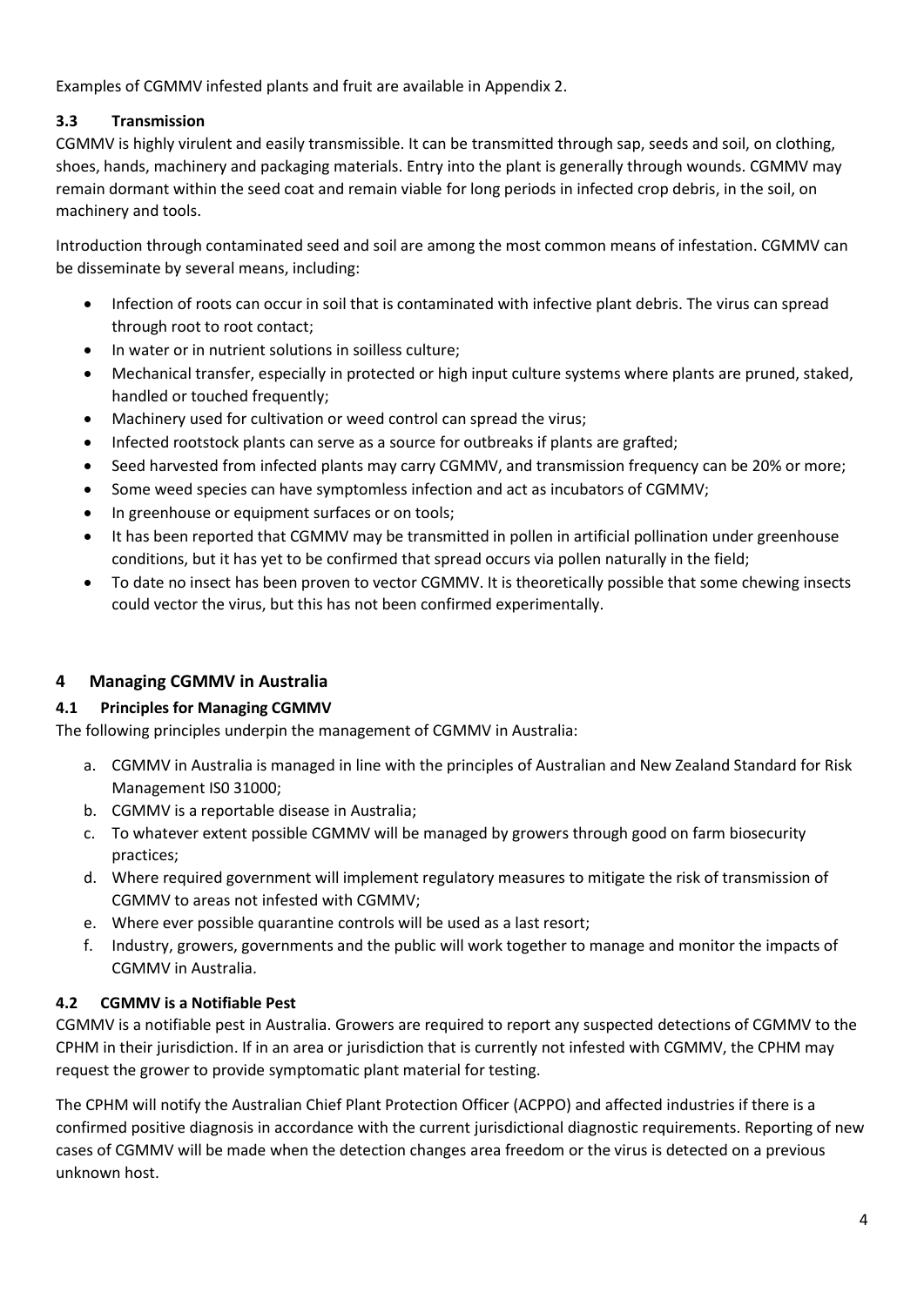Examples of CGMMV infested plants and fruit are available in Appendix 2.

### 3.3 Transmission

CGMMV is highly virulent and easily transmissible. It can be transmitted through sap, seeds and soil, on clothing, shoes, hands, machinery and packaging materials. Entry into the plant is generally through wounds. CGMMV may remain dormant within the seed coat and remain viable for long periods in infected crop debris, in the soil, on machinery and tools.

Introduction through contaminated seed and soil are among the most common means of infestation. CGMMV can be disseminate by several means, including:

- Infection of roots can occur in soil that is contaminated with infective plant debris. The virus can spread through root to root contact;
- In water or in nutrient solutions in soilless culture;
- Mechanical transfer, especially in protected or high input culture systems where plants are pruned, staked, handled or touched frequently;
- Machinery used for cultivation or weed control can spread the virus;
- Infected rootstock plants can serve as a source for outbreaks if plants are grafted;
- Seed harvested from infected plants may carry CGMMV, and transmission frequency can be 20% or more;
- Some weed species can have symptomless infection and act as incubators of CGMMV;
- In greenhouse or equipment surfaces or on tools;
- It has been reported that CGMMV may be transmitted in pollen in artificial pollination under greenhouse conditions, but it has yet to be confirmed that spread occurs via pollen naturally in the field;
- To date no insect has been proven to vector CGMMV. It is theoretically possible that some chewing insects could vector the virus, but this has not been confirmed experimentally.

## 4 Managing CGMMV in Australia

### 4.1 Principles for Managing CGMMV

The following principles underpin the management of CGMMV in Australia:

a. CGMMV in Australia is managed in line with the principles of Australian and New Zealand Standard for Risk Management IS0 31000;
b. CGMMV is a reportable disease in Australia;
c. To whatever extent possible CGMMV will be managed by growers through good on farm biosecurity practices;
d. Where required government will implement regulatory measures to mitigate the risk of transmission of CGMMV to areas not infested with CGMMV;
e. Where ever possible quarantine controls will be used as a last resort;
f. Industry, growers, governments and the public will work together to manage and monitor the impacts of CGMMV in Australia.

### 4.2 CGMMV is a Notifiable Pest

CGMMV is a notifiable pest in Australia. Growers are required to report any suspected detections of CGMMV to the CPHM in their jurisdiction. If in an area or jurisdiction that is currently not infested with CGMMV, the CPHM may request the grower to provide symptomatic plant material for testing.

The CPHM will notify the Australian Chief Plant Protection Officer (ACPPO) and affected industries if there is a confirmed positive diagnosis in accordance with the current jurisdictional diagnostic requirements. Reporting of new cases of CGMMV will be made when the detection changes area freedom or the virus is detected on a previous unknown host.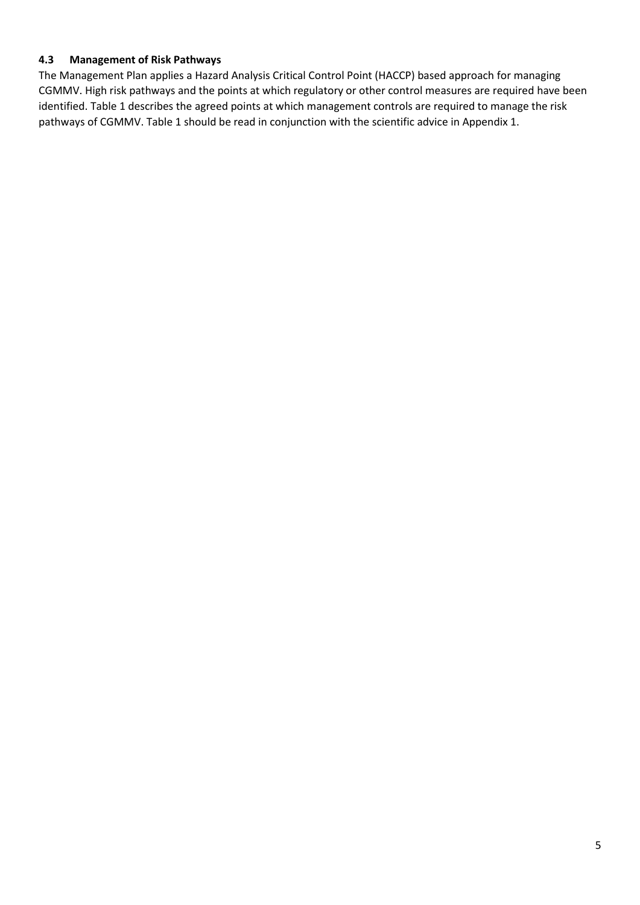### 4.3 Management of Risk Pathways

The Management Plan applies a Hazard Analysis Critical Control Point (HACCP) based approach for managing CGMMV. High risk pathways and the points at which regulatory or other control measures are required have been identified. Table 1 describes the agreed points at which management controls are required to manage the risk pathways of CGMMV. Table 1 should be read in conjunction with the scientific advice in Appendix 1.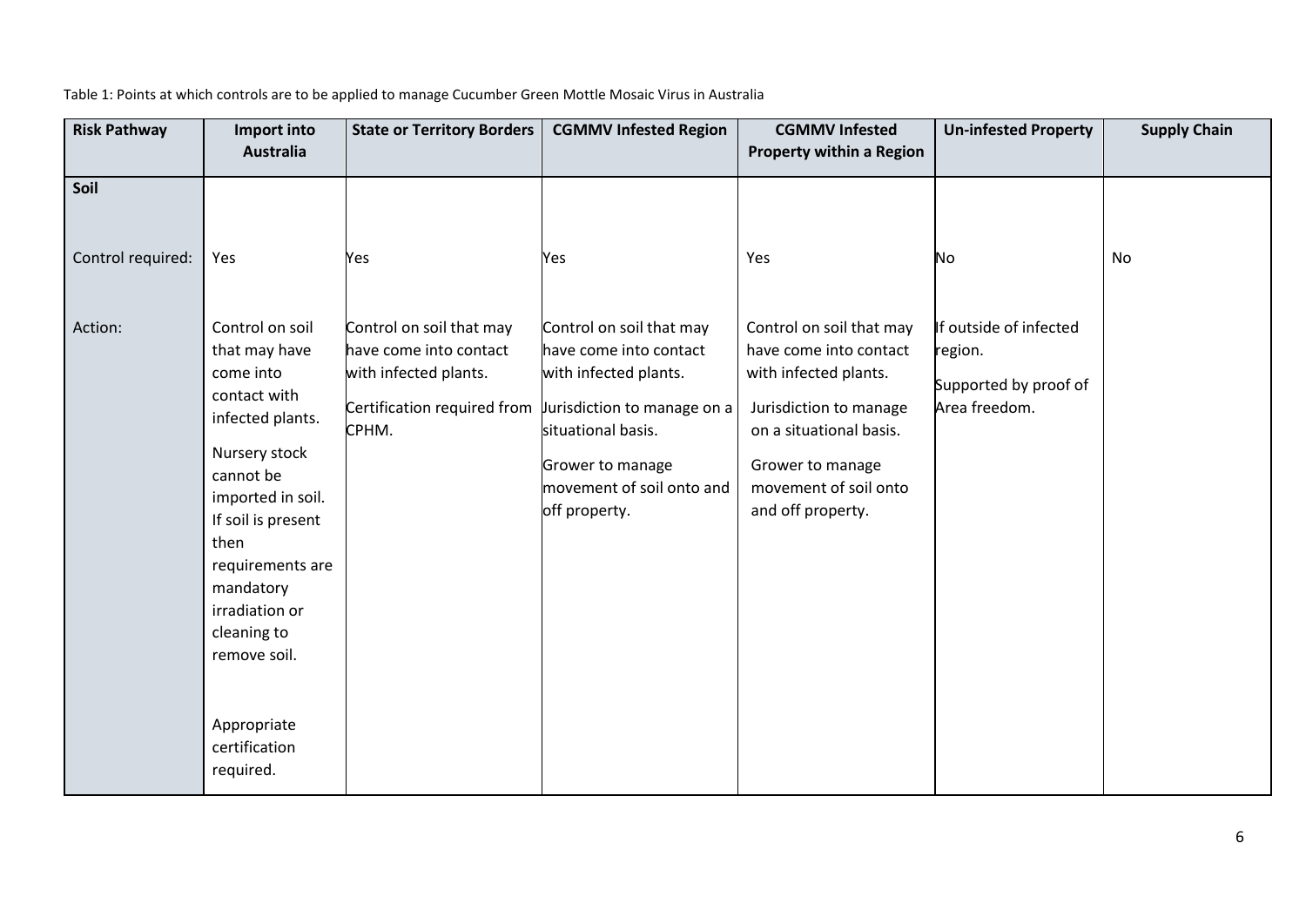Table 1: Points at which controls are to be applied to manage Cucumber Green Mottle Mosaic Virus in Australia

| Risk Pathway | Import into Australia | State or Territory Borders | CGMMV Infested Region | CGMMV Infested Property within a Region | Un-infested Property | Supply Chain |
|---|---|---|---|---|---|---|
| **Soil** | | | | | | |
| Control required: | Yes | Yes | Yes | Yes | No | No |
| Action: | Control on soil that may have come into contact with infected plants.<br><br>Nursery stock cannot be imported in soil. If soil is present then requirements are mandatory irradiation or cleaning to remove soil.<br><br>Appropriate certification required. | Control on soil that may have come into contact with infected plants.<br><br>Certification required from CPHM. | Control on soil that may have come into contact with infected plants.<br><br>Jurisdiction to manage on a situational basis.<br><br>Grower to manage movement of soil onto and off property. | Control on soil that may have come into contact with infected plants.<br><br>Jurisdiction to manage on a situational basis.<br><br>Grower to manage movement of soil onto and off property. | If outside of infected region.<br><br>Supported by proof of Area freedom. | |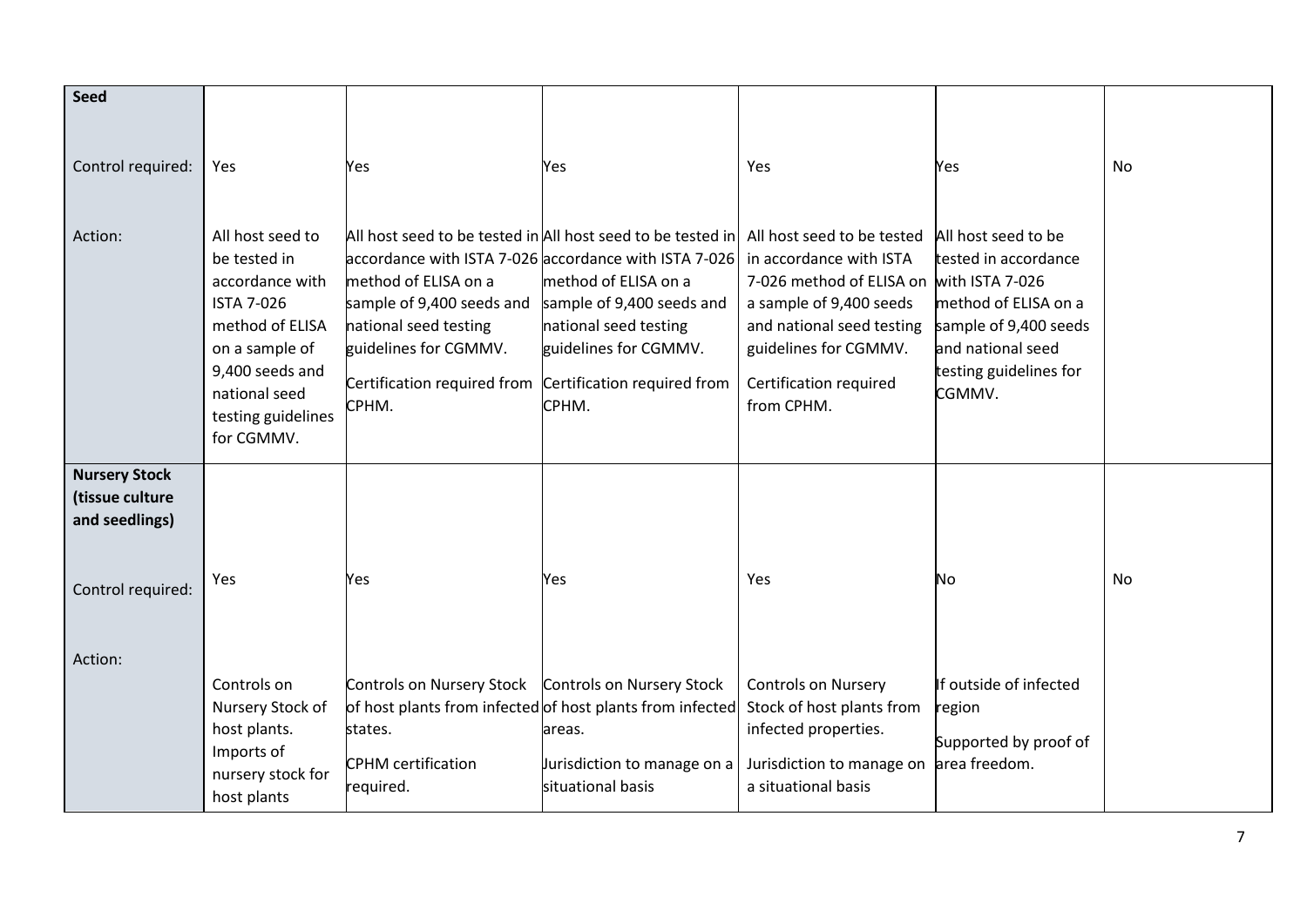| | | | | | | |
|---|---|---|---|---|---|---|
| **Seed** | | | | | | |
| Control required: | Yes | Yes | Yes | Yes | Yes | No |
| Action: | All host seed to be tested in accordance with ISTA 7-026 method of ELISA on a sample of 9,400 seeds and national seed testing guidelines for CGMMV. | All host seed to be tested in accordance with ISTA 7-026 method of ELISA on a sample of 9,400 seeds and national seed testing guidelines for CGMMV. Certification required from CPHM. | All host seed to be tested in accordance with ISTA 7-026 method of ELISA on a sample of 9,400 seeds and national seed testing guidelines for CGMMV. Certification required from CPHM. | All host seed to be tested in accordance with ISTA 7-026 method of ELISA on a sample of 9,400 seeds and national seed testing guidelines for CGMMV. Certification required from CPHM. | All host seed to be tested in accordance with ISTA 7-026 method of ELISA on a sample of 9,400 seeds and national seed testing guidelines for CGMMV. | |
| **Nursery Stock (tissue culture and seedlings)** | | | | | | |
| Control required: | Yes | Yes | Yes | Yes | No | No |
| Action: | Controls on Nursery Stock of host plants. Imports of nursery stock for host plants | Controls on Nursery Stock of host plants from infected states. CPHM certification required. | Controls on Nursery Stock of host plants from infected areas. Jurisdiction to manage on a situational basis | Controls on Nursery Stock of host plants from infected properties. Jurisdiction to manage on a situational basis | If outside of infected region Supported by proof of area freedom. | |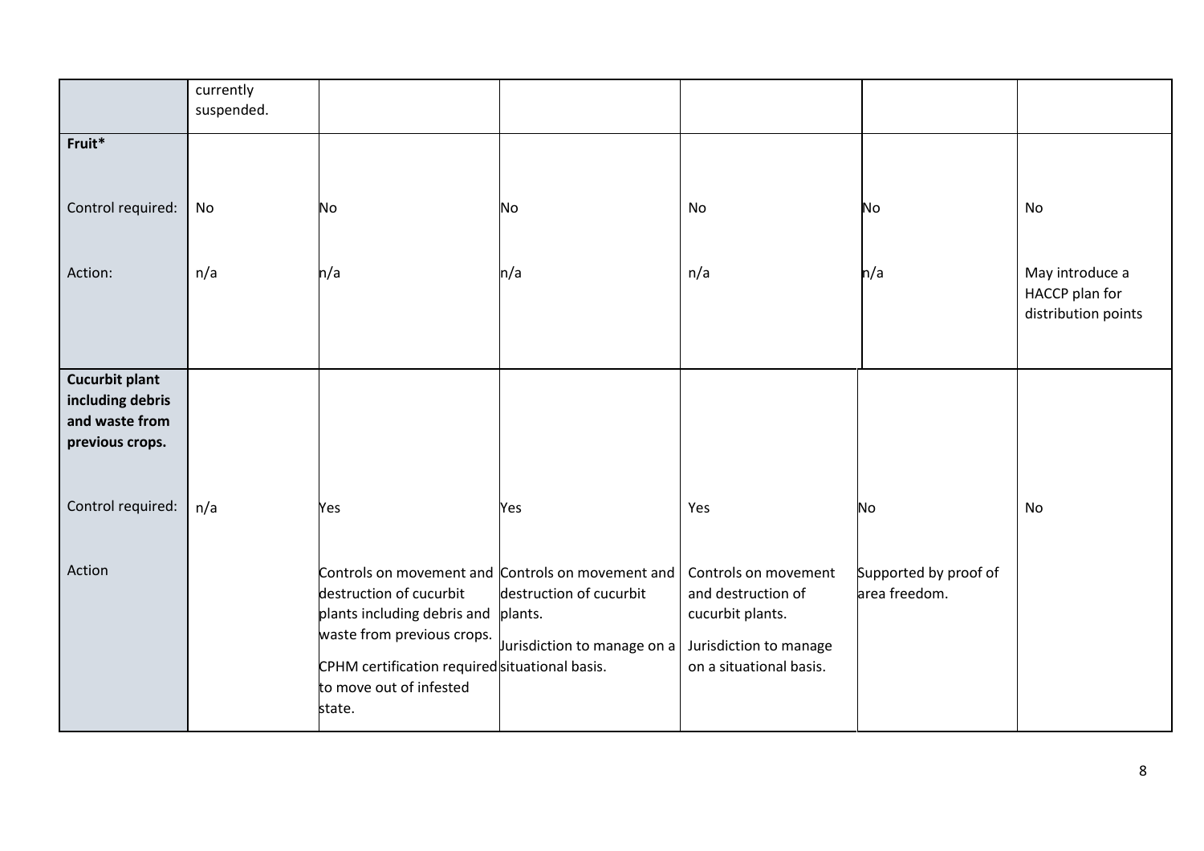|  | currently suspended. |  |  |  |  |  |
|---|---|---|---|---|---|---|
| **Fruit*** |  |  |  |  |  |  |
| Control required: | No | No | No | No | No | No |
| Action: | n/a | n/a | n/a | n/a | n/a | May introduce a HACCP plan for distribution points |
| **Cucurbit plant including debris and waste from previous crops.** |  |  |  |  |  |  |
| Control required: | n/a | Yes | Yes | Yes | No | No |
| Action |  | Controls on movement and destruction of cucurbit plants including debris and waste from previous crops.<br><br>CPHM certification required to move out of infested state. | Controls on movement and destruction of cucurbit plants.<br><br>Jurisdiction to manage on a situational basis. | Controls on movement and destruction of cucurbit plants.<br><br>Jurisdiction to manage on a situational basis. | Supported by proof of area freedom. |  |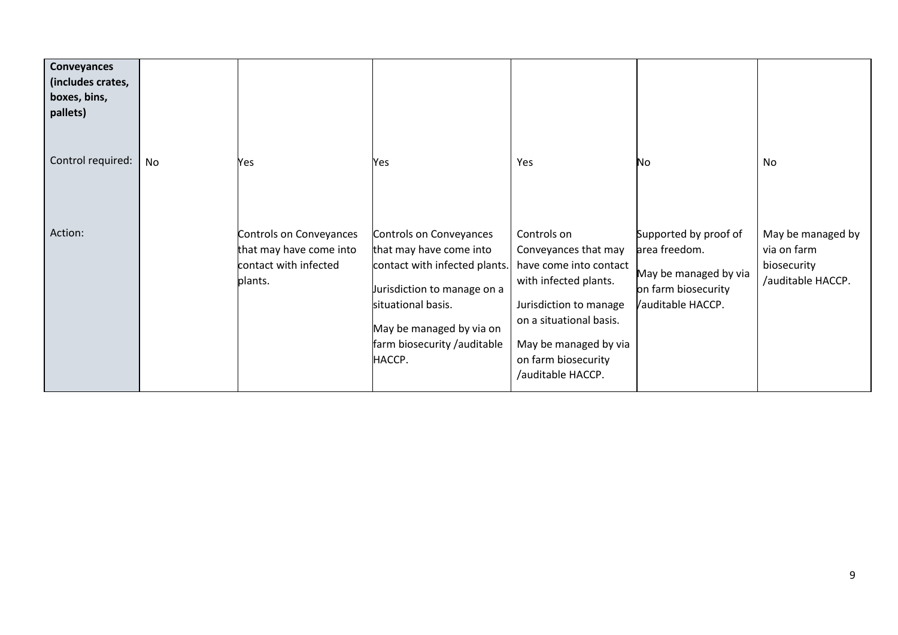| **Conveyances (includes crates, boxes, bins, pallets)** | | | | | | |
|---|---|---|---|---|---|---|
| Control required: | No | Yes | Yes | Yes | No | No |
| Action: | | Controls on Conveyances that may have come into contact with infected plants. | Controls on Conveyances that may have come into contact with infected plants.<br><br>Jurisdiction to manage on a situational basis.<br><br>May be managed by via on farm biosecurity /auditable HACCP. | Controls on Conveyances that may have come into contact with infected plants.<br><br>Jurisdiction to manage on a situational basis.<br><br>May be managed by via on farm biosecurity /auditable HACCP. | Supported by proof of area freedom.<br><br>May be managed by via on farm biosecurity /auditable HACCP. | May be managed by via on farm biosecurity /auditable HACCP. |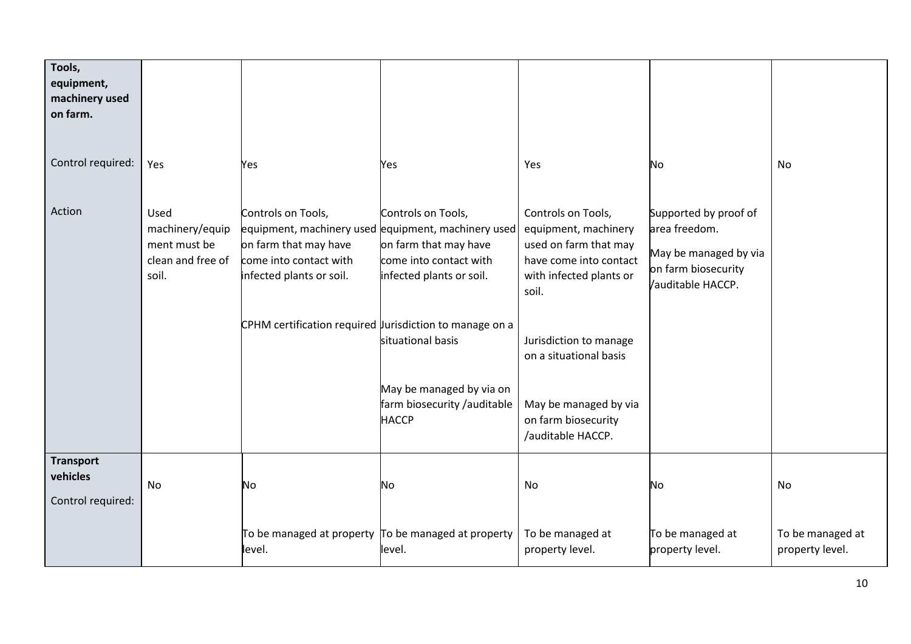| | | | | | | |
|---|---|---|---|---|---|---|
| **Tools, equipment, machinery used on farm.** | | | | | | |
| Control required: | Yes | Yes | Yes | Yes | No | No |
| Action | Used machinery/equipment must be clean and free of soil. | Controls on Tools, equipment, machinery used on farm that may have come into contact with infected plants or soil.<br><br>CPHM certification required | Controls on Tools, equipment, machinery used on farm that may have come into contact with infected plants or soil.<br><br>Jurisdiction to manage on a situational basis<br><br>May be managed by via on farm biosecurity /auditable HACCP | Controls on Tools, equipment, machinery used on farm that may have come into contact with infected plants or soil.<br><br>Jurisdiction to manage on a situational basis<br><br>May be managed by via on farm biosecurity /auditable HACCP. | Supported by proof of area freedom.<br><br>May be managed by via on farm biosecurity /auditable HACCP. | |
| **Transport vehicles**<br><br>Control required: | No | No | No | No | No | No |
| | | To be managed at property level. | To be managed at property level. | To be managed at property level. | To be managed at property level. | To be managed at property level. |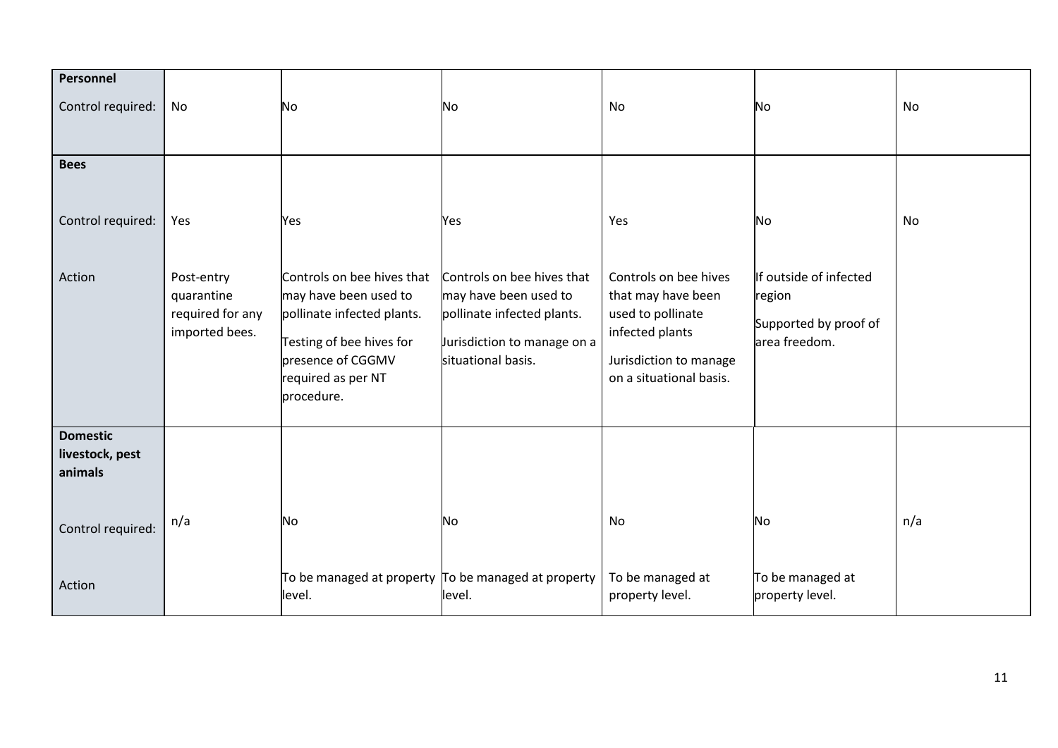| | | | | | | |
|---|---|---|---|---|---|---|
| **Personnel** | | | | | | |
| Control required: | No | No | No | No | No | No |
| **Bees** | | | | | | |
| Control required: | Yes | Yes | Yes | Yes | No | No |
| Action | Post-entry quarantine required for any imported bees. | Controls on bee hives that may have been used to pollinate infected plants.<br><br>Testing of bee hives for presence of CGGMV required as per NT procedure. | Controls on bee hives that may have been used to pollinate infected plants.<br><br>Jurisdiction to manage on a situational basis. | Controls on bee hives that may have been used to pollinate infected plants<br><br>Jurisdiction to manage on a situational basis. | If outside of infected region<br><br>Supported by proof of area freedom. | |
| **Domestic livestock, pest animals** | | | | | | |
| Control required: | n/a | No | No | No | No | n/a |
| Action | | To be managed at property level. | To be managed at property level. | To be managed at property level. | To be managed at property level. | |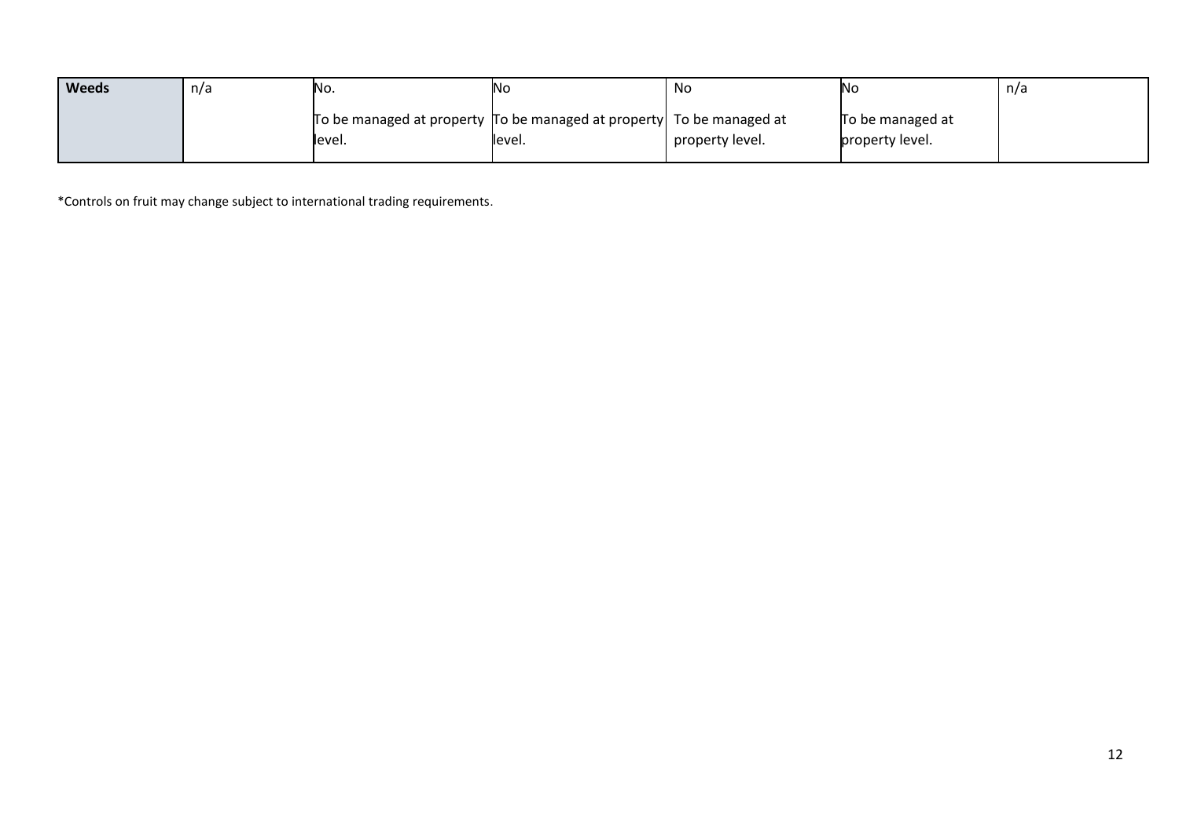| Weeds | n/a | No.<br><br>To be managed at property level. | No<br><br>To be managed at property level. | No<br><br>To be managed at property level. | No<br><br>To be managed at property level. | n/a |
|---|---|---|---|---|---|---|

*Controls on fruit may change subject to international trading requirements.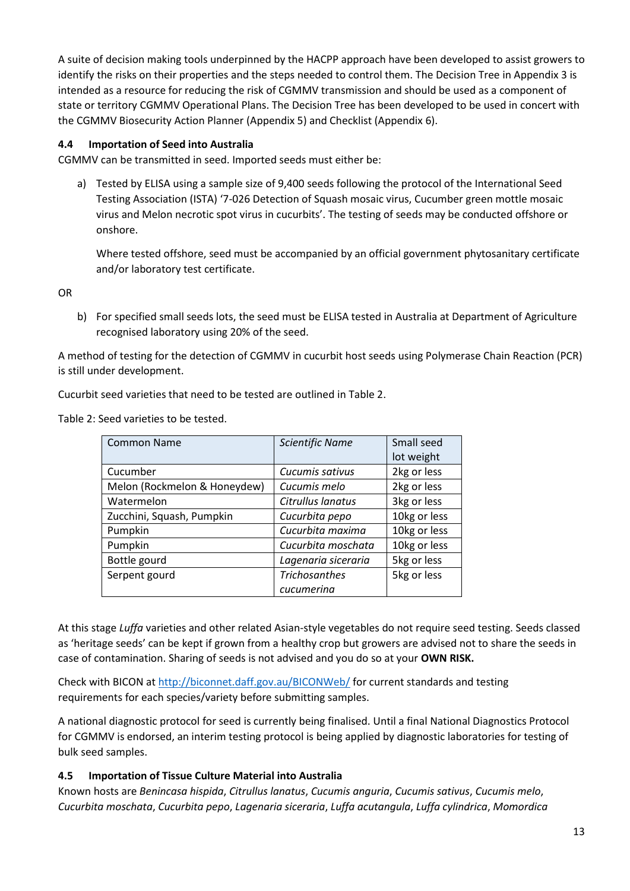A suite of decision making tools underpinned by the HACPP approach have been developed to assist growers to identify the risks on their properties and the steps needed to control them. The Decision Tree in Appendix 3 is intended as a resource for reducing the risk of CGMMV transmission and should be used as a component of state or territory CGMMV Operational Plans. The Decision Tree has been developed to be used in concert with the CGMMV Biosecurity Action Planner (Appendix 5) and Checklist (Appendix 6).

### 4.4 Importation of Seed into Australia

CGMMV can be transmitted in seed. Imported seeds must either be:

a) Tested by ELISA using a sample size of 9,400 seeds following the protocol of the International Seed Testing Association (ISTA) '7-026 Detection of Squash mosaic virus, Cucumber green mottle mosaic virus and Melon necrotic spot virus in cucurbits'. The testing of seeds may be conducted offshore or onshore.

   Where tested offshore, seed must be accompanied by an official government phytosanitary certificate and/or laboratory test certificate.

OR

b) For specified small seeds lots, the seed must be ELISA tested in Australia at Department of Agriculture recognised laboratory using 20% of the seed.

A method of testing for the detection of CGMMV in cucurbit host seeds using Polymerase Chain Reaction (PCR) is still under development.

Cucurbit seed varieties that need to be tested are outlined in Table 2.

Table 2: Seed varieties to be tested.

| Common Name | *Scientific Name* | Small seed lot weight |
|---|---|---|
| Cucumber | *Cucumis sativus* | 2kg or less |
| Melon (Rockmelon & Honeydew) | *Cucumis melo* | 2kg or less |
| Watermelon | *Citrullus lanatus* | 3kg or less |
| Zucchini, Squash, Pumpkin | *Cucurbita pepo* | 10kg or less |
| Pumpkin | *Cucurbita maxima* | 10kg or less |
| Pumpkin | *Cucurbita moschata* | 10kg or less |
| Bottle gourd | *Lagenaria siceraria* | 5kg or less |
| Serpent gourd | *Trichosanthes cucumerina* | 5kg or less |

At this stage *Luffa* varieties and other related Asian-style vegetables do not require seed testing. Seeds classed as 'heritage seeds' can be kept if grown from a healthy crop but growers are advised not to share the seeds in case of contamination. Sharing of seeds is not advised and you do so at your **OWN RISK.**

Check with BICON at [http://biconnet.daff.gov.au/BICONWeb/](http://biconnet.daff.gov.au/BICONWeb/) for current standards and testing requirements for each species/variety before submitting samples.

A national diagnostic protocol for seed is currently being finalised. Until a final National Diagnostics Protocol for CGMMV is endorsed, an interim testing protocol is being applied by diagnostic laboratories for testing of bulk seed samples.

### 4.5 Importation of Tissue Culture Material into Australia

Known hosts are *Benincasa hispida*, *Citrullus lanatus*, *Cucumis anguria*, *Cucumis sativus*, *Cucumis melo*, *Cucurbita moschata*, *Cucurbita pepo*, *Lagenaria siceraria*, *Luffa acutangula*, *Luffa cylindrica*, *Momordica*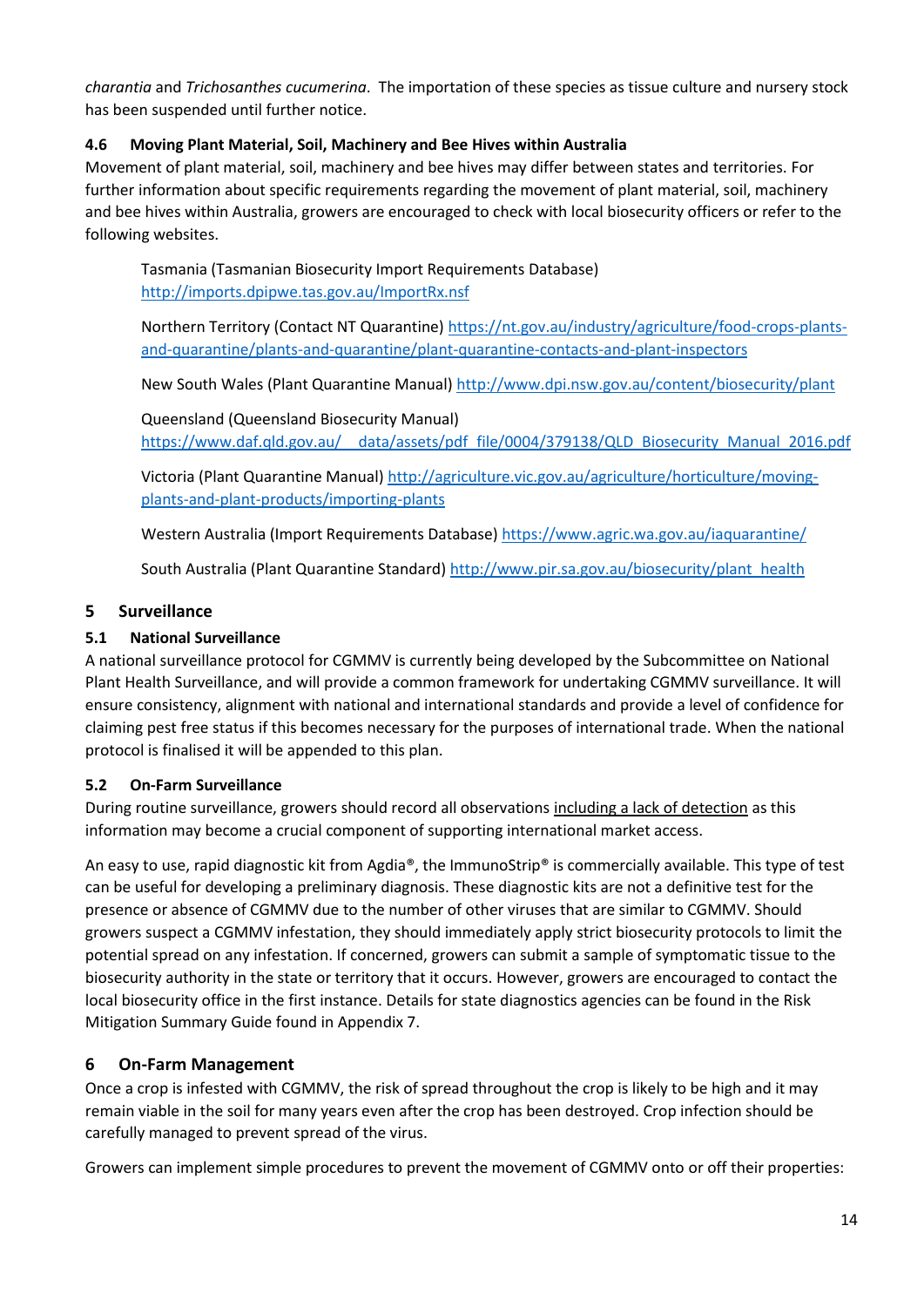*charantia* and *Trichosanthes cucumerina*. The importation of these species as tissue culture and nursery stock has been suspended until further notice.

### 4.6 Moving Plant Material, Soil, Machinery and Bee Hives within Australia

Movement of plant material, soil, machinery and bee hives may differ between states and territories. For further information about specific requirements regarding the movement of plant material, soil, machinery and bee hives within Australia, growers are encouraged to check with local biosecurity officers or refer to the following websites.

Tasmania (Tasmanian Biosecurity Import Requirements Database) http://imports.dpipwe.tas.gov.au/ImportRx.nsf

Northern Territory (Contact NT Quarantine) https://nt.gov.au/industry/agriculture/food-crops-plants-and-quarantine/plants-and-quarantine/plant-quarantine-contacts-and-plant-inspectors

New South Wales (Plant Quarantine Manual) http://www.dpi.nsw.gov.au/content/biosecurity/plant

Queensland (Queensland Biosecurity Manual) https://www.daf.qld.gov.au/__data/assets/pdf_file/0004/379138/QLD_Biosecurity_Manual_2016.pdf

Victoria (Plant Quarantine Manual) http://agriculture.vic.gov.au/agriculture/horticulture/moving-plants-and-plant-products/importing-plants

Western Australia (Import Requirements Database) https://www.agric.wa.gov.au/iaquarantine/

South Australia (Plant Quarantine Standard) http://www.pir.sa.gov.au/biosecurity/plant_health

## 5 Surveillance

### 5.1 National Surveillance

A national surveillance protocol for CGMMV is currently being developed by the Subcommittee on National Plant Health Surveillance, and will provide a common framework for undertaking CGMMV surveillance. It will ensure consistency, alignment with national and international standards and provide a level of confidence for claiming pest free status if this becomes necessary for the purposes of international trade. When the national protocol is finalised it will be appended to this plan.

### 5.2 On-Farm Surveillance

During routine surveillance, growers should record all observations including a lack of detection as this information may become a crucial component of supporting international market access.

An easy to use, rapid diagnostic kit from Agdia®, the ImmunoStrip® is commercially available. This type of test can be useful for developing a preliminary diagnosis. These diagnostic kits are not a definitive test for the presence or absence of CGMMV due to the number of other viruses that are similar to CGMMV. Should growers suspect a CGMMV infestation, they should immediately apply strict biosecurity protocols to limit the potential spread on any infestation. If concerned, growers can submit a sample of symptomatic tissue to the biosecurity authority in the state or territory that it occurs. However, growers are encouraged to contact the local biosecurity office in the first instance. Details for state diagnostics agencies can be found in the Risk Mitigation Summary Guide found in Appendix 7.

## 6 On-Farm Management

Once a crop is infested with CGMMV, the risk of spread throughout the crop is likely to be high and it may remain viable in the soil for many years even after the crop has been destroyed. Crop infection should be carefully managed to prevent spread of the virus.

Growers can implement simple procedures to prevent the movement of CGMMV onto or off their properties: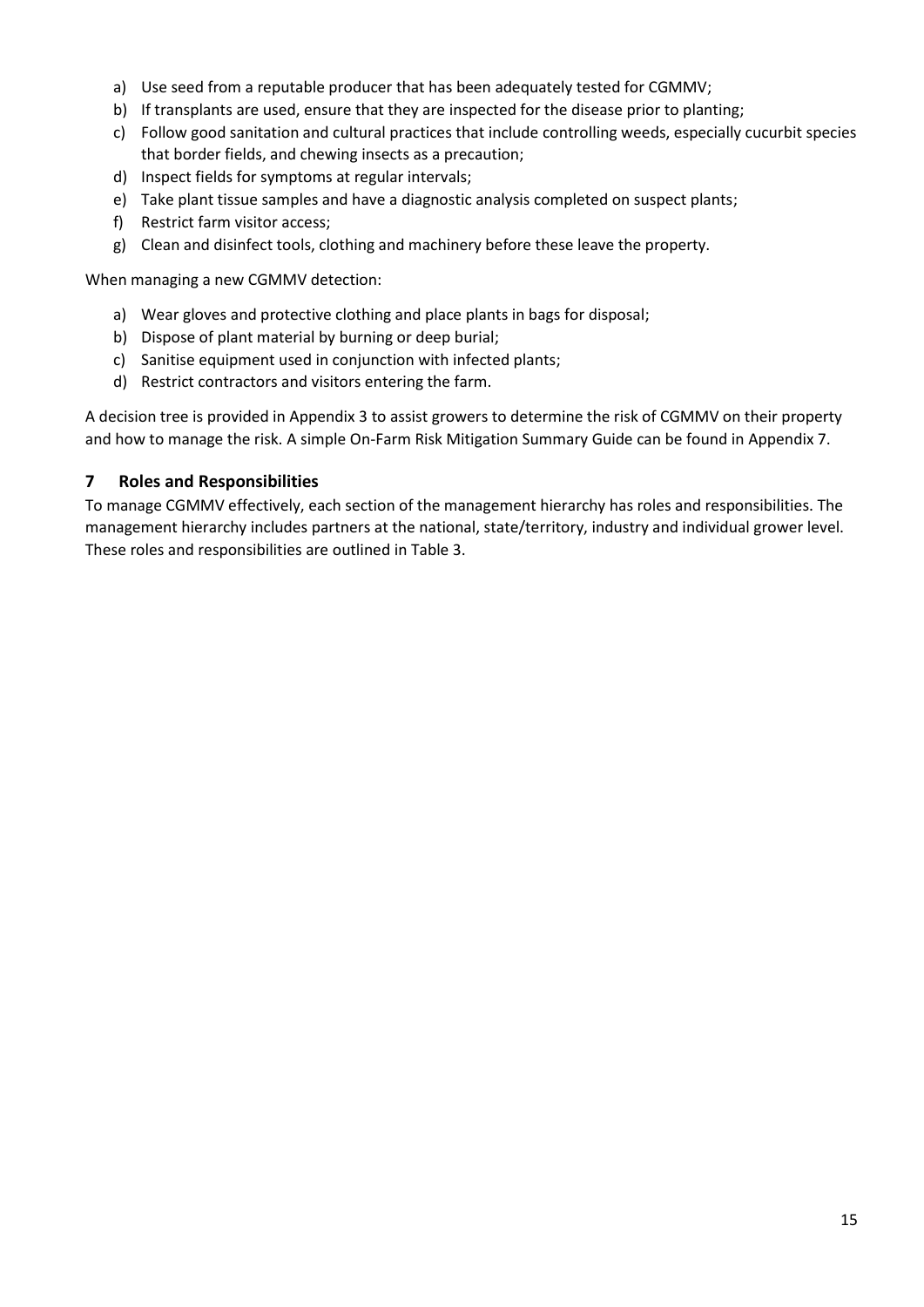a) Use seed from a reputable producer that has been adequately tested for CGMMV;
b) If transplants are used, ensure that they are inspected for the disease prior to planting;
c) Follow good sanitation and cultural practices that include controlling weeds, especially cucurbit species that border fields, and chewing insects as a precaution;
d) Inspect fields for symptoms at regular intervals;
e) Take plant tissue samples and have a diagnostic analysis completed on suspect plants;
f) Restrict farm visitor access;
g) Clean and disinfect tools, clothing and machinery before these leave the property.

When managing a new CGMMV detection:

a) Wear gloves and protective clothing and place plants in bags for disposal;
b) Dispose of plant material by burning or deep burial;
c) Sanitise equipment used in conjunction with infected plants;
d) Restrict contractors and visitors entering the farm.

A decision tree is provided in Appendix 3 to assist growers to determine the risk of CGMMV on their property and how to manage the risk. A simple On-Farm Risk Mitigation Summary Guide can be found in Appendix 7.

## 7 Roles and Responsibilities

To manage CGMMV effectively, each section of the management hierarchy has roles and responsibilities. The management hierarchy includes partners at the national, state/territory, industry and individual grower level. These roles and responsibilities are outlined in Table 3.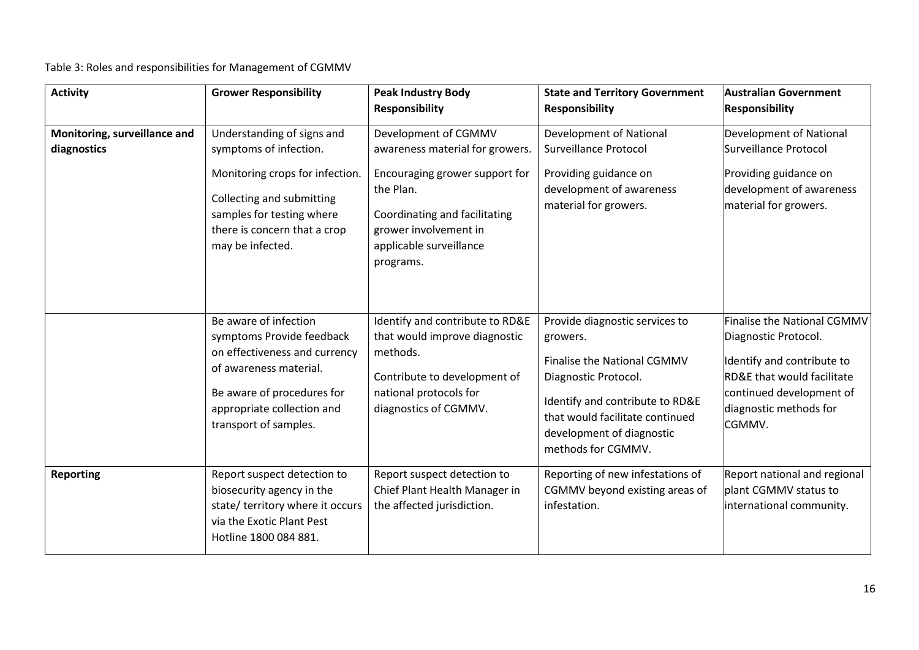Table 3: Roles and responsibilities for Management of CGMMV

| Activity | Grower Responsibility | Peak Industry Body Responsibility | State and Territory Government Responsibility | Australian Government Responsibility |
|---|---|---|---|---|
| **Monitoring, surveillance and diagnostics** | Understanding of signs and symptoms of infection.<br><br>Monitoring crops for infection.<br><br>Collecting and submitting samples for testing where there is concern that a crop may be infected. | Development of CGMMV awareness material for growers.<br><br>Encouraging grower support for the Plan.<br><br>Coordinating and facilitating grower involvement in applicable surveillance programs. | Development of National Surveillance Protocol<br><br>Providing guidance on development of awareness material for growers. | Development of National Surveillance Protocol<br><br>Providing guidance on development of awareness material for growers. |
| | Be aware of infection symptoms Provide feedback on effectiveness and currency of awareness material.<br><br>Be aware of procedures for appropriate collection and transport of samples. | Identify and contribute to RD&E that would improve diagnostic methods.<br><br>Contribute to development of national protocols for diagnostics of CGMMV. | Provide diagnostic services to growers.<br><br>Finalise the National CGMMV Diagnostic Protocol.<br><br>Identify and contribute to RD&E that would facilitate continued development of diagnostic methods for CGMMV. | Finalise the National CGMMV Diagnostic Protocol.<br><br>Identify and contribute to RD&E that would facilitate continued development of diagnostic methods for CGMMV. |
| **Reporting** | Report suspect detection to biosecurity agency in the state/ territory where it occurs via the Exotic Plant Pest Hotline 1800 084 881. | Report suspect detection to Chief Plant Health Manager in the affected jurisdiction. | Reporting of new infestations of CGMMV beyond existing areas of infestation. | Report national and regional plant CGMMV status to international community. |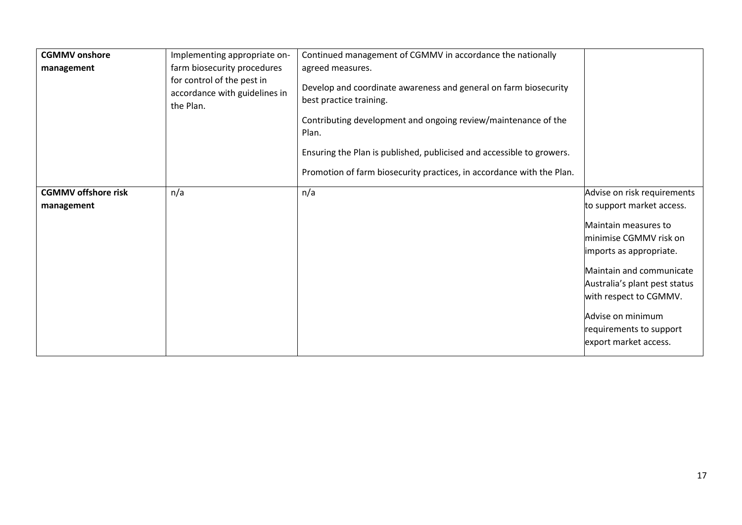| | | | |
|---|---|---|---|
| **CGMMV onshore management** | Implementing appropriate on-farm biosecurity procedures for control of the pest in accordance with guidelines in the Plan. | Continued management of CGMMV in accordance the nationally agreed measures.<br><br>Develop and coordinate awareness and general on farm biosecurity best practice training.<br><br>Contributing development and ongoing review/maintenance of the Plan.<br><br>Ensuring the Plan is published, publicised and accessible to growers.<br><br>Promotion of farm biosecurity practices, in accordance with the Plan. | |
| **CGMMV offshore risk management** | n/a | n/a | Advise on risk requirements to support market access.<br><br>Maintain measures to minimise CGMMV risk on imports as appropriate.<br><br>Maintain and communicate Australia's plant pest status with respect to CGMMV.<br><br>Advise on minimum requirements to support export market access. |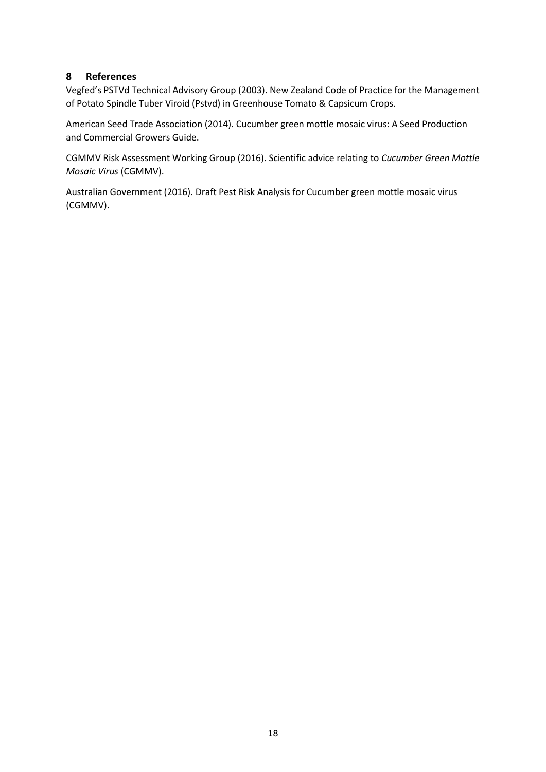## 8 References

Vegfed's PSTVd Technical Advisory Group (2003). New Zealand Code of Practice for the Management of Potato Spindle Tuber Viroid (Pstvd) in Greenhouse Tomato & Capsicum Crops.

American Seed Trade Association (2014). Cucumber green mottle mosaic virus: A Seed Production and Commercial Growers Guide.

CGMMV Risk Assessment Working Group (2016). Scientific advice relating to *Cucumber Green Mottle Mosaic Virus* (CGMMV).

Australian Government (2016). Draft Pest Risk Analysis for Cucumber green mottle mosaic virus (CGMMV).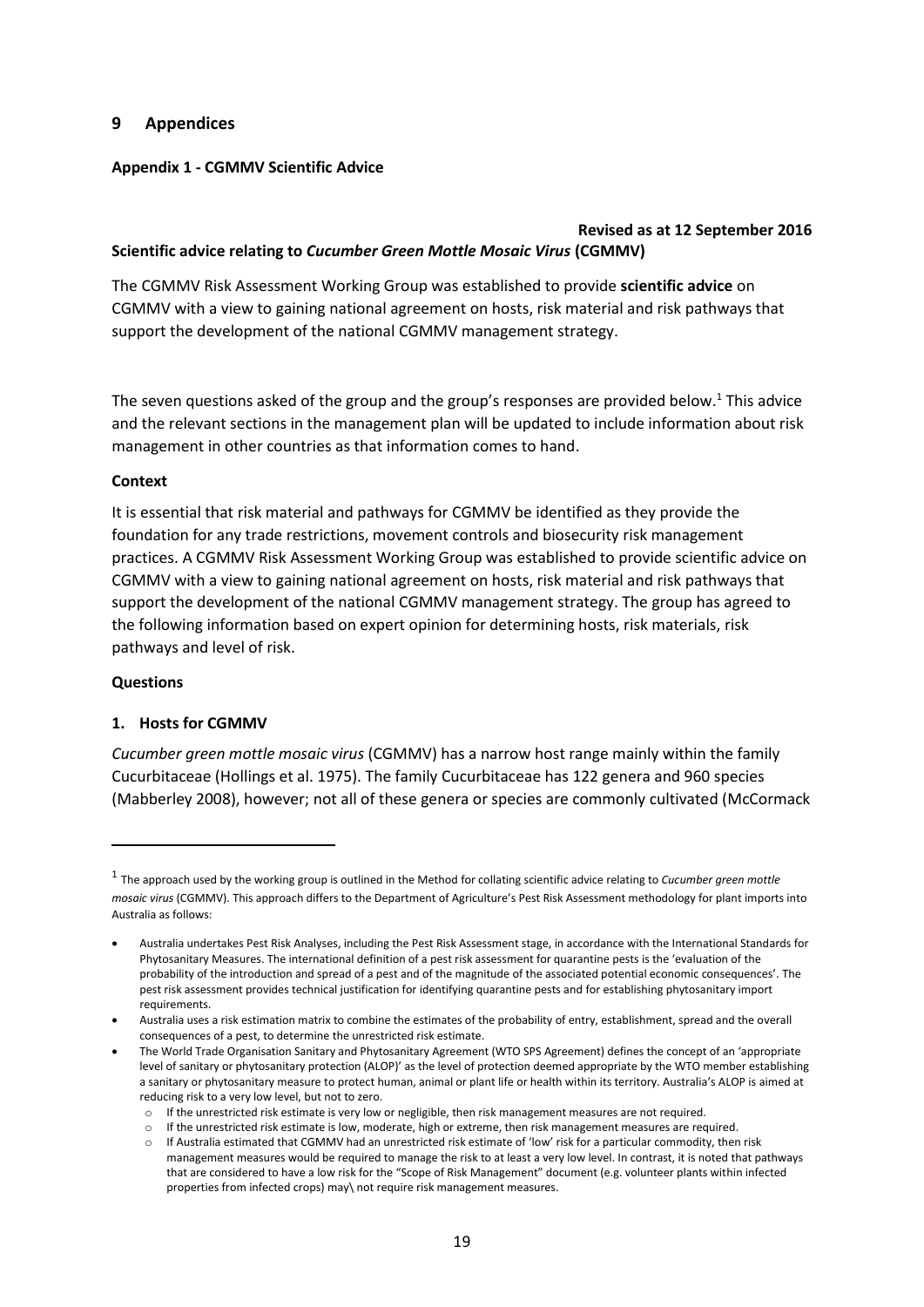# 9 Appendices

### Appendix 1 - CGMMV Scientific Advice

**Revised as at 12 September 2016**

**Scientific advice relating to *Cucumber Green Mottle Mosaic Virus* (CGMMV)**

The CGMMV Risk Assessment Working Group was established to provide **scientific advice** on CGMMV with a view to gaining national agreement on hosts, risk material and risk pathways that support the development of the national CGMMV management strategy.

The seven questions asked of the group and the group's responses are provided below.[1] This advice and the relevant sections in the management plan will be updated to include information about risk management in other countries as that information comes to hand.

**Context**

It is essential that risk material and pathways for CGMMV be identified as they provide the foundation for any trade restrictions, movement controls and biosecurity risk management practices. A CGMMV Risk Assessment Working Group was established to provide scientific advice on CGMMV with a view to gaining national agreement on hosts, risk material and risk pathways that support the development of the national CGMMV management strategy. The group has agreed to the following information based on expert opinion for determining hosts, risk materials, risk pathways and level of risk.

**Questions**

**1. Hosts for CGMMV**

*Cucumber green mottle mosaic virus* (CGMMV) has a narrow host range mainly within the family Cucurbitaceae (Hollings et al. 1975). The family Cucurbitaceae has 122 genera and 960 species (Mabberley 2008), however; not all of these genera or species are commonly cultivated (McCormack

---

[1] The approach used by the working group is outlined in the Method for collating scientific advice relating to *Cucumber green mottle mosaic virus* (CGMMV). This approach differs to the Department of Agriculture's Pest Risk Assessment methodology for plant imports into Australia as follows:

- Australia undertakes Pest Risk Analyses, including the Pest Risk Assessment stage, in accordance with the International Standards for Phytosanitary Measures. The international definition of a pest risk assessment for quarantine pests is the 'evaluation of the probability of the introduction and spread of a pest and of the magnitude of the associated potential economic consequences'. The pest risk assessment provides technical justification for identifying quarantine pests and for establishing phytosanitary import requirements.
- Australia uses a risk estimation matrix to combine the estimates of the probability of entry, establishment, spread and the overall consequences of a pest, to determine the unrestricted risk estimate.
- The World Trade Organisation Sanitary and Phytosanitary Agreement (WTO SPS Agreement) defines the concept of an 'appropriate level of sanitary or phytosanitary protection (ALOP)' as the level of protection deemed appropriate by the WTO member establishing a sanitary or phytosanitary measure to protect human, animal or plant life or health within its territory. Australia's ALOP is aimed at reducing risk to a very low level, but not to zero.
  - If the unrestricted risk estimate is very low or negligible, then risk management measures are not required.
  - If the unrestricted risk estimate is low, moderate, high or extreme, then risk management measures are required.
  - If Australia estimated that CGMMV had an unrestricted risk estimate of 'low' risk for a particular commodity, then risk management measures would be required to manage the risk to at least a very low level. In contrast, it is noted that pathways that are considered to have a low risk for the "Scope of Risk Management" document (e.g. volunteer plants within infected properties from infected crops) may\ not require risk management measures.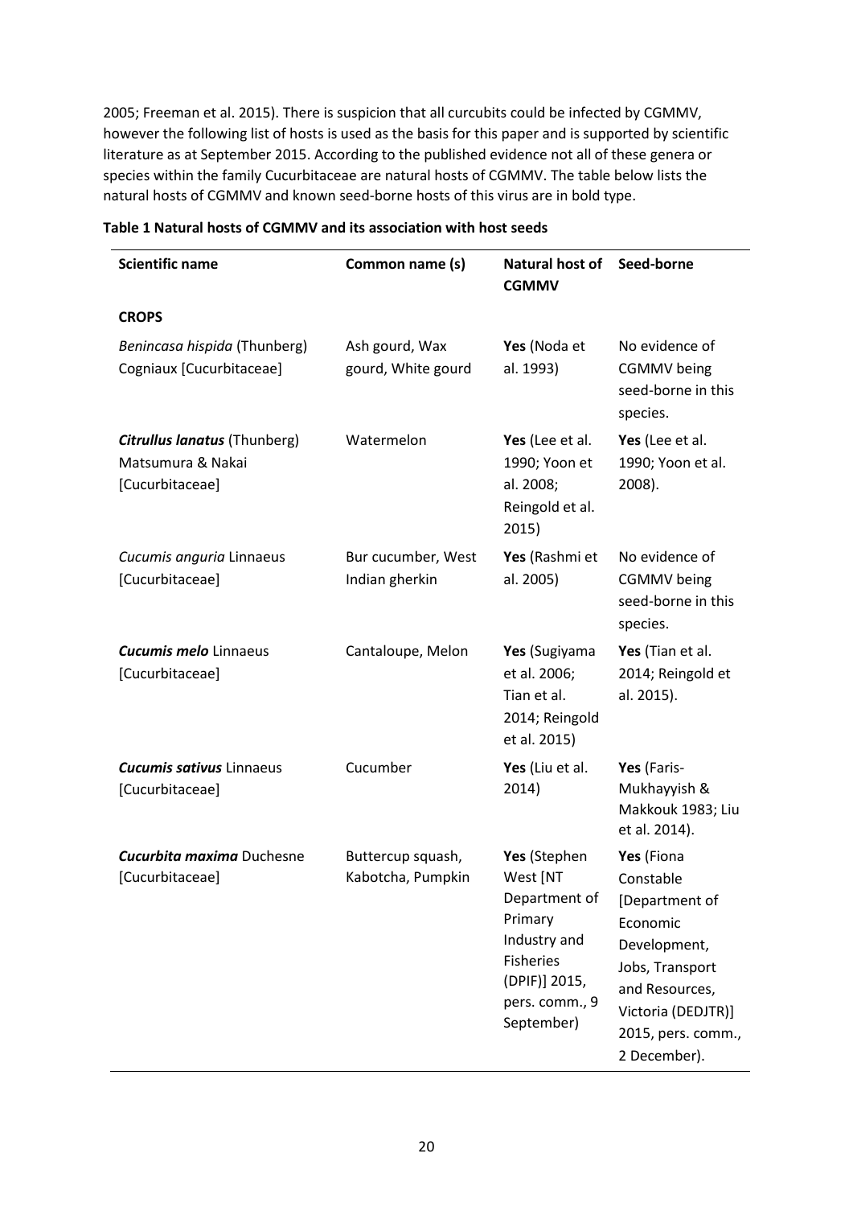2005; Freeman et al. 2015). There is suspicion that all curcubits could be infected by CGMMV, however the following list of hosts is used as the basis for this paper and is supported by scientific literature as at September 2015. According to the published evidence not all of these genera or species within the family Cucurbitaceae are natural hosts of CGMMV. The table below lists the natural hosts of CGMMV and known seed-borne hosts of this virus are in bold type.

**Table 1 Natural hosts of CGMMV and its association with host seeds**

| Scientific name | Common name (s) | Natural host of CGMMV | Seed-borne |
|---|---|---|---|
| **CROPS** | | | |
| *Benincasa hispida* (Thunberg) Cogniaux [Cucurbitaceae] | Ash gourd, Wax gourd, White gourd | **Yes** (Noda et al. 1993) | No evidence of CGMMV being seed-borne in this species. |
| ***Citrullus lanatus*** **(Thunberg)** Matsumura & Nakai [Cucurbitaceae] | Watermelon | **Yes** (Lee et al. 1990; Yoon et al. 2008; Reingold et al. 2015) | **Yes** (Lee et al. 1990; Yoon et al. 2008). |
| *Cucumis anguria* Linnaeus [Cucurbitaceae] | Bur cucumber, West Indian gherkin | **Yes** (Rashmi et al. 2005) | No evidence of CGMMV being seed-borne in this species. |
| ***Cucumis melo*** **Linnaeus** [Cucurbitaceae] | Cantaloupe, Melon | **Yes** (Sugiyama et al. 2006; Tian et al. 2014; Reingold et al. 2015) | **Yes** (Tian et al. 2014; Reingold et al. 2015). |
| ***Cucumis sativus*** **Linnaeus** [Cucurbitaceae] | Cucumber | **Yes** (Liu et al. 2014) | **Yes** (Faris-Mukhayyish & Makkouk 1983; Liu et al. 2014). |
| ***Cucurbita maxima*** **Duchesne** [Cucurbitaceae] | Buttercup squash, Kabotcha, Pumpkin | **Yes** (Stephen West [NT Department of Primary Industry and Fisheries (DPIF)] 2015, pers. comm., 9 September) | **Yes** (Fiona Constable [Department of Economic Development, Jobs, Transport and Resources, Victoria (DEDJTR)] 2015, pers. comm., 2 December). |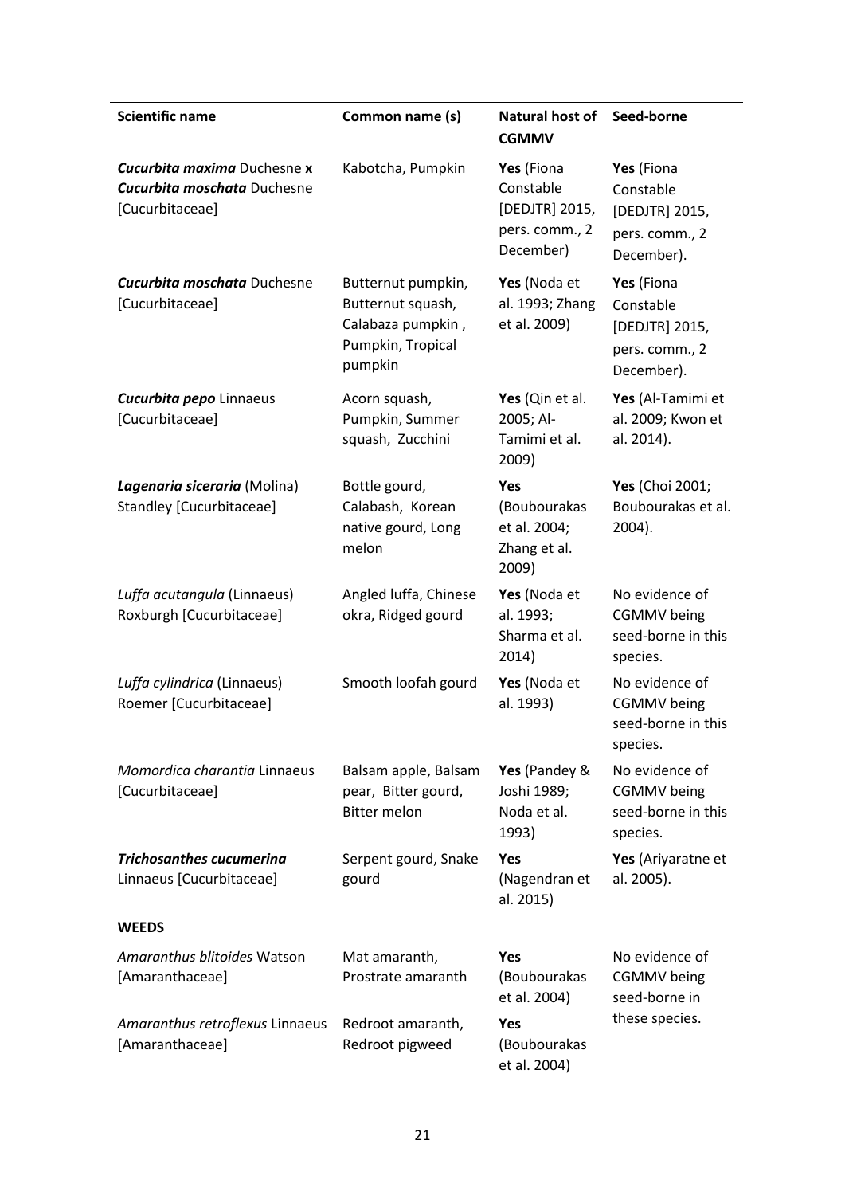| Scientific name | Common name (s) | Natural host of CGMMV | Seed-borne |
|---|---|---|---|
| ***Cucurbita maxima*** **Duchesne x** ***Cucurbita moschata*** **Duchesne** [Cucurbitaceae] | Kabotcha, Pumpkin | **Yes** (Fiona Constable [DEDJTR] 2015, pers. comm., 2 December) | **Yes** (Fiona Constable [DEDJTR] 2015, pers. comm., 2 December). |
| ***Cucurbita moschata*** **Duchesne** [Cucurbitaceae] | Butternut pumpkin, Butternut squash, Calabaza pumpkin , Pumpkin, Tropical pumpkin | **Yes** (Noda et al. 1993; Zhang et al. 2009) | **Yes** (Fiona Constable [DEDJTR] 2015, pers. comm., 2 December). |
| ***Cucurbita pepo*** **Linnaeus** [Cucurbitaceae] | Acorn squash, Pumpkin, Summer squash, Zucchini | **Yes** (Qin et al. 2005; Al-Tamimi et al. 2009) | **Yes** (Al-Tamimi et al. 2009; Kwon et al. 2014). |
| ***Lagenaria siceraria*** **(Molina) Standley** [Cucurbitaceae] | Bottle gourd, Calabash, Korean native gourd, Long melon | **Yes** (Boubourakas et al. 2004; Zhang et al. 2009) | **Yes** (Choi 2001; Boubourakas et al. 2004). |
| *Luffa acutangula* (Linnaeus) Roxburgh [Cucurbitaceae] | Angled luffa, Chinese okra, Ridged gourd | **Yes** (Noda et al. 1993; Sharma et al. 2014) | No evidence of CGMMV being seed-borne in this species. |
| *Luffa cylindrica* (Linnaeus) Roemer [Cucurbitaceae] | Smooth loofah gourd | **Yes** (Noda et al. 1993) | No evidence of CGMMV being seed-borne in this species. |
| *Momordica charantia* Linnaeus [Cucurbitaceae] | Balsam apple, Balsam pear, Bitter gourd, Bitter melon | **Yes** (Pandey & Joshi 1989; Noda et al. 1993) | No evidence of CGMMV being seed-borne in this species. |
| ***Trichosanthes cucumerina*** Linnaeus [Cucurbitaceae] | Serpent gourd, Snake gourd | **Yes** (Nagendran et al. 2015) | **Yes** (Ariyaratne et al. 2005). |
| **WEEDS** | | | |
| *Amaranthus blitoides* Watson [Amaranthaceae] | Mat amaranth, Prostrate amaranth | **Yes** (Boubourakas et al. 2004) | No evidence of CGMMV being seed-borne in these species. |
| *Amaranthus retroflexus* Linnaeus [Amaranthaceae] | Redroot amaranth, Redroot pigweed | **Yes** (Boubourakas et al. 2004) | |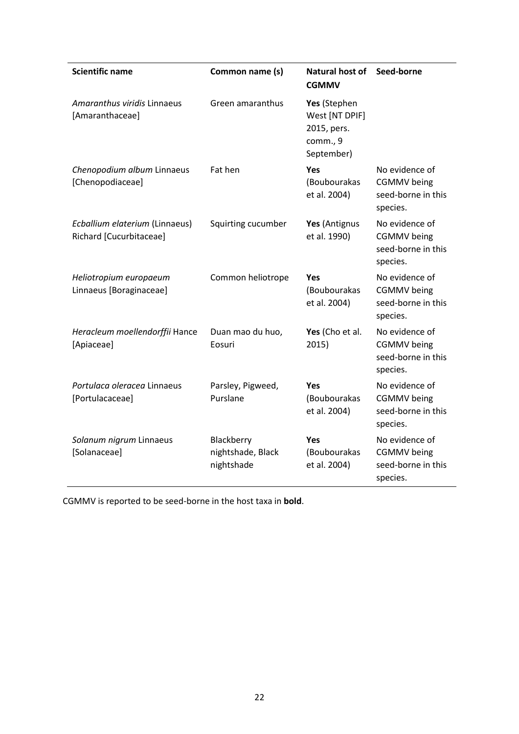| Scientific name | Common name (s) | Natural host of CGMMV | Seed-borne |
|---|---|---|---|
| *Amaranthus viridis* Linnaeus [Amaranthaceae] | Green amaranthus | **Yes** (Stephen West [NT DPIF] 2015, pers. comm., 9 September) | |
| *Chenopodium album* Linnaeus [Chenopodiaceae] | Fat hen | **Yes** (Boubourakas et al. 2004) | No evidence of CGMMV being seed-borne in this species. |
| *Ecballium elaterium* (Linnaeus) Richard [Cucurbitaceae] | Squirting cucumber | **Yes** (Antignus et al. 1990) | No evidence of CGMMV being seed-borne in this species. |
| *Heliotropium europaeum* Linnaeus [Boraginaceae] | Common heliotrope | **Yes** (Boubourakas et al. 2004) | No evidence of CGMMV being seed-borne in this species. |
| *Heracleum moellendorffii* Hance [Apiaceae] | Duan mao du huo, Eosuri | **Yes** (Cho et al. 2015) | No evidence of CGMMV being seed-borne in this species. |
| *Portulaca oleracea* Linnaeus [Portulacaceae] | Parsley, Pigweed, Purslane | **Yes** (Boubourakas et al. 2004) | No evidence of CGMMV being seed-borne in this species. |
| *Solanum nigrum* Linnaeus [Solanaceae] | Blackberry nightshade, Black nightshade | **Yes** (Boubourakas et al. 2004) | No evidence of CGMMV being seed-borne in this species. |

CGMMV is reported to be seed-borne in the host taxa in **bold**.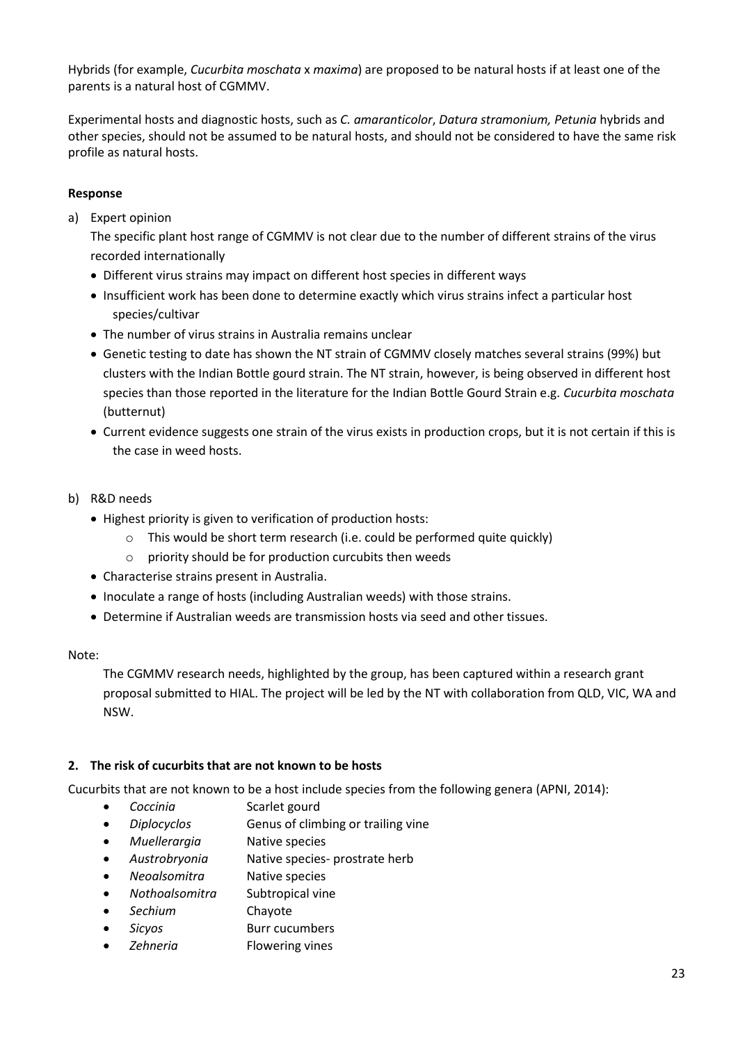Hybrids (for example, *Cucurbita moschata* x *maxima*) are proposed to be natural hosts if at least one of the parents is a natural host of CGMMV.

Experimental hosts and diagnostic hosts, such as *C. amaranticolor*, *Datura stramonium, Petunia* hybrids and other species, should not be assumed to be natural hosts, and should not be considered to have the same risk profile as natural hosts.

**Response**

a) Expert opinion

   The specific plant host range of CGMMV is not clear due to the number of different strains of the virus recorded internationally

   - Different virus strains may impact on different host species in different ways
   - Insufficient work has been done to determine exactly which virus strains infect a particular host species/cultivar
   - The number of virus strains in Australia remains unclear
   - Genetic testing to date has shown the NT strain of CGMMV closely matches several strains (99%) but clusters with the Indian Bottle gourd strain. The NT strain, however, is being observed in different host species than those reported in the literature for the Indian Bottle Gourd Strain e.g. *Cucurbita moschata* (butternut)
   - Current evidence suggests one strain of the virus exists in production crops, but it is not certain if this is the case in weed hosts.

b) R&D needs

   - Highest priority is given to verification of production hosts:
     - This would be short term research (i.e. could be performed quite quickly)
     - priority should be for production curcubits then weeds
   - Characterise strains present in Australia.
   - Inoculate a range of hosts (including Australian weeds) with those strains.
   - Determine if Australian weeds are transmission hosts via seed and other tissues.

Note:

The CGMMV research needs, highlighted by the group, has been captured within a research grant proposal submitted to HIAL. The project will be led by the NT with collaboration from QLD, VIC, WA and NSW.

**2. The risk of cucurbits that are not known to be hosts**

Cucurbits that are not known to be a host include species from the following genera (APNI, 2014):

- *Coccinia* Scarlet gourd
- *Diplocyclos* Genus of climbing or trailing vine
- *Muellerargia* Native species
- *Austrobryonia* Native species- prostrate herb
- *Neoalsomitra* Native species
- *Nothoalsomitra* Subtropical vine
- *Sechium* Chayote
- *Sicyos* Burr cucumbers
- *Zehneria* Flowering vines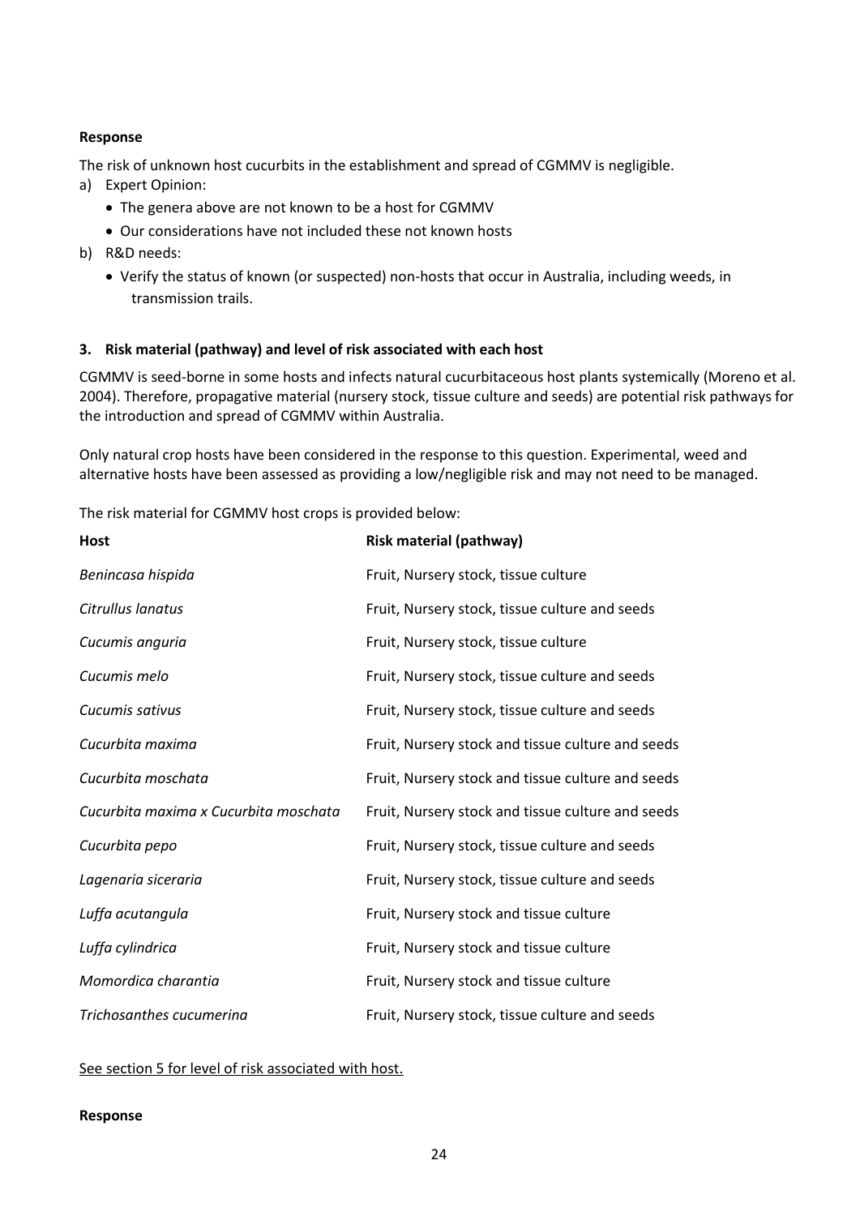**Response**

The risk of unknown host cucurbits in the establishment and spread of CGMMV is negligible.

a) Expert Opinion:
   - The genera above are not known to be a host for CGMMV
   - Our considerations have not included these not known hosts
b) R&D needs:
   - Verify the status of known (or suspected) non-hosts that occur in Australia, including weeds, in transmission trails.

### 3. Risk material (pathway) and level of risk associated with each host

CGMMV is seed-borne in some hosts and infects natural cucurbitaceous host plants systemically (Moreno et al. 2004). Therefore, propagative material (nursery stock, tissue culture and seeds) are potential risk pathways for the introduction and spread of CGMMV within Australia.

Only natural crop hosts have been considered in the response to this question. Experimental, weed and alternative hosts have been assessed as providing a low/negligible risk and may not need to be managed.

The risk material for CGMMV host crops is provided below:

| Host | Risk material (pathway) |
|---|---|
| *Benincasa hispida* | Fruit, Nursery stock, tissue culture |
| *Citrullus lanatus* | Fruit, Nursery stock, tissue culture and seeds |
| *Cucumis anguria* | Fruit, Nursery stock, tissue culture |
| *Cucumis melo* | Fruit, Nursery stock, tissue culture and seeds |
| *Cucumis sativus* | Fruit, Nursery stock, tissue culture and seeds |
| *Cucurbita maxima* | Fruit, Nursery stock and tissue culture and seeds |
| *Cucurbita moschata* | Fruit, Nursery stock and tissue culture and seeds |
| *Cucurbita maxima x Cucurbita moschata* | Fruit, Nursery stock and tissue culture and seeds |
| *Cucurbita pepo* | Fruit, Nursery stock, tissue culture and seeds |
| *Lagenaria siceraria* | Fruit, Nursery stock, tissue culture and seeds |
| *Luffa acutangula* | Fruit, Nursery stock and tissue culture |
| *Luffa cylindrica* | Fruit, Nursery stock and tissue culture |
| *Momordica charantia* | Fruit, Nursery stock and tissue culture |
| *Trichosanthes cucumerina* | Fruit, Nursery stock, tissue culture and seeds |

See section 5 for level of risk associated with host.

**Response**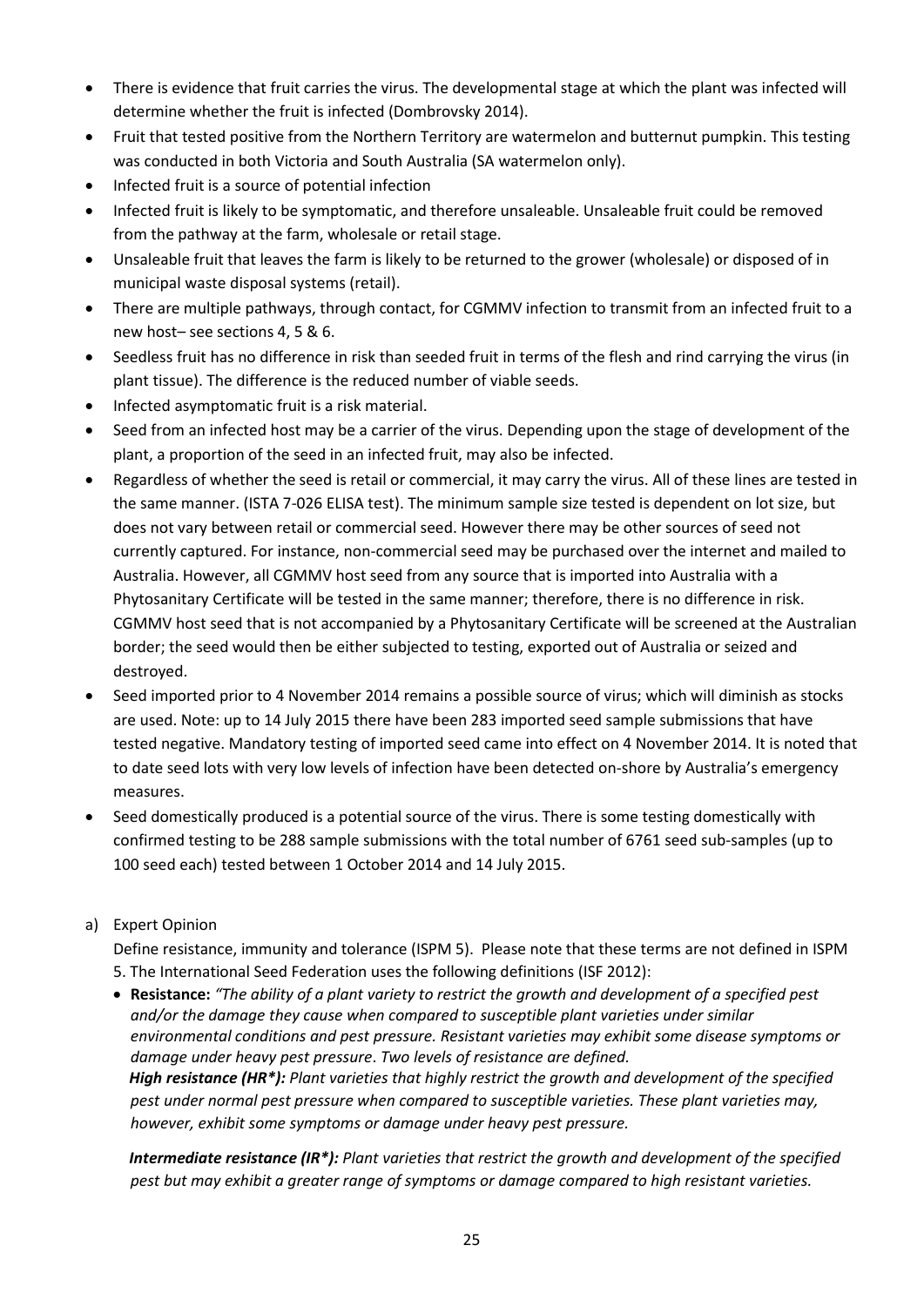- There is evidence that fruit carries the virus. The developmental stage at which the plant was infected will determine whether the fruit is infected (Dombrovsky 2014).
- Fruit that tested positive from the Northern Territory are watermelon and butternut pumpkin. This testing was conducted in both Victoria and South Australia (SA watermelon only).
- Infected fruit is a source of potential infection
- Infected fruit is likely to be symptomatic, and therefore unsaleable. Unsaleable fruit could be removed from the pathway at the farm, wholesale or retail stage.
- Unsaleable fruit that leaves the farm is likely to be returned to the grower (wholesale) or disposed of in municipal waste disposal systems (retail).
- There are multiple pathways, through contact, for CGMMV infection to transmit from an infected fruit to a new host– see sections 4, 5 & 6.
- Seedless fruit has no difference in risk than seeded fruit in terms of the flesh and rind carrying the virus (in plant tissue). The difference is the reduced number of viable seeds.
- Infected asymptomatic fruit is a risk material.
- Seed from an infected host may be a carrier of the virus. Depending upon the stage of development of the plant, a proportion of the seed in an infected fruit, may also be infected.
- Regardless of whether the seed is retail or commercial, it may carry the virus. All of these lines are tested in the same manner. (ISTA 7-026 ELISA test). The minimum sample size tested is dependent on lot size, but does not vary between retail or commercial seed. However there may be other sources of seed not currently captured. For instance, non-commercial seed may be purchased over the internet and mailed to Australia. However, all CGMMV host seed from any source that is imported into Australia with a Phytosanitary Certificate will be tested in the same manner; therefore, there is no difference in risk. CGMMV host seed that is not accompanied by a Phytosanitary Certificate will be screened at the Australian border; the seed would then be either subjected to testing, exported out of Australia or seized and destroyed.
- Seed imported prior to 4 November 2014 remains a possible source of virus; which will diminish as stocks are used. Note: up to 14 July 2015 there have been 283 imported seed sample submissions that have tested negative. Mandatory testing of imported seed came into effect on 4 November 2014. It is noted that to date seed lots with very low levels of infection have been detected on-shore by Australia's emergency measures.
- Seed domestically produced is a potential source of the virus. There is some testing domestically with confirmed testing to be 288 sample submissions with the total number of 6761 seed sub-samples (up to 100 seed each) tested between 1 October 2014 and 14 July 2015.

a) Expert Opinion

Define resistance, immunity and tolerance (ISPM 5). Please note that these terms are not defined in ISPM 5. The International Seed Federation uses the following definitions (ISF 2012):

- **Resistance:** *"The ability of a plant variety to restrict the growth and development of a specified pest and/or the damage they cause when compared to susceptible plant varieties under similar environmental conditions and pest pressure. Resistant varieties may exhibit some disease symptoms or damage under heavy pest pressure. Two levels of resistance are defined.*

  ***High resistance (HR\*):*** *Plant varieties that highly restrict the growth and development of the specified pest under normal pest pressure when compared to susceptible varieties. These plant varieties may, however, exhibit some symptoms or damage under heavy pest pressure.*

  ***Intermediate resistance (IR\*):*** *Plant varieties that restrict the growth and development of the specified pest but may exhibit a greater range of symptoms or damage compared to high resistant varieties.*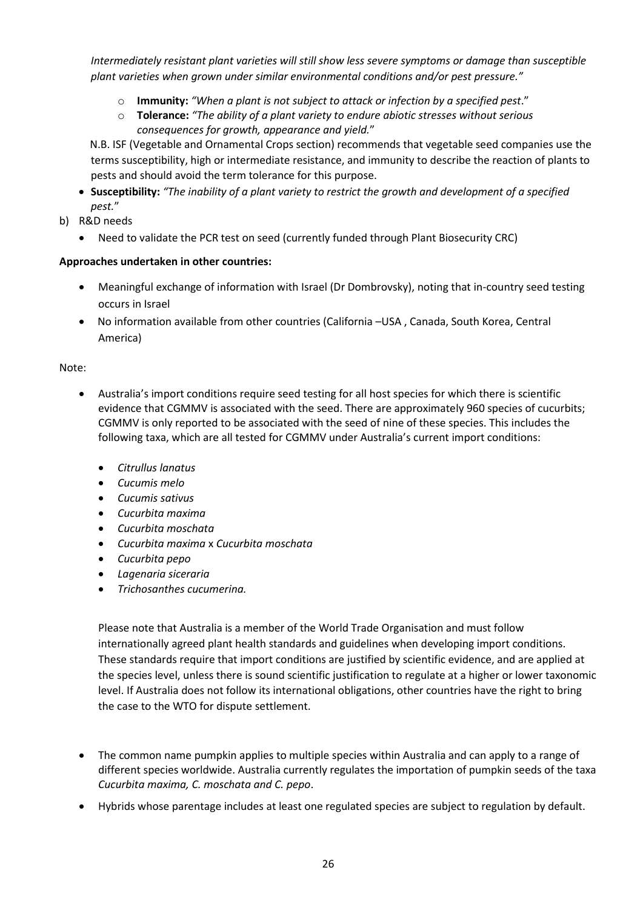*Intermediately resistant plant varieties will still show less severe symptoms or damage than susceptible plant varieties when grown under similar environmental conditions and/or pest pressure."*

  - **Immunity:** *"When a plant is not subject to attack or infection by a specified pest*."
  - **Tolerance:** *"The ability of a plant variety to endure abiotic stresses without serious consequences for growth, appearance and yield.*"

  N.B. ISF (Vegetable and Ornamental Crops section) recommends that vegetable seed companies use the terms susceptibility, high or intermediate resistance, and immunity to describe the reaction of plants to pests and should avoid the term tolerance for this purpose.

- **Susceptibility:** *"The inability of a plant variety to restrict the growth and development of a specified pest.*"

b) R&D needs

- Need to validate the PCR test on seed (currently funded through Plant Biosecurity CRC)

**Approaches undertaken in other countries:**

- Meaningful exchange of information with Israel (Dr Dombrovsky), noting that in-country seed testing occurs in Israel
- No information available from other countries (California –USA , Canada, South Korea, Central America)

Note:

- Australia's import conditions require seed testing for all host species for which there is scientific evidence that CGMMV is associated with the seed. There are approximately 960 species of cucurbits; CGMMV is only reported to be associated with the seed of nine of these species. This includes the following taxa, which are all tested for CGMMV under Australia's current import conditions:

  - *Citrullus lanatus*
  - *Cucumis melo*
  - *Cucumis sativus*
  - *Cucurbita maxima*
  - *Cucurbita moschata*
  - *Cucurbita maxima* x *Cucurbita moschata*
  - *Cucurbita pepo*
  - *Lagenaria siceraria*
  - *Trichosanthes cucumerina.*

  Please note that Australia is a member of the World Trade Organisation and must follow internationally agreed plant health standards and guidelines when developing import conditions. These standards require that import conditions are justified by scientific evidence, and are applied at the species level, unless there is sound scientific justification to regulate at a higher or lower taxonomic level. If Australia does not follow its international obligations, other countries have the right to bring the case to the WTO for dispute settlement.

- The common name pumpkin applies to multiple species within Australia and can apply to a range of different species worldwide. Australia currently regulates the importation of pumpkin seeds of the taxa *Cucurbita maxima, C. moschata and C. pepo*.
- Hybrids whose parentage includes at least one regulated species are subject to regulation by default.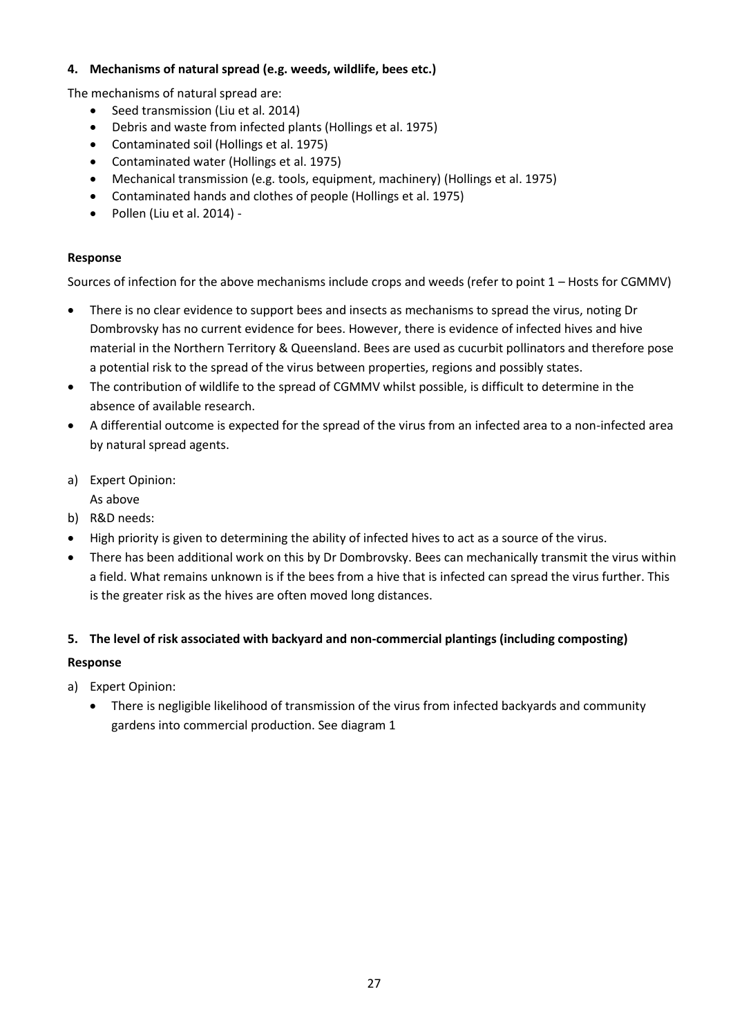#### 4. Mechanisms of natural spread (e.g. weeds, wildlife, bees etc.)

The mechanisms of natural spread are:

- Seed transmission (Liu et al. 2014)
- Debris and waste from infected plants (Hollings et al. 1975)
- Contaminated soil (Hollings et al. 1975)
- Contaminated water (Hollings et al. 1975)
- Mechanical transmission (e.g. tools, equipment, machinery) (Hollings et al. 1975)
- Contaminated hands and clothes of people (Hollings et al. 1975)
- Pollen (Liu et al. 2014) -

**Response**

Sources of infection for the above mechanisms include crops and weeds (refer to point 1 – Hosts for CGMMV)

- There is no clear evidence to support bees and insects as mechanisms to spread the virus, noting Dr Dombrovsky has no current evidence for bees. However, there is evidence of infected hives and hive material in the Northern Territory & Queensland. Bees are used as cucurbit pollinators and therefore pose a potential risk to the spread of the virus between properties, regions and possibly states.
- The contribution of wildlife to the spread of CGMMV whilst possible, is difficult to determine in the absence of available research.
- A differential outcome is expected for the spread of the virus from an infected area to a non-infected area by natural spread agents.

a) Expert Opinion:
   As above
b) R&D needs:

- High priority is given to determining the ability of infected hives to act as a source of the virus.
- There has been additional work on this by Dr Dombrovsky. Bees can mechanically transmit the virus within a field. What remains unknown is if the bees from a hive that is infected can spread the virus further. This is the greater risk as the hives are often moved long distances.

#### 5. The level of risk associated with backyard and non-commercial plantings (including composting)

**Response**

a) Expert Opinion:
   - There is negligible likelihood of transmission of the virus from infected backyards and community gardens into commercial production. See diagram 1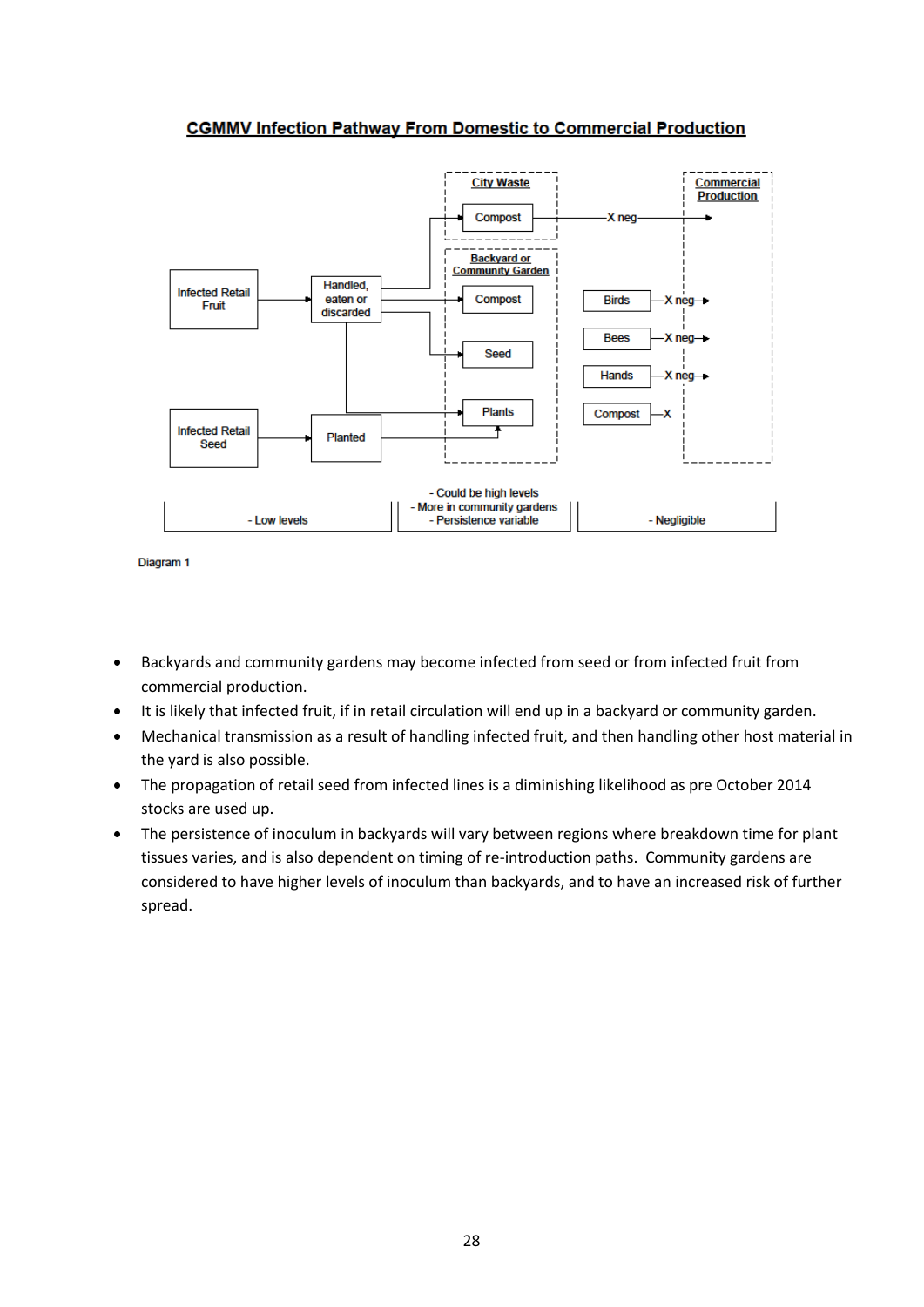## CGMMV Infection Pathway From Domestic to Commercial Production

City Waste: Compost —X neg→ Commercial Production

Backyard or Community Garden: Compost, Seed, Plants

Infected Retail Fruit → Handled, eaten or discarded → Compost (City Waste), Compost, Seed, Plants (Backyard or Community Garden)

Infected Retail Seed → Planted → Plants

Birds —X neg→
Bees —X neg→
Hands —X neg→
Compost —X

- Low levels

- Could be high levels
- More in community gardens
- Persistence variable

- Negligible

Diagram 1

- Backyards and community gardens may become infected from seed or from infected fruit from commercial production.
- It is likely that infected fruit, if in retail circulation will end up in a backyard or community garden.
- Mechanical transmission as a result of handling infected fruit, and then handling other host material in the yard is also possible.
- The propagation of retail seed from infected lines is a diminishing likelihood as pre October 2014 stocks are used up.
- The persistence of inoculum in backyards will vary between regions where breakdown time for plant tissues varies, and is also dependent on timing of re-introduction paths. Community gardens are considered to have higher levels of inoculum than backyards, and to have an increased risk of further spread.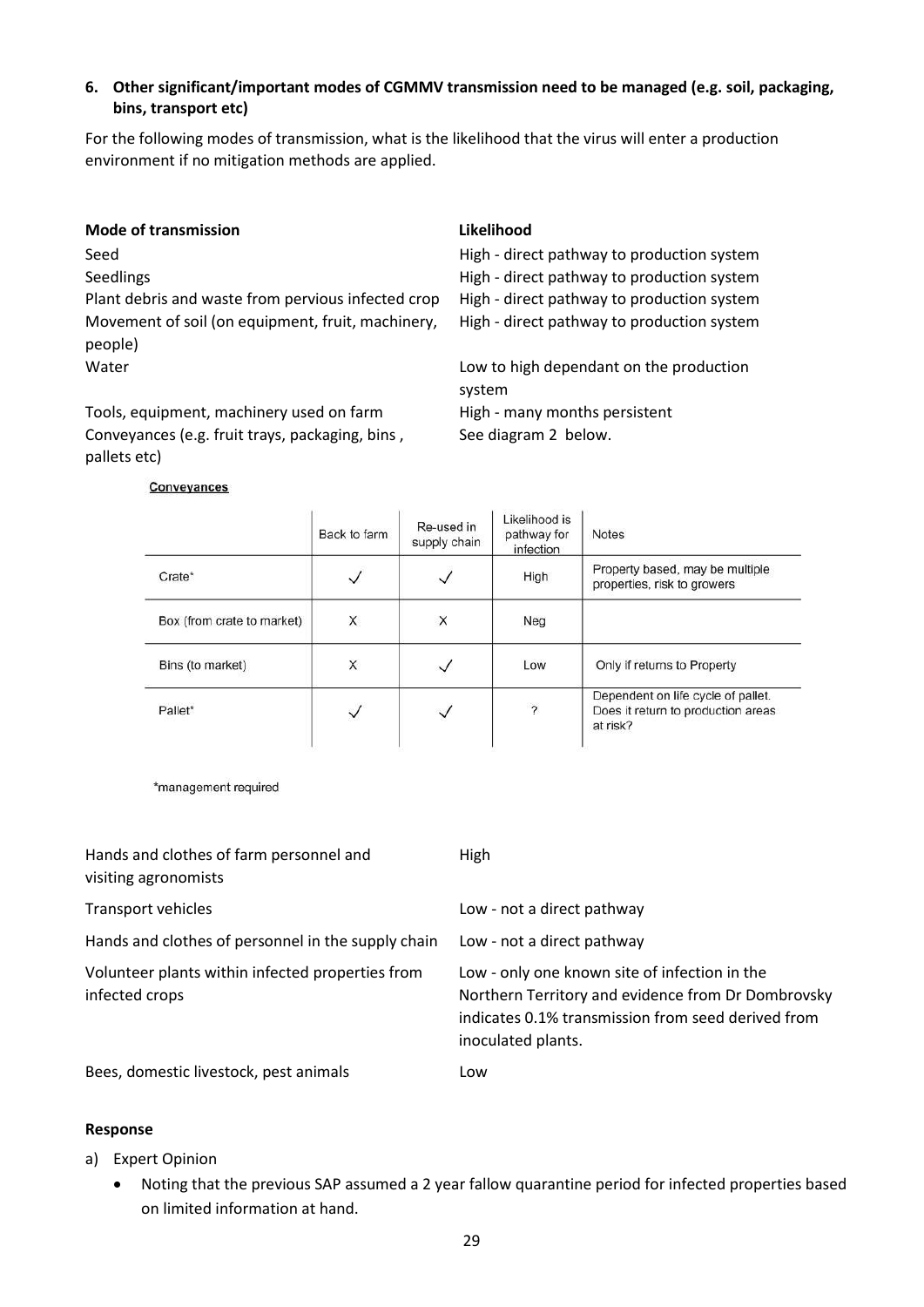**6. Other significant/important modes of CGMMV transmission need to be managed (e.g. soil, packaging, bins, transport etc)**

For the following modes of transmission, what is the likelihood that the virus will enter a production environment if no mitigation methods are applied.

| **Mode of transmission** | **Likelihood** |
|---|---|
| Seed | High - direct pathway to production system |
| Seedlings | High - direct pathway to production system |
| Plant debris and waste from pervious infected crop | High - direct pathway to production system |
| Movement of soil (on equipment, fruit, machinery, people) | High - direct pathway to production system |
| Water | Low to high dependant on the production system |
| Tools, equipment, machinery used on farm | High - many months persistent |
| Conveyances (e.g. fruit trays, packaging, bins , pallets etc) | See diagram 2 below. |

**Conveyances**

| | Back to farm | Re-used in supply chain | Likelihood is pathway for infection | Notes |
|---|---|---|---|---|
| Crate* | ✓ | ✓ | High | Property based, may be multiple properties, risk to growers |
| Box (from crate to market) | X | X | Neg | |
| Bins (to market) | X | ✓ | Low | Only if returns to Property |
| Pallet* | ✓ | ✓ | ? | Dependent on life cycle of pallet. Does it return to production areas at risk? |

*management required

| | |
|---|---|
| Hands and clothes of farm personnel and visiting agronomists | High |
| Transport vehicles | Low - not a direct pathway |
| Hands and clothes of personnel in the supply chain | Low - not a direct pathway |
| Volunteer plants within infected properties from infected crops | Low - only one known site of infection in the Northern Territory and evidence from Dr Dombrovsky indicates 0.1% transmission from seed derived from inoculated plants. |
| Bees, domestic livestock, pest animals | Low |

**Response**

a) Expert Opinion

- Noting that the previous SAP assumed a 2 year fallow quarantine period for infected properties based on limited information at hand.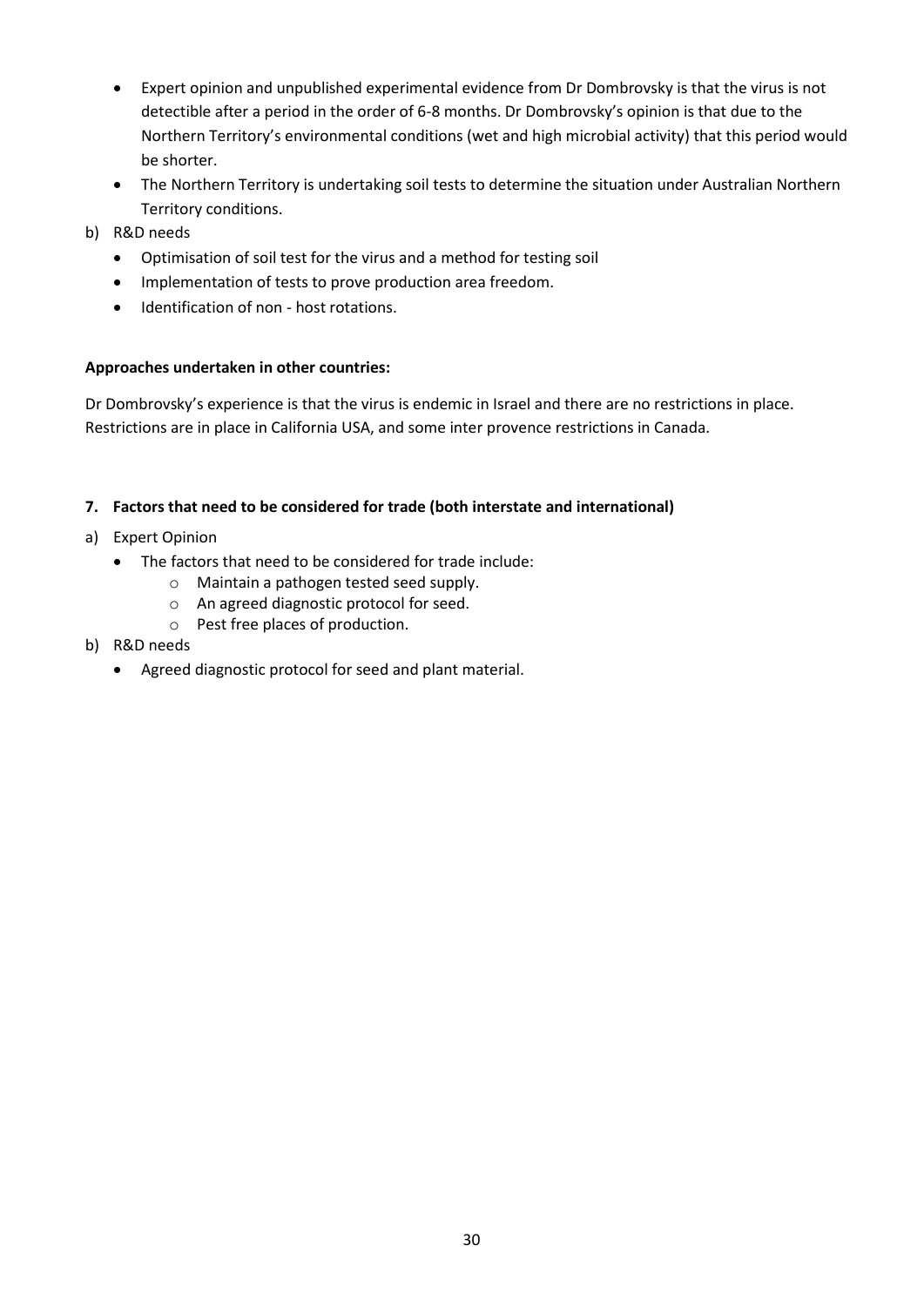- Expert opinion and unpublished experimental evidence from Dr Dombrovsky is that the virus is not detectible after a period in the order of 6-8 months. Dr Dombrovsky's opinion is that due to the Northern Territory's environmental conditions (wet and high microbial activity) that this period would be shorter.
- The Northern Territory is undertaking soil tests to determine the situation under Australian Northern Territory conditions.

b) R&D needs

- Optimisation of soil test for the virus and a method for testing soil
- Implementation of tests to prove production area freedom.
- Identification of non - host rotations.

**Approaches undertaken in other countries:**

Dr Dombrovsky's experience is that the virus is endemic in Israel and there are no restrictions in place. Restrictions are in place in California USA, and some inter provence restrictions in Canada.

**7. Factors that need to be considered for trade (both interstate and international)**

a) Expert Opinion

- The factors that need to be considered for trade include:
  - Maintain a pathogen tested seed supply.
  - An agreed diagnostic protocol for seed.
  - Pest free places of production.

b) R&D needs

- Agreed diagnostic protocol for seed and plant material.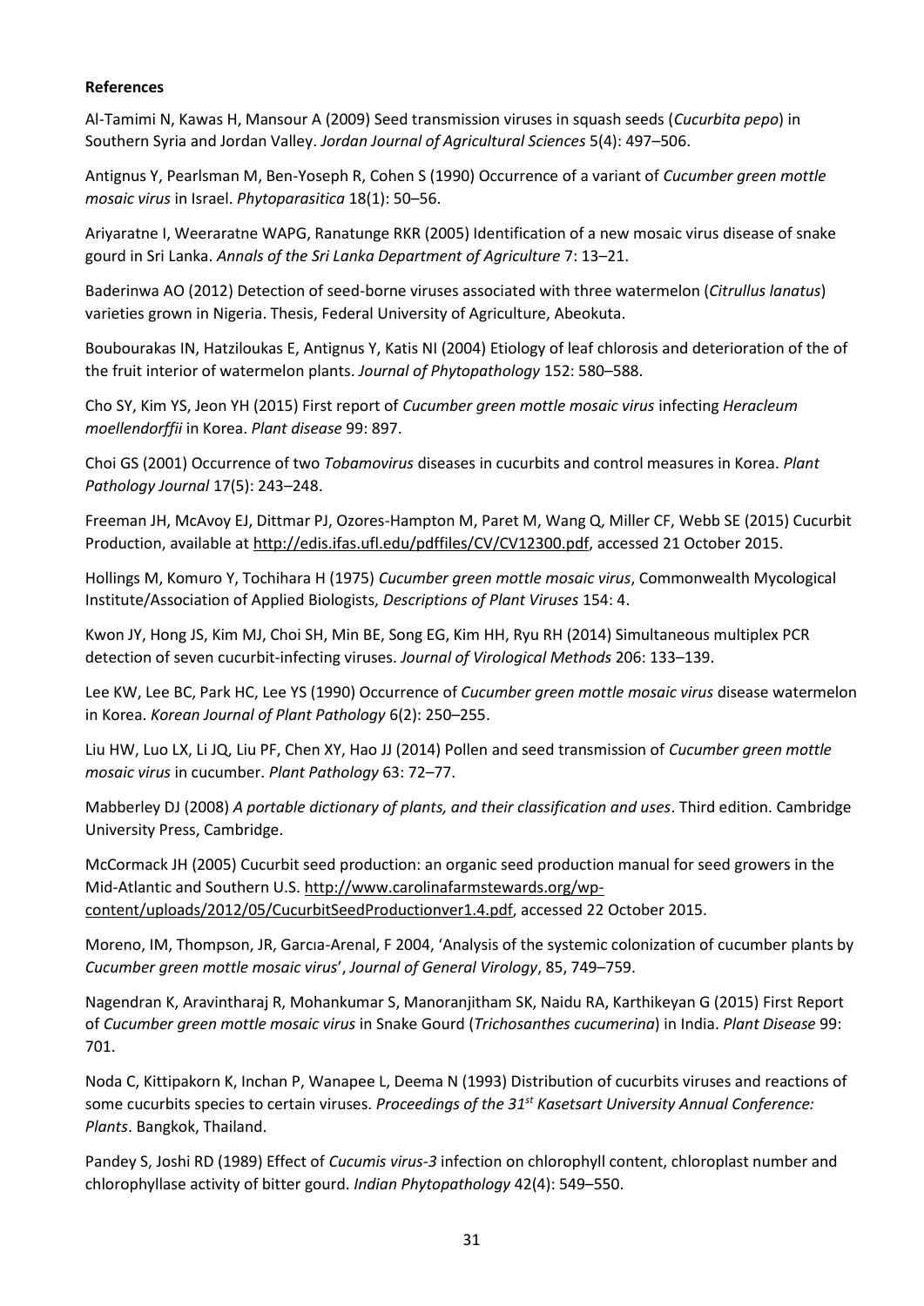**References**

Al-Tamimi N, Kawas H, Mansour A (2009) Seed transmission viruses in squash seeds (*Cucurbita pepo*) in Southern Syria and Jordan Valley. *Jordan Journal of Agricultural Sciences* 5(4): 497–506.

Antignus Y, Pearlsman M, Ben-Yoseph R, Cohen S (1990) Occurrence of a variant of *Cucumber green mottle mosaic virus* in Israel. *Phytoparasitica* 18(1): 50–56.

Ariyaratne I, Weeraratne WAPG, Ranatunge RKR (2005) Identification of a new mosaic virus disease of snake gourd in Sri Lanka. *Annals of the Sri Lanka Department of Agriculture* 7: 13–21.

Baderinwa AO (2012) Detection of seed-borne viruses associated with three watermelon (*Citrullus lanatus*) varieties grown in Nigeria. Thesis, Federal University of Agriculture, Abeokuta.

Boubourakas IN, Hatziloukas E, Antignus Y, Katis NI (2004) Etiology of leaf chlorosis and deterioration of the of the fruit interior of watermelon plants. *Journal of Phytopathology* 152: 580–588.

Cho SY, Kim YS, Jeon YH (2015) First report of *Cucumber green mottle mosaic virus* infecting *Heracleum moellendorffii* in Korea. *Plant disease* 99: 897.

Choi GS (2001) Occurrence of two *Tobamovirus* diseases in cucurbits and control measures in Korea. *Plant Pathology Journal* 17(5): 243–248.

Freeman JH, McAvoy EJ, Dittmar PJ, Ozores-Hampton M, Paret M, Wang Q, Miller CF, Webb SE (2015) Cucurbit Production, available at http://edis.ifas.ufl.edu/pdffiles/CV/CV12300.pdf, accessed 21 October 2015.

Hollings M, Komuro Y, Tochihara H (1975) *Cucumber green mottle mosaic virus*, Commonwealth Mycological Institute/Association of Applied Biologists, *Descriptions of Plant Viruses* 154: 4.

Kwon JY, Hong JS, Kim MJ, Choi SH, Min BE, Song EG, Kim HH, Ryu RH (2014) Simultaneous multiplex PCR detection of seven cucurbit-infecting viruses. *Journal of Virological Methods* 206: 133–139.

Lee KW, Lee BC, Park HC, Lee YS (1990) Occurrence of *Cucumber green mottle mosaic virus* disease watermelon in Korea. *Korean Journal of Plant Pathology* 6(2): 250–255.

Liu HW, Luo LX, Li JQ, Liu PF, Chen XY, Hao JJ (2014) Pollen and seed transmission of *Cucumber green mottle mosaic virus* in cucumber. *Plant Pathology* 63: 72–77.

Mabberley DJ (2008) *A portable dictionary of plants, and their classification and uses*. Third edition. Cambridge University Press, Cambridge.

McCormack JH (2005) Cucurbit seed production: an organic seed production manual for seed growers in the Mid-Atlantic and Southern U.S. http://www.carolinafarmstewards.org/wp-content/uploads/2012/05/CucurbitSeedProductionver1.4.pdf, accessed 22 October 2015.

Moreno, IM, Thompson, JR, Garcıa-Arenal, F 2004, 'Analysis of the systemic colonization of cucumber plants by *Cucumber green mottle mosaic virus*', *Journal of General Virology*, 85, 749–759.

Nagendran K, Aravintharaj R, Mohankumar S, Manoranjitham SK, Naidu RA, Karthikeyan G (2015) First Report of *Cucumber green mottle mosaic virus* in Snake Gourd (*Trichosanthes cucumerina*) in India. *Plant Disease* 99: 701.

Noda C, Kittipakorn K, Inchan P, Wanapee L, Deema N (1993) Distribution of cucurbits viruses and reactions of some cucurbits species to certain viruses. *Proceedings of the 31st Kasetsart University Annual Conference: Plants*. Bangkok, Thailand.

Pandey S, Joshi RD (1989) Effect of *Cucumis virus-3* infection on chlorophyll content, chloroplast number and chlorophyllase activity of bitter gourd. *Indian Phytopathology* 42(4): 549–550.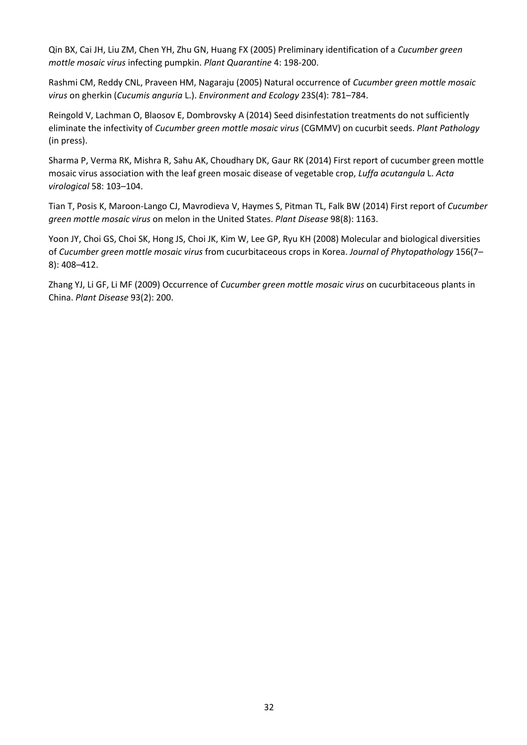Qin BX, Cai JH, Liu ZM, Chen YH, Zhu GN, Huang FX (2005) Preliminary identification of a *Cucumber green mottle mosaic virus* infecting pumpkin. *Plant Quarantine* 4: 198-200.

Rashmi CM, Reddy CNL, Praveen HM, Nagaraju (2005) Natural occurrence of *Cucumber green mottle mosaic virus* on gherkin (*Cucumis anguria* L.). *Environment and Ecology* 23S(4): 781–784.

Reingold V, Lachman O, Blaosov E, Dombrovsky A (2014) Seed disinfestation treatments do not sufficiently eliminate the infectivity of *Cucumber green mottle mosaic virus* (CGMMV) on cucurbit seeds. *Plant Pathology* (in press).

Sharma P, Verma RK, Mishra R, Sahu AK, Choudhary DK, Gaur RK (2014) First report of cucumber green mottle mosaic virus association with the leaf green mosaic disease of vegetable crop, *Luffa acutangula* L. *Acta virological* 58: 103–104.

Tian T, Posis K, Maroon-Lango CJ, Mavrodieva V, Haymes S, Pitman TL, Falk BW (2014) First report of *Cucumber green mottle mosaic virus* on melon in the United States. *Plant Disease* 98(8): 1163.

Yoon JY, Choi GS, Choi SK, Hong JS, Choi JK, Kim W, Lee GP, Ryu KH (2008) Molecular and biological diversities of *Cucumber green mottle mosaic virus* from cucurbitaceous crops in Korea. *Journal of Phytopathology* 156(7–8): 408–412.

Zhang YJ, Li GF, Li MF (2009) Occurrence of *Cucumber green mottle mosaic virus* on cucurbitaceous plants in China. *Plant Disease* 93(2): 200.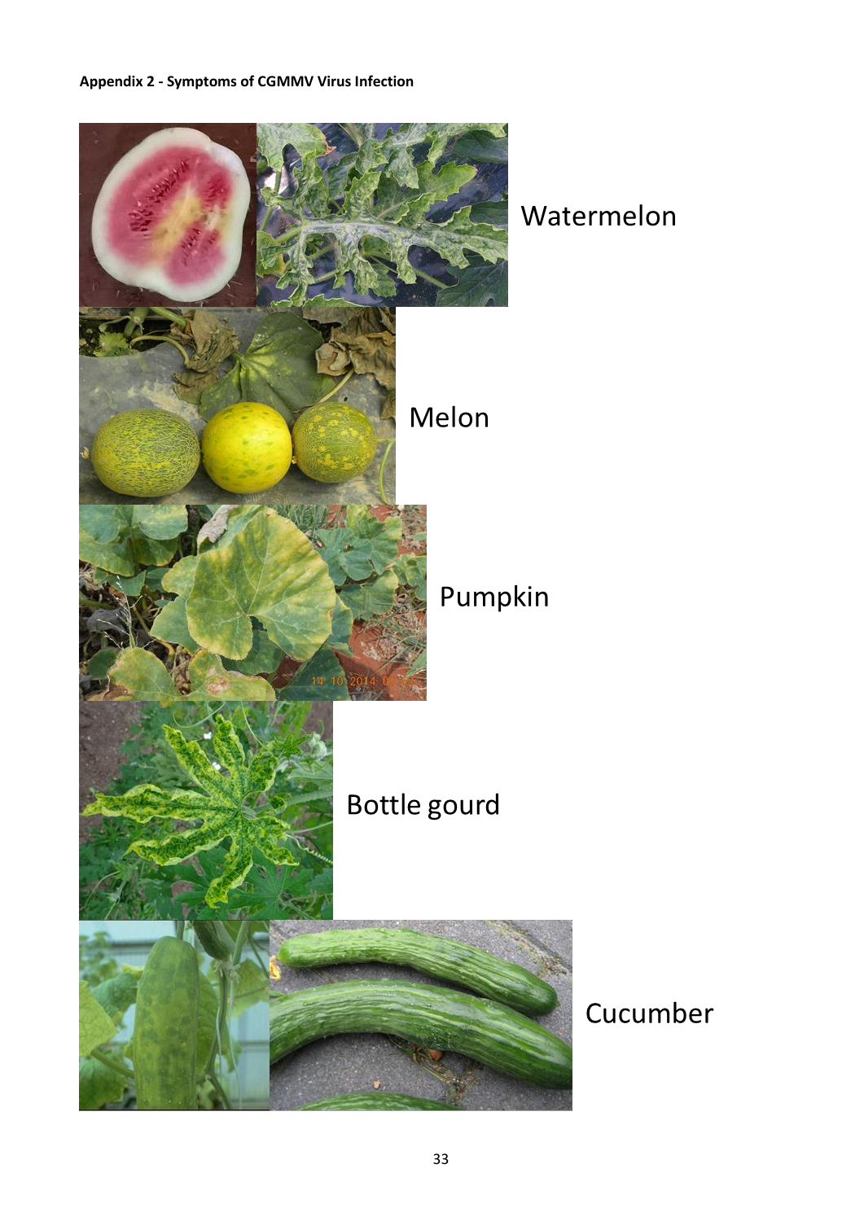**Appendix 2 - Symptoms of CGMMV Virus Infection**

Watermelon

Melon

Pumpkin

Bottle gourd

Cucumber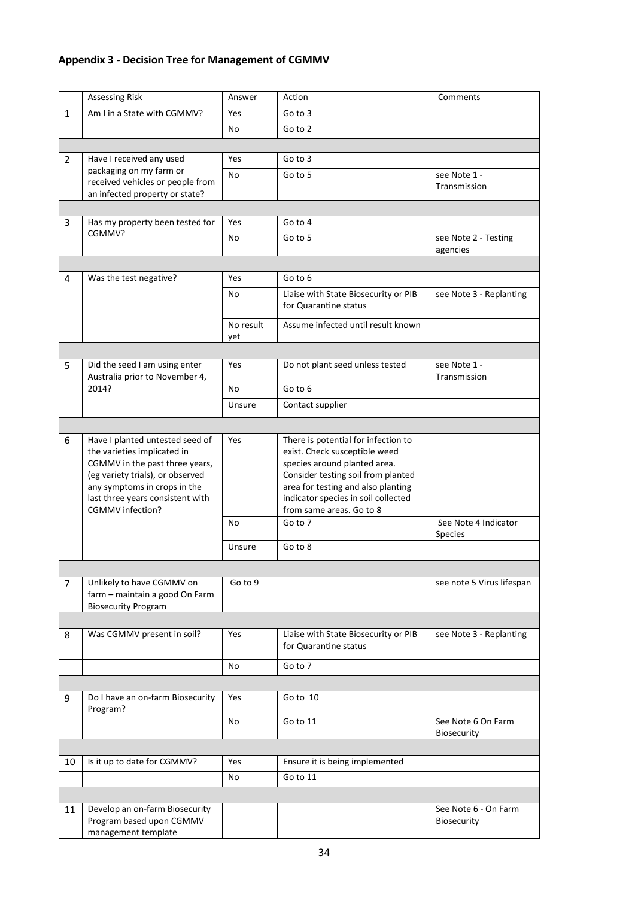## Appendix 3 - Decision Tree for Management of CGMMV

| | Assessing Risk | Answer | Action | Comments |
|---|---|---|---|---|
| 1 | Am I in a State with CGMMV? | Yes | Go to 3 | |
| | | No | Go to 2 | |
| | | | | |
| 2 | Have I received any used packaging on my farm or received vehicles or people from an infected property or state? | Yes | Go to 3 | |
| | | No | Go to 5 | see Note 1 - Transmission |
| | | | | |
| 3 | Has my property been tested for CGMMV? | Yes | Go to 4 | |
| | | No | Go to 5 | see Note 2 - Testing agencies |
| | | | | |
| 4 | Was the test negative? | Yes | Go to 6 | |
| | | No | Liaise with State Biosecurity or PIB for Quarantine status | see Note 3 - Replanting |
| | | No result yet | Assume infected until result known | |
| | | | | |
| 5 | Did the seed I am using enter Australia prior to November 4, 2014? | Yes | Do not plant seed unless tested | see Note 1 - Transmission |
| | | No | Go to 6 | |
| | | Unsure | Contact supplier | |
| | | | | |
| 6 | Have I planted untested seed of the varieties implicated in CGMMV in the past three years, (eg variety trials), or observed any symptoms in crops in the last three years consistent with CGMMV infection? | Yes | There is potential for infection to exist. Check susceptible weed species around planted area. Consider testing soil from planted area for testing and also planting indicator species in soil collected from same areas. Go to 8 | |
| | | No | Go to 7 | See Note 4 Indicator Species |
| | | Unsure | Go to 8 | |
| | | | | |
| 7 | Unlikely to have CGMMV on farm – maintain a good On Farm Biosecurity Program | Go to 9 | | see note 5 Virus lifespan |
| | | | | |
| 8 | Was CGMMV present in soil? | Yes | Liaise with State Biosecurity or PIB for Quarantine status | see Note 3 - Replanting |
| | | No | Go to 7 | |
| | | | | |
| 9 | Do I have an on-farm Biosecurity Program? | Yes | Go to 10 | |
| | | No | Go to 11 | See Note 6 On Farm Biosecurity |
| | | | | |
| 10 | Is it up to date for CGMMV? | Yes | Ensure it is being implemented | |
| | | No | Go to 11 | |
| | | | | |
| 11 | Develop an on-farm Biosecurity Program based upon CGMMV management template | | | See Note 6 - On Farm Biosecurity |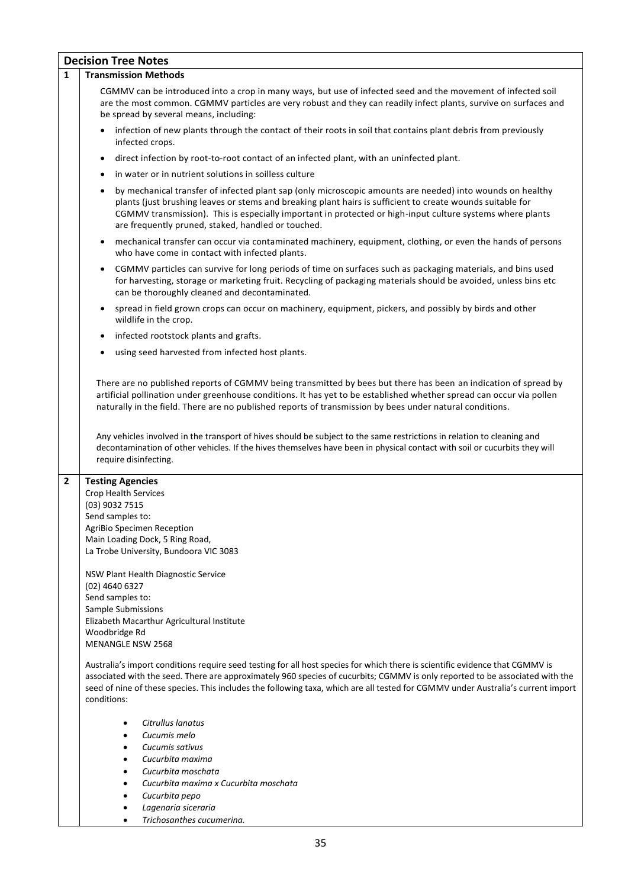## Decision Tree Notes

### 1 Transmission Methods

CGMMV can be introduced into a crop in many ways, but use of infected seed and the movement of infected soil are the most common. CGMMV particles are very robust and they can readily infect plants, survive on surfaces and be spread by several means, including:

- infection of new plants through the contact of their roots in soil that contains plant debris from previously infected crops.
- direct infection by root-to-root contact of an infected plant, with an uninfected plant.
- in water or in nutrient solutions in soilless culture
- by mechanical transfer of infected plant sap (only microscopic amounts are needed) into wounds on healthy plants (just brushing leaves or stems and breaking plant hairs is sufficient to create wounds suitable for CGMMV transmission). This is especially important in protected or high-input culture systems where plants are frequently pruned, staked, handled or touched.
- mechanical transfer can occur via contaminated machinery, equipment, clothing, or even the hands of persons who have come in contact with infected plants.
- CGMMV particles can survive for long periods of time on surfaces such as packaging materials, and bins used for harvesting, storage or marketing fruit. Recycling of packaging materials should be avoided, unless bins etc can be thoroughly cleaned and decontaminated.
- spread in field grown crops can occur on machinery, equipment, pickers, and possibly by birds and other wildlife in the crop.
- infected rootstock plants and grafts.
- using seed harvested from infected host plants.

There are no published reports of CGMMV being transmitted by bees but there has been an indication of spread by artificial pollination under greenhouse conditions. It has yet to be established whether spread can occur via pollen naturally in the field. There are no published reports of transmission by bees under natural conditions.

Any vehicles involved in the transport of hives should be subject to the same restrictions in relation to cleaning and decontamination of other vehicles. If the hives themselves have been in physical contact with soil or cucurbits they will require disinfecting.

### 2 Testing Agencies

Crop Health Services  
(03) 9032 7515  
Send samples to:  
AgriBio Specimen Reception  
Main Loading Dock, 5 Ring Road,  
La Trobe University, Bundoora VIC 3083

NSW Plant Health Diagnostic Service  
(02) 4640 6327  
Send samples to:  
Sample Submissions  
Elizabeth Macarthur Agricultural Institute  
Woodbridge Rd  
MENANGLE NSW 2568

Australia's import conditions require seed testing for all host species for which there is scientific evidence that CGMMV is associated with the seed. There are approximately 960 species of cucurbits; CGMMV is only reported to be associated with the seed of nine of these species. This includes the following taxa, which are all tested for CGMMV under Australia's current import conditions:

- *Citrullus lanatus*
- *Cucumis melo*
- *Cucumis sativus*
- *Cucurbita maxima*
- *Cucurbita moschata*
- *Cucurbita maxima x Cucurbita moschata*
- *Cucurbita pepo*
- *Lagenaria siceraria*
- *Trichosanthes cucumerina.*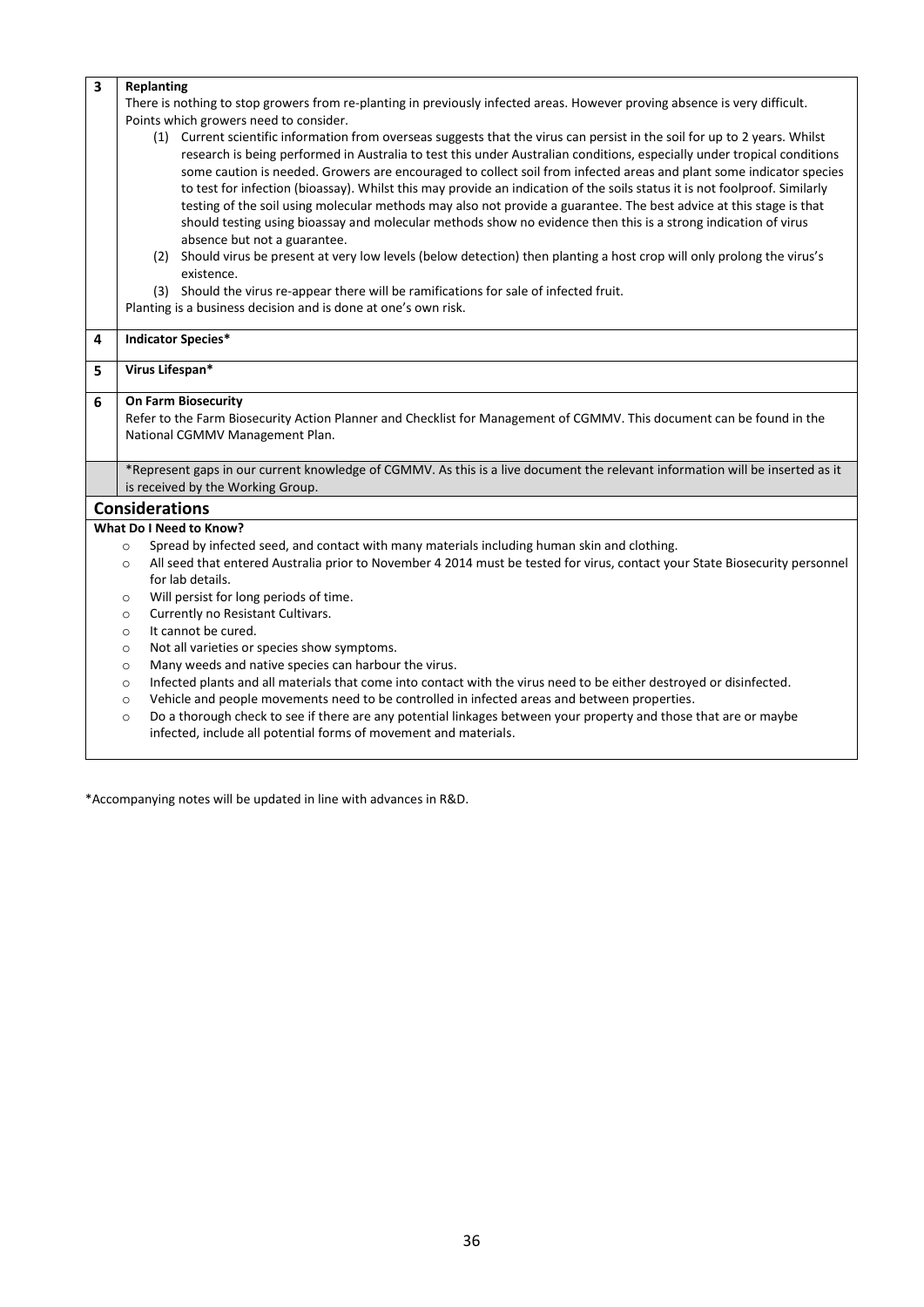| | |
|---|---|
| **3** | **Replanting**<br>There is nothing to stop growers from re-planting in previously infected areas. However proving absence is very difficult. Points which growers need to consider.<br>(1) Current scientific information from overseas suggests that the virus can persist in the soil for up to 2 years. Whilst research is being performed in Australia to test this under Australian conditions, especially under tropical conditions some caution is needed. Growers are encouraged to collect soil from infected areas and plant some indicator species to test for infection (bioassay). Whilst this may provide an indication of the soils status it is not foolproof. Similarly testing of the soil using molecular methods may also not provide a guarantee. The best advice at this stage is that should testing using bioassay and molecular methods show no evidence then this is a strong indication of virus absence but not a guarantee.<br>(2) Should virus be present at very low levels (below detection) then planting a host crop will only prolong the virus's existence.<br>(3) Should the virus re-appear there will be ramifications for sale of infected fruit.<br>Planting is a business decision and is done at one's own risk. |
| **4** | **Indicator Species*** |
| **5** | **Virus Lifespan*** |
| **6** | **On Farm Biosecurity**<br>Refer to the Farm Biosecurity Action Planner and Checklist for Management of CGMMV. This document can be found in the National CGMMV Management Plan. |
| | *Represent gaps in our current knowledge of CGMMV. As this is a live document the relevant information will be inserted as it is received by the Working Group. |

## Considerations

**What Do I Need to Know?**

- Spread by infected seed, and contact with many materials including human skin and clothing.
- All seed that entered Australia prior to November 4 2014 must be tested for virus, contact your State Biosecurity personnel for lab details.
- Will persist for long periods of time.
- Currently no Resistant Cultivars.
- It cannot be cured.
- Not all varieties or species show symptoms.
- Many weeds and native species can harbour the virus.
- Infected plants and all materials that come into contact with the virus need to be either destroyed or disinfected.
- Vehicle and people movements need to be controlled in infected areas and between properties.
- Do a thorough check to see if there are any potential linkages between your property and those that are or maybe infected, include all potential forms of movement and materials.

*Accompanying notes will be updated in line with advances in R&D.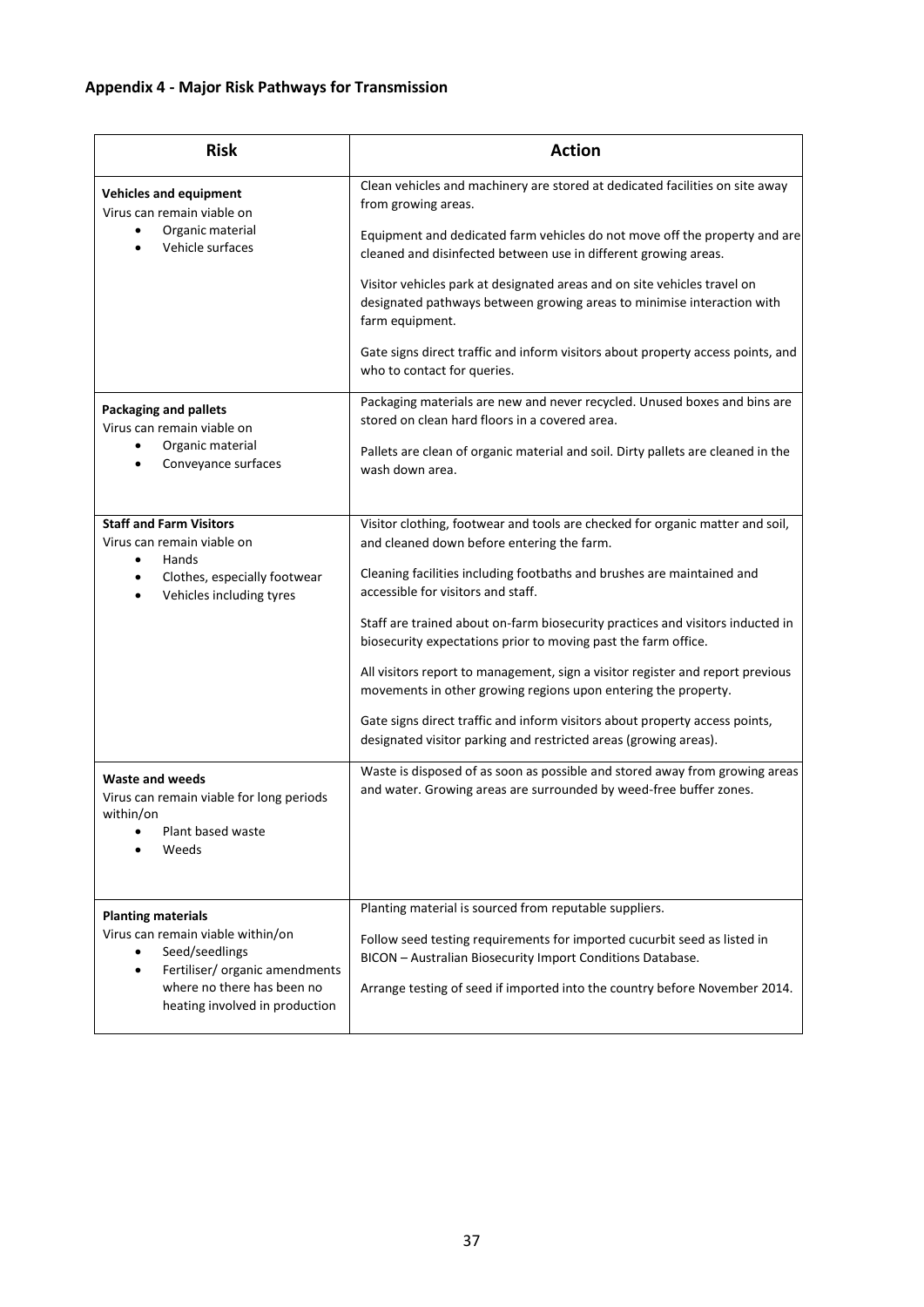## Appendix 4 - Major Risk Pathways for Transmission

| Risk | Action |
|---|---|
| **Vehicles and equipment**<br>Virus can remain viable on<br>• Organic material<br>• Vehicle surfaces | Clean vehicles and machinery are stored at dedicated facilities on site away from growing areas.<br><br>Equipment and dedicated farm vehicles do not move off the property and are cleaned and disinfected between use in different growing areas.<br><br>Visitor vehicles park at designated areas and on site vehicles travel on designated pathways between growing areas to minimise interaction with farm equipment.<br><br>Gate signs direct traffic and inform visitors about property access points, and who to contact for queries. |
| **Packaging and pallets**<br>Virus can remain viable on<br>• Organic material<br>• Conveyance surfaces | Packaging materials are new and never recycled. Unused boxes and bins are stored on clean hard floors in a covered area.<br><br>Pallets are clean of organic material and soil. Dirty pallets are cleaned in the wash down area. |
| **Staff and Farm Visitors**<br>Virus can remain viable on<br>• Hands<br>• Clothes, especially footwear<br>• Vehicles including tyres | Visitor clothing, footwear and tools are checked for organic matter and soil, and cleaned down before entering the farm.<br><br>Cleaning facilities including footbaths and brushes are maintained and accessible for visitors and staff.<br><br>Staff are trained about on-farm biosecurity practices and visitors inducted in biosecurity expectations prior to moving past the farm office.<br><br>All visitors report to management, sign a visitor register and report previous movements in other growing regions upon entering the property.<br><br>Gate signs direct traffic and inform visitors about property access points, designated visitor parking and restricted areas (growing areas). |
| **Waste and weeds**<br>Virus can remain viable for long periods within/on<br>• Plant based waste<br>• Weeds | Waste is disposed of as soon as possible and stored away from growing areas and water. Growing areas are surrounded by weed-free buffer zones. |
| **Planting materials**<br>Virus can remain viable within/on<br>• Seed/seedlings<br>• Fertiliser/ organic amendments where no there has been no heating involved in production | Planting material is sourced from reputable suppliers.<br><br>Follow seed testing requirements for imported cucurbit seed as listed in BICON – Australian Biosecurity Import Conditions Database.<br><br>Arrange testing of seed if imported into the country before November 2014. |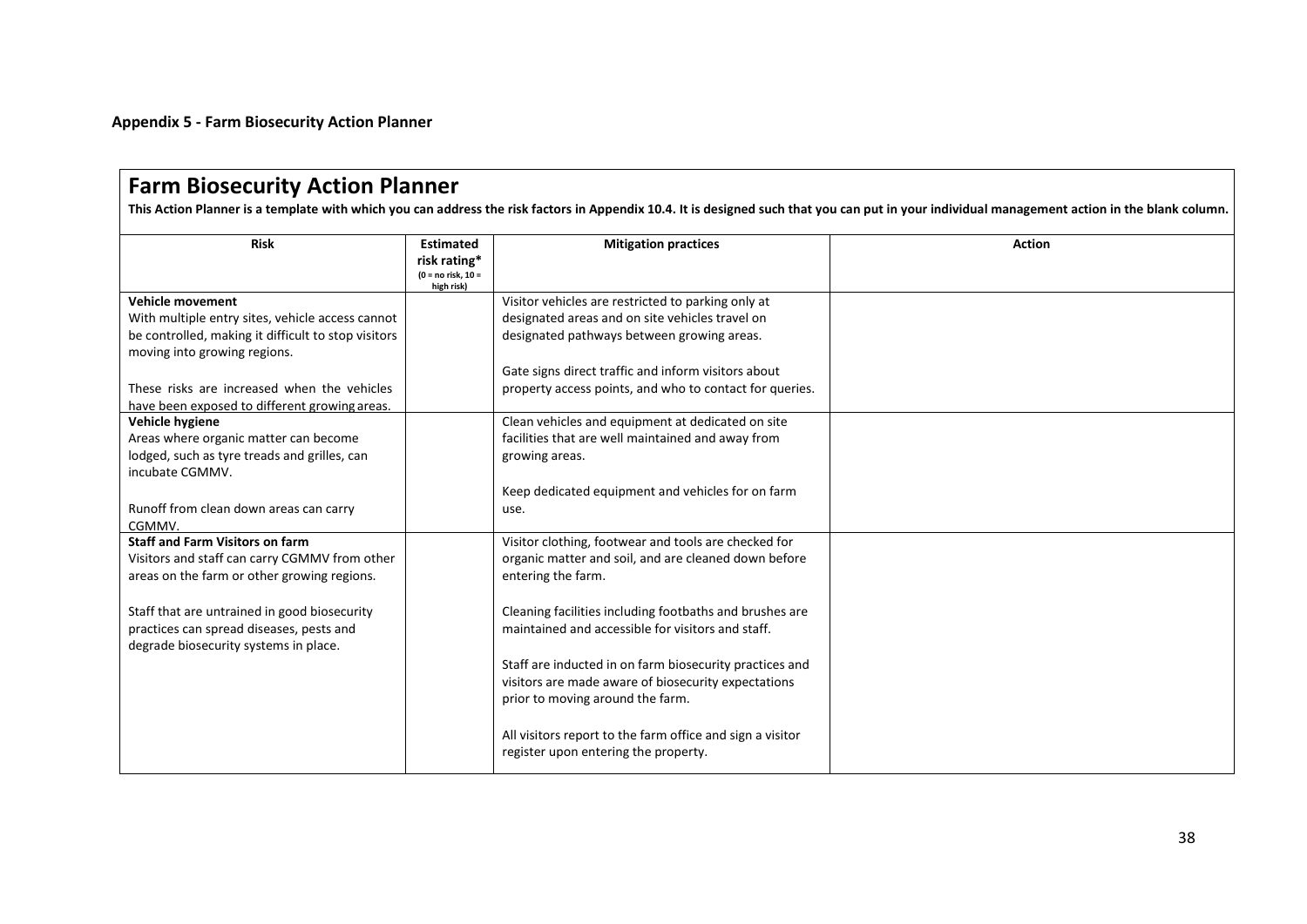**Appendix 5 - Farm Biosecurity Action Planner**

# Farm Biosecurity Action Planner

**This Action Planner is a template with which you can address the risk factors in Appendix 10.4. It is designed such that you can put in your individual management action in the blank column.**

| Risk | Estimated risk rating* (0 = no risk, 10 = high risk) | Mitigation practices | Action |
|---|---|---|---|
| **Vehicle movement**<br>With multiple entry sites, vehicle access cannot be controlled, making it difficult to stop visitors moving into growing regions.<br><br>These risks are increased when the vehicles have been exposed to different growing areas. | | Visitor vehicles are restricted to parking only at designated areas and on site vehicles travel on designated pathways between growing areas.<br><br>Gate signs direct traffic and inform visitors about property access points, and who to contact for queries. | |
| **Vehicle hygiene**<br>Areas where organic matter can become lodged, such as tyre treads and grilles, can incubate CGMMV.<br><br>Runoff from clean down areas can carry CGMMV. | | Clean vehicles and equipment at dedicated on site facilities that are well maintained and away from growing areas.<br><br>Keep dedicated equipment and vehicles for on farm use. | |
| **Staff and Farm Visitors on farm**<br>Visitors and staff can carry CGMMV from other areas on the farm or other growing regions.<br><br>Staff that are untrained in good biosecurity practices can spread diseases, pests and degrade biosecurity systems in place. | | Visitor clothing, footwear and tools are checked for organic matter and soil, and are cleaned down before entering the farm.<br><br>Cleaning facilities including footbaths and brushes are maintained and accessible for visitors and staff.<br><br>Staff are inducted in on farm biosecurity practices and visitors are made aware of biosecurity expectations prior to moving around the farm.<br><br>All visitors report to the farm office and sign a visitor register upon entering the property. | |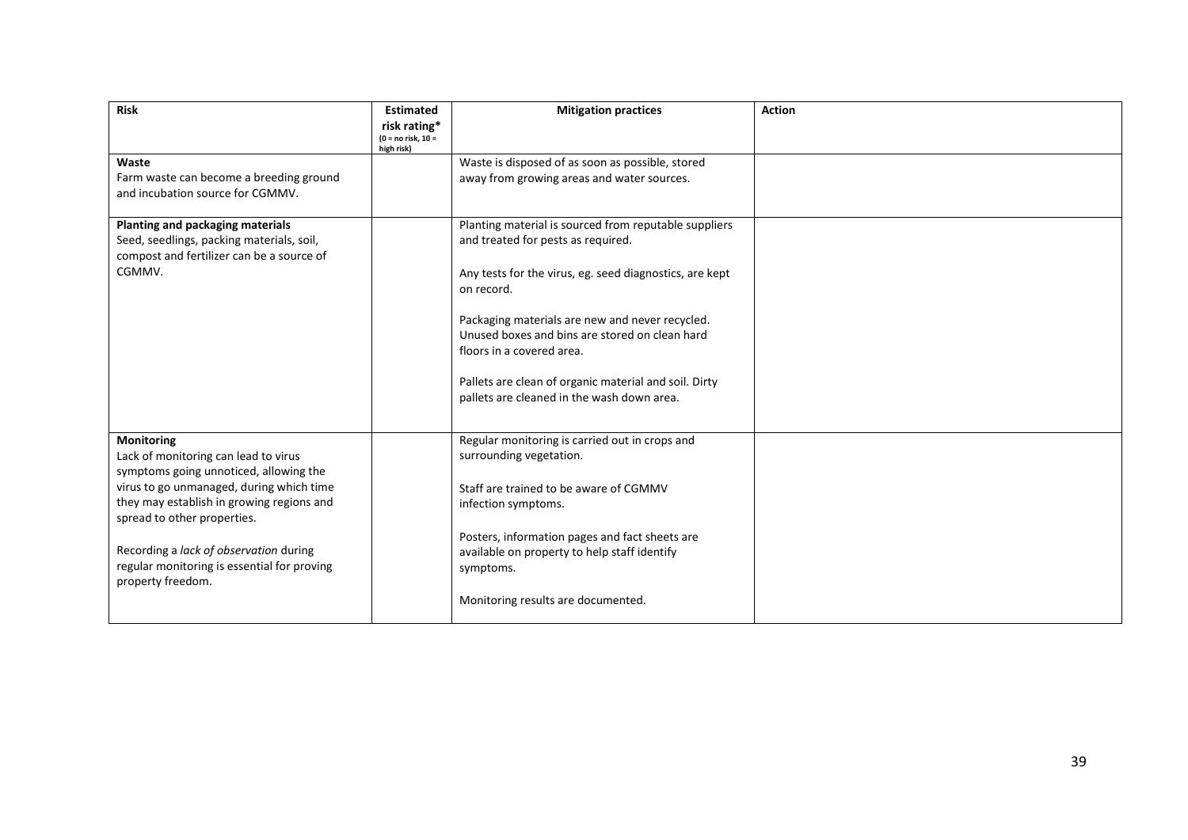| Risk | Estimated risk rating* (0 = no risk, 10 = high risk) | Mitigation practices | Action |
|---|---|---|---|
| **Waste**<br>Farm waste can become a breeding ground and incubation source for CGMMV. | | Waste is disposed of as soon as possible, stored away from growing areas and water sources. | |
| **Planting and packaging materials**<br>Seed, seedlings, packing materials, soil, compost and fertilizer can be a source of CGMMV. | | Planting material is sourced from reputable suppliers and treated for pests as required.<br><br>Any tests for the virus, eg. seed diagnostics, are kept on record.<br><br>Packaging materials are new and never recycled. Unused boxes and bins are stored on clean hard floors in a covered area.<br><br>Pallets are clean of organic material and soil. Dirty pallets are cleaned in the wash down area. | |
| **Monitoring**<br>Lack of monitoring can lead to virus symptoms going unnoticed, allowing the virus to go unmanaged, during which time they may establish in growing regions and spread to other properties.<br><br>Recording a *lack of observation* during regular monitoring is essential for proving property freedom. | | Regular monitoring is carried out in crops and surrounding vegetation.<br><br>Staff are trained to be aware of CGMMV infection symptoms.<br><br>Posters, information pages and fact sheets are available on property to help staff identify symptoms.<br><br>Monitoring results are documented. | |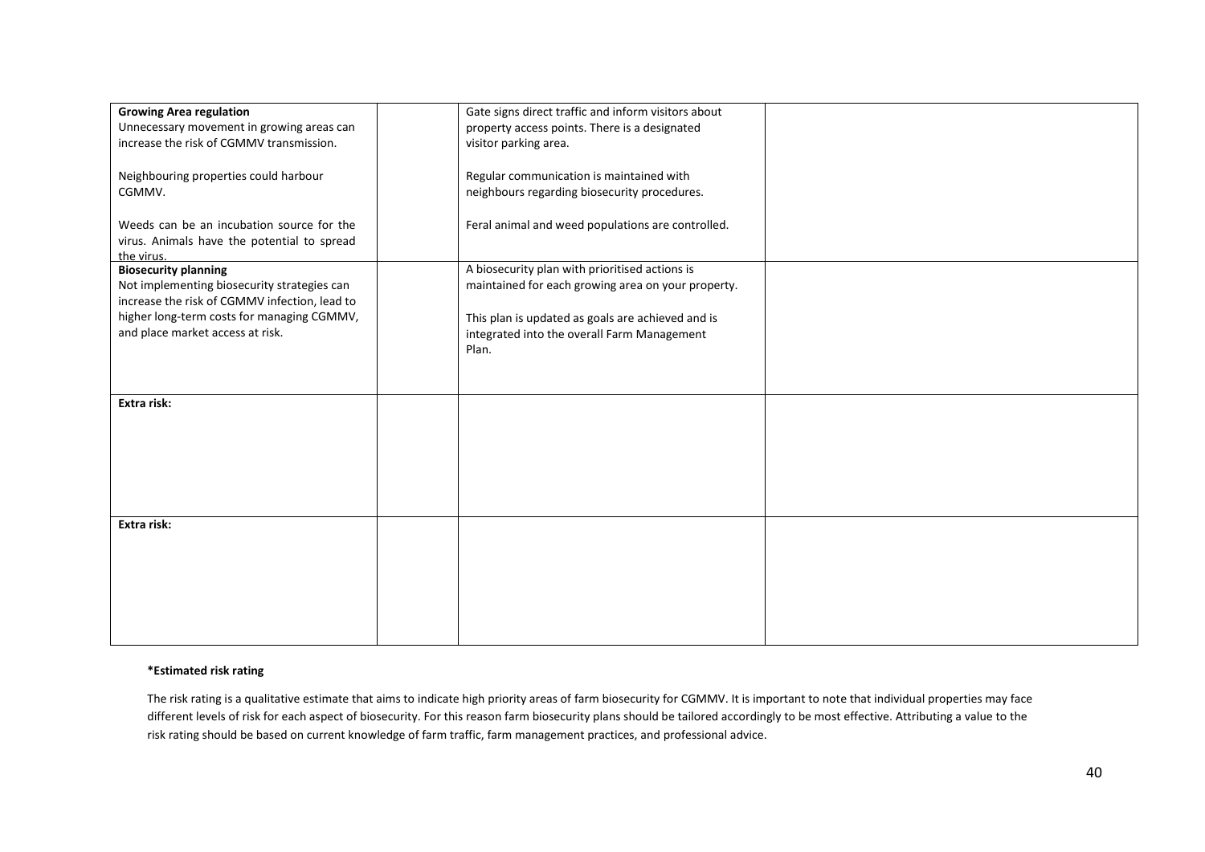| | | | |
|---|---|---|---|
| **Growing Area regulation**<br>Unnecessary movement in growing areas can increase the risk of CGMMV transmission.<br><br>Neighbouring properties could harbour CGMMV.<br><br>Weeds can be an incubation source for the virus. Animals have the potential to spread the virus. | | Gate signs direct traffic and inform visitors about property access points. There is a designated visitor parking area.<br><br>Regular communication is maintained with neighbours regarding biosecurity procedures.<br><br>Feral animal and weed populations are controlled. | |
| **Biosecurity planning**<br>Not implementing biosecurity strategies can increase the risk of CGMMV infection, lead to higher long-term costs for managing CGMMV, and place market access at risk. | | A biosecurity plan with prioritised actions is maintained for each growing area on your property.<br><br>This plan is updated as goals are achieved and is integrated into the overall Farm Management Plan. | |
| **Extra risk:** | | | |
| **Extra risk:** | | | |

**\*Estimated risk rating**

The risk rating is a qualitative estimate that aims to indicate high priority areas of farm biosecurity for CGMMV. It is important to note that individual properties may face different levels of risk for each aspect of biosecurity. For this reason farm biosecurity plans should be tailored accordingly to be most effective. Attributing a value to the risk rating should be based on current knowledge of farm traffic, farm management practices, and professional advice.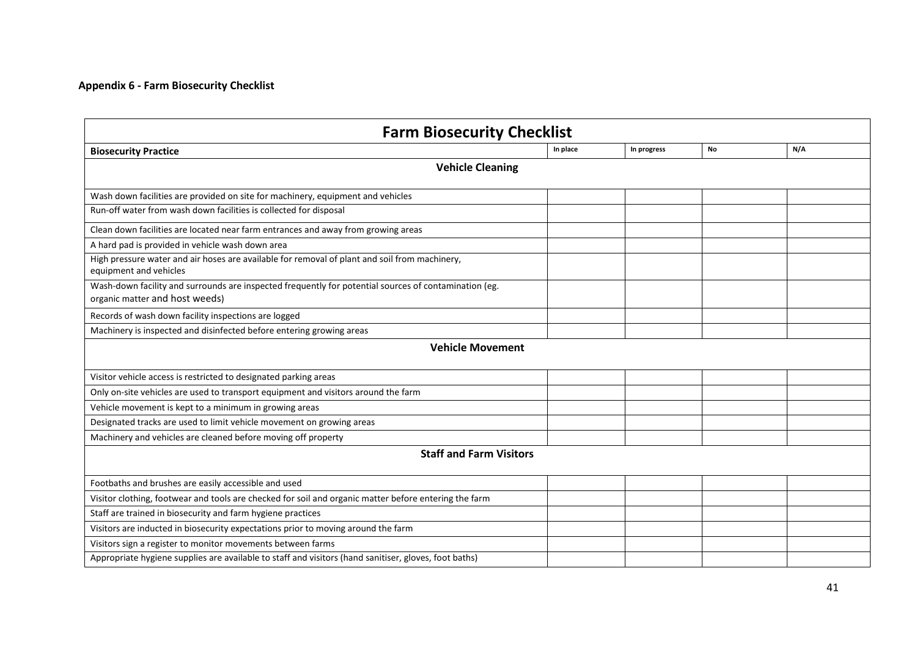**Appendix 6 - Farm Biosecurity Checklist**

| Farm Biosecurity Checklist | | | | |
|---|---|---|---|---|
| **Biosecurity Practice** | **In place** | **In progress** | **No** | **N/A** |
| **Vehicle Cleaning** | | | | |
| Wash down facilities are provided on site for machinery, equipment and vehicles | | | | |
| Run-off water from wash down facilities is collected for disposal | | | | |
| Clean down facilities are located near farm entrances and away from growing areas | | | | |
| A hard pad is provided in vehicle wash down area | | | | |
| High pressure water and air hoses are available for removal of plant and soil from machinery, equipment and vehicles | | | | |
| Wash-down facility and surrounds are inspected frequently for potential sources of contamination (eg. organic matter and host weeds) | | | | |
| Records of wash down facility inspections are logged | | | | |
| Machinery is inspected and disinfected before entering growing areas | | | | |
| **Vehicle Movement** | | | | |
| Visitor vehicle access is restricted to designated parking areas | | | | |
| Only on-site vehicles are used to transport equipment and visitors around the farm | | | | |
| Vehicle movement is kept to a minimum in growing areas | | | | |
| Designated tracks are used to limit vehicle movement on growing areas | | | | |
| Machinery and vehicles are cleaned before moving off property | | | | |
| **Staff and Farm Visitors** | | | | |
| Footbaths and brushes are easily accessible and used | | | | |
| Visitor clothing, footwear and tools are checked for soil and organic matter before entering the farm | | | | |
| Staff are trained in biosecurity and farm hygiene practices | | | | |
| Visitors are inducted in biosecurity expectations prior to moving around the farm | | | | |
| Visitors sign a register to monitor movements between farms | | | | |
| Appropriate hygiene supplies are available to staff and visitors (hand sanitiser, gloves, foot baths) | | | | |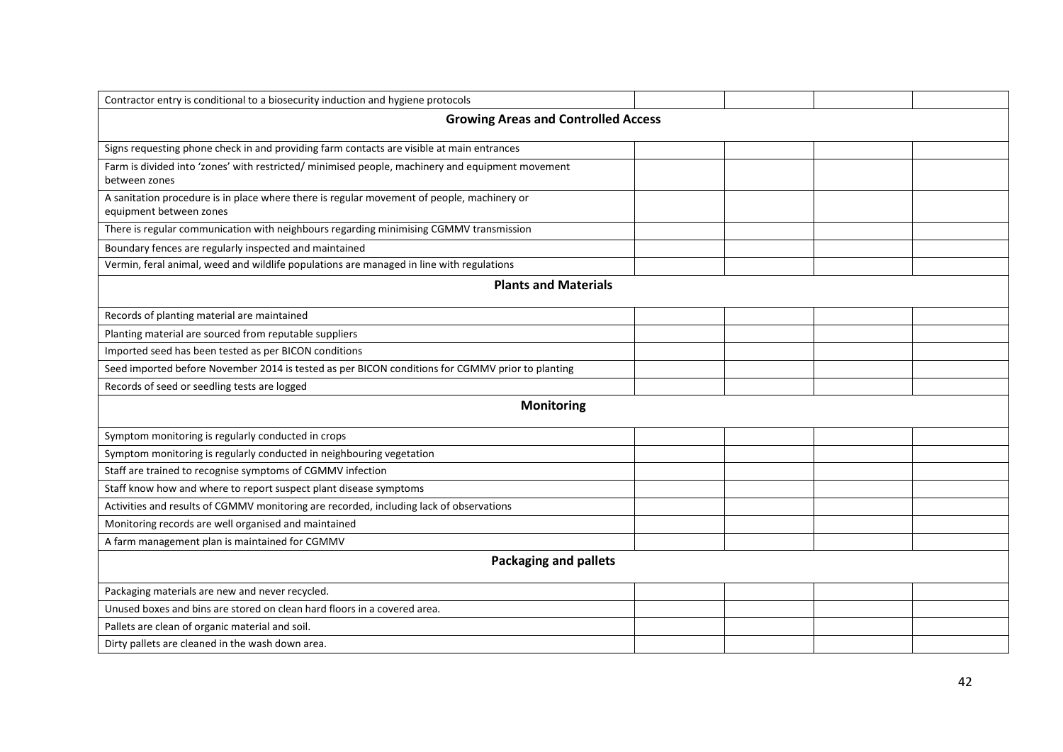| | | | | |
|---|---|---|---|---|
| Contractor entry is conditional to a biosecurity induction and hygiene protocols | | | | |
| **Growing Areas and Controlled Access** | | | | |
| Signs requesting phone check in and providing farm contacts are visible at main entrances | | | | |
| Farm is divided into 'zones' with restricted/ minimised people, machinery and equipment movement between zones | | | | |
| A sanitation procedure is in place where there is regular movement of people, machinery or equipment between zones | | | | |
| There is regular communication with neighbours regarding minimising CGMMV transmission | | | | |
| Boundary fences are regularly inspected and maintained | | | | |
| Vermin, feral animal, weed and wildlife populations are managed in line with regulations | | | | |
| **Plants and Materials** | | | | |
| Records of planting material are maintained | | | | |
| Planting material are sourced from reputable suppliers | | | | |
| Imported seed has been tested as per BICON conditions | | | | |
| Seed imported before November 2014 is tested as per BICON conditions for CGMMV prior to planting | | | | |
| Records of seed or seedling tests are logged | | | | |
| **Monitoring** | | | | |
| Symptom monitoring is regularly conducted in crops | | | | |
| Symptom monitoring is regularly conducted in neighbouring vegetation | | | | |
| Staff are trained to recognise symptoms of CGMMV infection | | | | |
| Staff know how and where to report suspect plant disease symptoms | | | | |
| Activities and results of CGMMV monitoring are recorded, including lack of observations | | | | |
| Monitoring records are well organised and maintained | | | | |
| A farm management plan is maintained for CGMMV | | | | |
| **Packaging and pallets** | | | | |
| Packaging materials are new and never recycled. | | | | |
| Unused boxes and bins are stored on clean hard floors in a covered area. | | | | |
| Pallets are clean of organic material and soil. | | | | |
| Dirty pallets are cleaned in the wash down area. | | | | |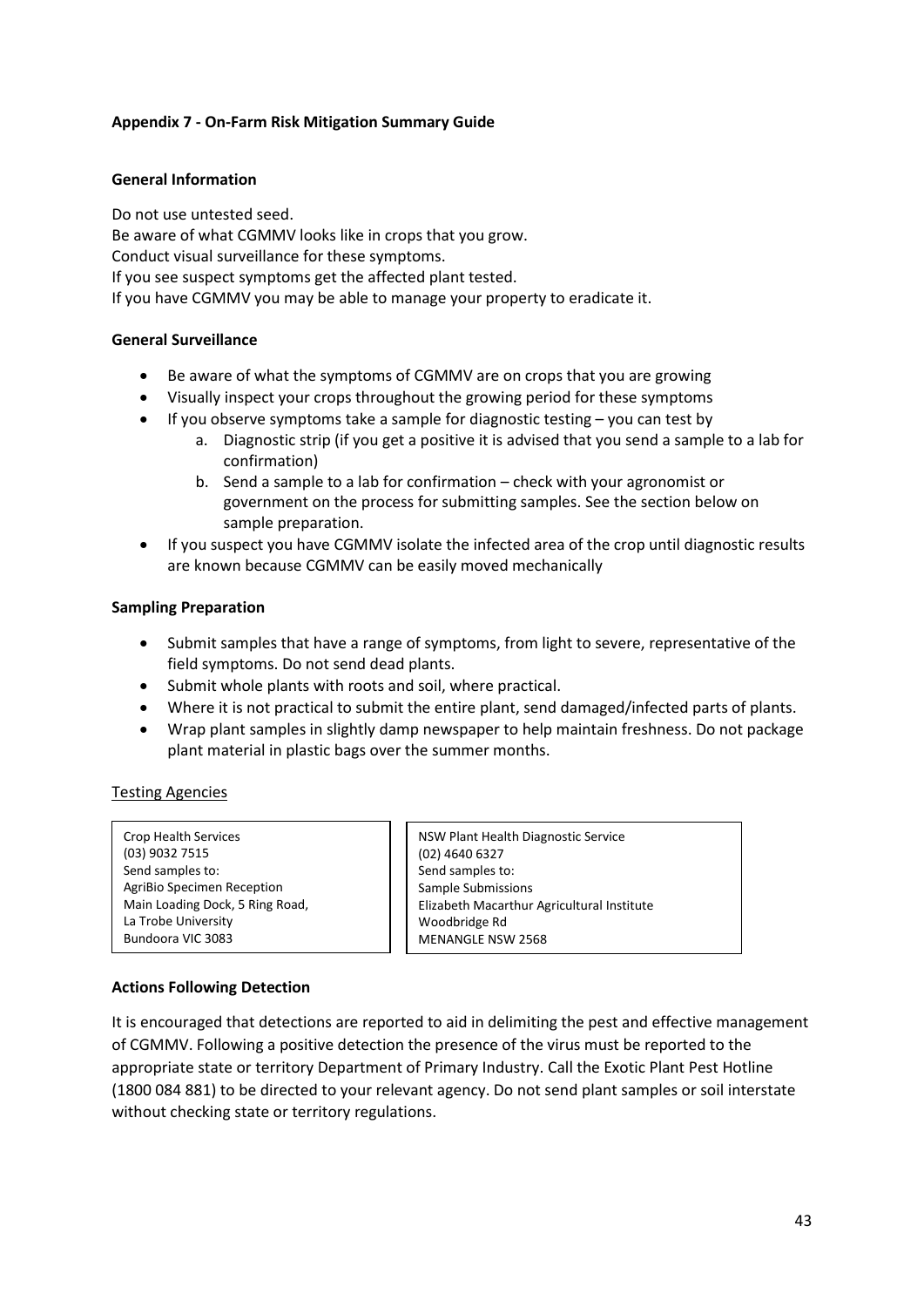## Appendix 7 - On-Farm Risk Mitigation Summary Guide

### General Information

Do not use untested seed.
Be aware of what CGMMV looks like in crops that you grow.
Conduct visual surveillance for these symptoms.
If you see suspect symptoms get the affected plant tested.
If you have CGMMV you may be able to manage your property to eradicate it.

### General Surveillance

- Be aware of what the symptoms of CGMMV are on crops that you are growing
- Visually inspect your crops throughout the growing period for these symptoms
- If you observe symptoms take a sample for diagnostic testing – you can test by
    a. Diagnostic strip (if you get a positive it is advised that you send a sample to a lab for confirmation)
    b. Send a sample to a lab for confirmation – check with your agronomist or government on the process for submitting samples. See the section below on sample preparation.
- If you suspect you have CGMMV isolate the infected area of the crop until diagnostic results are known because CGMMV can be easily moved mechanically

### Sampling Preparation

- Submit samples that have a range of symptoms, from light to severe, representative of the field symptoms. Do not send dead plants.
- Submit whole plants with roots and soil, where practical.
- Where it is not practical to submit the entire plant, send damaged/infected parts of plants.
- Wrap plant samples in slightly damp newspaper to help maintain freshness. Do not package plant material in plastic bags over the summer months.

<u>Testing Agencies</u>

Crop Health Services
(03) 9032 7515
Send samples to:
AgriBio Specimen Reception
Main Loading Dock, 5 Ring Road,
La Trobe University
Bundoora VIC 3083

NSW Plant Health Diagnostic Service
(02) 4640 6327
Send samples to:
Sample Submissions
Elizabeth Macarthur Agricultural Institute
Woodbridge Rd
MENANGLE NSW 2568

### Actions Following Detection

It is encouraged that detections are reported to aid in delimiting the pest and effective management of CGMMV. Following a positive detection the presence of the virus must be reported to the appropriate state or territory Department of Primary Industry. Call the Exotic Plant Pest Hotline (1800 084 881) to be directed to your relevant agency. Do not send plant samples or soil interstate without checking state or territory regulations.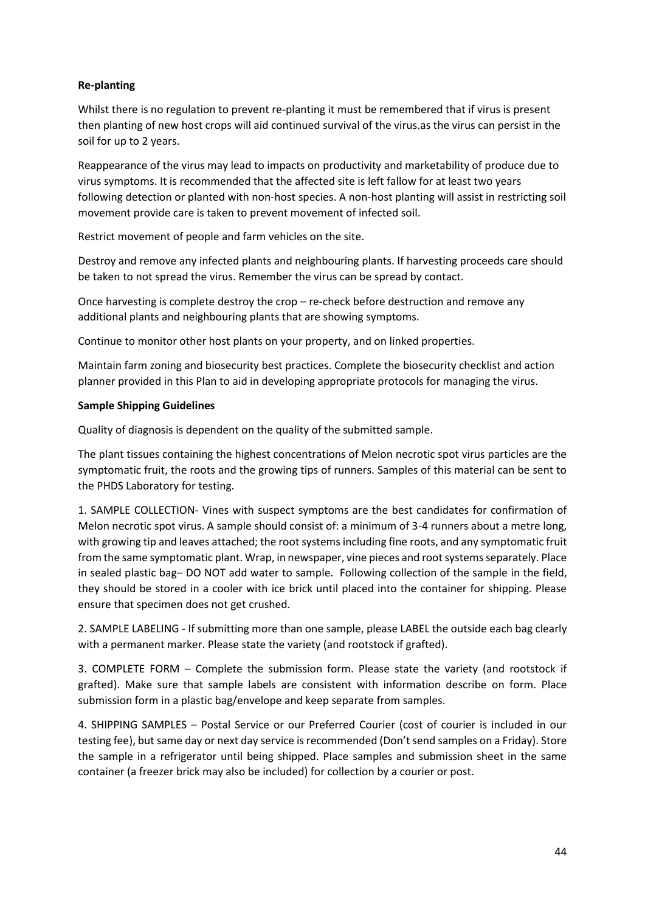**Re-planting**

Whilst there is no regulation to prevent re-planting it must be remembered that if virus is present then planting of new host crops will aid continued survival of the virus.as the virus can persist in the soil for up to 2 years.

Reappearance of the virus may lead to impacts on productivity and marketability of produce due to virus symptoms. It is recommended that the affected site is left fallow for at least two years following detection or planted with non-host species. A non-host planting will assist in restricting soil movement provide care is taken to prevent movement of infected soil.

Restrict movement of people and farm vehicles on the site.

Destroy and remove any infected plants and neighbouring plants. If harvesting proceeds care should be taken to not spread the virus. Remember the virus can be spread by contact.

Once harvesting is complete destroy the crop – re-check before destruction and remove any additional plants and neighbouring plants that are showing symptoms.

Continue to monitor other host plants on your property, and on linked properties.

Maintain farm zoning and biosecurity best practices. Complete the biosecurity checklist and action planner provided in this Plan to aid in developing appropriate protocols for managing the virus.

**Sample Shipping Guidelines**

Quality of diagnosis is dependent on the quality of the submitted sample.

The plant tissues containing the highest concentrations of Melon necrotic spot virus particles are the symptomatic fruit, the roots and the growing tips of runners. Samples of this material can be sent to the PHDS Laboratory for testing.

1. SAMPLE COLLECTION- Vines with suspect symptoms are the best candidates for confirmation of Melon necrotic spot virus. A sample should consist of: a minimum of 3-4 runners about a metre long, with growing tip and leaves attached; the root systems including fine roots, and any symptomatic fruit from the same symptomatic plant. Wrap, in newspaper, vine pieces and root systems separately. Place in sealed plastic bag– DO NOT add water to sample. Following collection of the sample in the field, they should be stored in a cooler with ice brick until placed into the container for shipping. Please ensure that specimen does not get crushed.

2. SAMPLE LABELING - If submitting more than one sample, please LABEL the outside each bag clearly with a permanent marker. Please state the variety (and rootstock if grafted).

3. COMPLETE FORM – Complete the submission form. Please state the variety (and rootstock if grafted). Make sure that sample labels are consistent with information describe on form. Place submission form in a plastic bag/envelope and keep separate from samples.

4. SHIPPING SAMPLES – Postal Service or our Preferred Courier (cost of courier is included in our testing fee), but same day or next day service is recommended (Don't send samples on a Friday). Store the sample in a refrigerator until being shipped. Place samples and submission sheet in the same container (a freezer brick may also be included) for collection by a courier or post.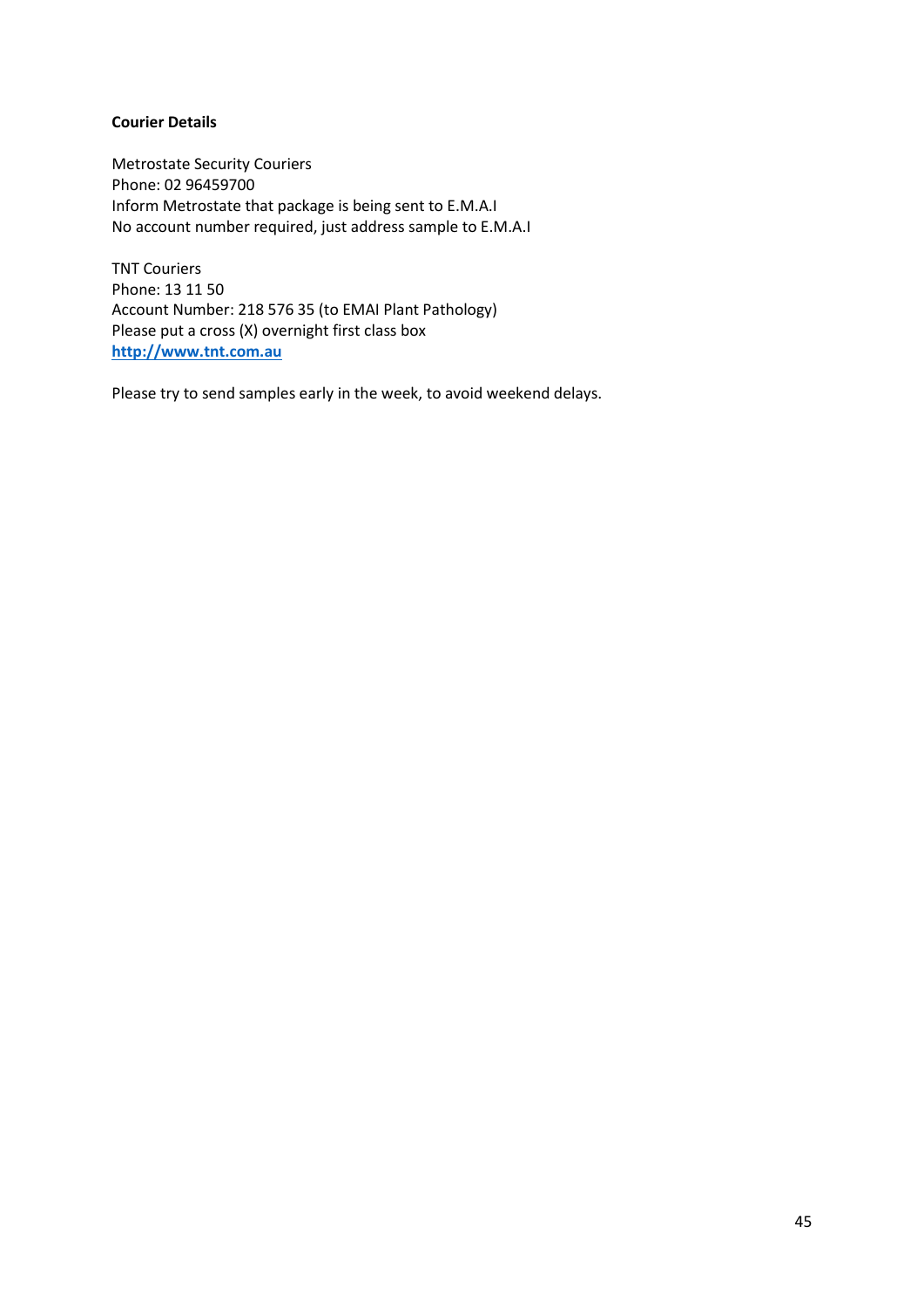**Courier Details**

Metrostate Security Couriers
Phone: 02 96459700
Inform Metrostate that package is being sent to E.M.A.I
No account number required, just address sample to E.M.A.I

TNT Couriers
Phone: 13 11 50
Account Number: 218 576 35 (to EMAI Plant Pathology)
Please put a cross (X) overnight first class box
**http://www.tnt.com.au**

Please try to send samples early in the week, to avoid weekend delays.